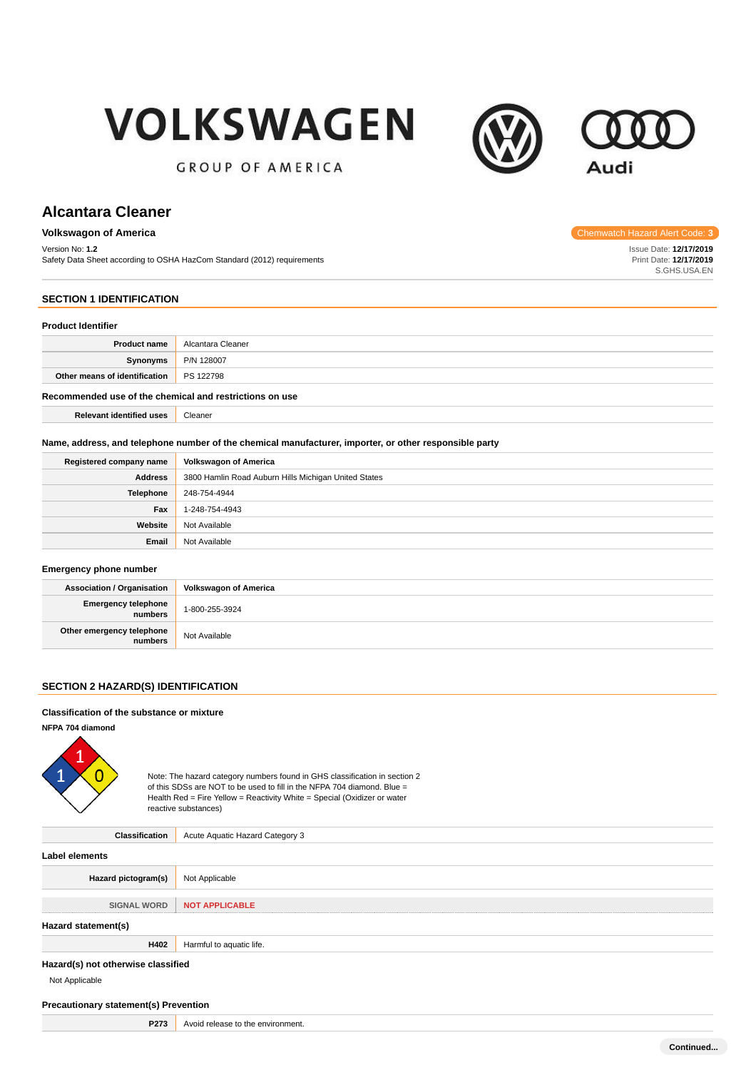VOLKSWAGEN

GROUP OF AMERICA

Audi

# Alcantara Cleaner

**Volkswagon of America**

Chemwatch Hazard Alert Code: 3

Version No: **1.2**

Safety Data Sheet according to OSHA HazCom Standard (2012) requirements

Issue Date: **12/17/2019**
Print Date: **12/17/2019**
S.GHS.USA.EN

## SECTION 1 IDENTIFICATION

### Product Identifier

| | |
|---|---|
| **Product name** | Alcantara Cleaner |
| **Synonyms** | P/N 128007 |
| **Other means of identification** | PS 122798 |

### Recommended use of the chemical and restrictions on use

| | |
|---|---|
| **Relevant identified uses** | Cleaner |

### Name, address, and telephone number of the chemical manufacturer, importer, or other responsible party

| | |
|---|---|
| **Registered company name** | **Volkswagon of America** |
| **Address** | 3800 Hamlin Road Auburn Hills Michigan United States |
| **Telephone** | 248-754-4944 |
| **Fax** | 1-248-754-4943 |
| **Website** | Not Available |
| **Email** | Not Available |

### Emergency phone number

| | |
|---|---|
| **Association / Organisation** | **Volkswagon of America** |
| **Emergency telephone numbers** | 1-800-255-3924 |
| **Other emergency telephone numbers** | Not Available |

## SECTION 2 HAZARD(S) IDENTIFICATION

### Classification of the substance or mixture

**NFPA 704 diamond**

Health: 1, Fire: 1, Reactivity: 0

Note: The hazard category numbers found in GHS classification in section 2 of this SDSs are NOT to be used to fill in the NFPA 704 diamond. Blue = Health Red = Fire Yellow = Reactivity White = Special (Oxidizer or water reactive substances)

| | |
|---|---|
| **Classification** | Acute Aquatic Hazard Category 3 |

### Label elements

| | |
|---|---|
| **Hazard pictogram(s)** | Not Applicable |
| SIGNAL WORD | **NOT APPLICABLE** |

### Hazard statement(s)

| | |
|---|---|
| **H402** | Harmful to aquatic life. |

### Hazard(s) not otherwise classified

Not Applicable

### Precautionary statement(s) Prevention

| | |
|---|---|
| **P273** | Avoid release to the environment. |

**Continued...**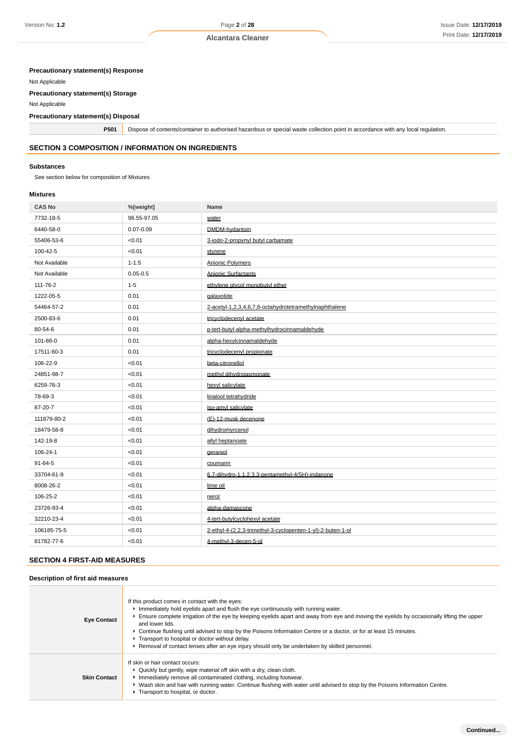**Precautionary statement(s) Response**

Not Applicable

**Precautionary statement(s) Storage**

Not Applicable

**Precautionary statement(s) Disposal**

| | |
|---|---|
| **P501** | Dispose of contents/container to authorised hazardous or special waste collection point in accordance with any local regulation. |

## SECTION 3 COMPOSITION / INFORMATION ON INGREDIENTS

### Substances

See section below for composition of Mixtures

### Mixtures

| CAS No | %[weight] | Name |
|---|---|---|
| 7732-18-5 | 96.55-97.05 | water |
| 6440-58-0 | 0.07-0.09 | DMDM-hydantoin |
| 55406-53-6 | <0.01 | 3-iodo-2-propynyl butyl carbamate |
| 100-42-5 | <0.01 | styrene |
| Not Available | 1-1.5 | Anionic Polymers |
| Not Available | 0.05-0.5 | Anionic Surfactants |
| 111-76-2 | 1-5 | ethylene glycol monobutyl ether |
| 1222-05-5 | 0.01 | galaxolide |
| 54464-57-2 | 0.01 | 2-acetyl-1,2,3,4,6,7,8-octahydrotetramethylnaphthalene |
| 2500-83-6 | 0.01 | tricyclodecenyl acetate |
| 80-54-6 | 0.01 | p-tert-butyl-alpha-methylhydrocinnamaldehyde |
| 101-86-0 | 0.01 | alpha-hexylcinnamaldehyde |
| 17511-60-3 | 0.01 | tricyclodecenyl propionate |
| 106-22-9 | <0.01 | beta-citronellol |
| 24851-98-7 | <0.01 | methyl dihydrojasmonate |
| 6259-76-3 | <0.01 | hexyl salicylate |
| 78-69-3 | <0.01 | linalool tetrahydride |
| 87-20-7 | <0.01 | iso-amyl salicylate |
| 111879-80-2 | <0.01 | (E)-12-musk decenone |
| 18479-58-8 | <0.01 | dihydromyrcenol |
| 142-19-8 | <0.01 | allyl heptanoate |
| 106-24-1 | <0.01 | geraniol |
| 91-64-5 | <0.01 | coumarin |
| 33704-61-9 | <0.01 | 6,7-dihydro-1,1,2,3,3-pentamethyl-4(5H)-indanone |
| 8008-26-2 | <0.01 | lime oil |
| 106-25-2 | <0.01 | nerol |
| 23726-93-4 | <0.01 | alpha-damascone |
| 32210-23-4 | <0.01 | 4-tert-butylcyclohexyl acetate |
| 106185-75-5 | <0.01 | 2-ethyl-4-(2,2,3-trimethyl-3-cyclopenten-1-yl)-2-buten-1-ol |
| 81782-77-6 | <0.01 | 4-methyl-3-decen-5-ol |

## SECTION 4 FIRST-AID MEASURES

### Description of first aid measures

| | |
|---|---|
| **Eye Contact** | If this product comes in contact with the eyes:<br>▸ Immediately hold eyelids apart and flush the eye continuously with running water.<br>▸ Ensure complete irrigation of the eye by keeping eyelids apart and away from eye and moving the eyelids by occasionally lifting the upper and lower lids.<br>▸ Continue flushing until advised to stop by the Poisons Information Centre or a doctor, or for at least 15 minutes.<br>▸ Transport to hospital or doctor without delay.<br>▸ Removal of contact lenses after an eye injury should only be undertaken by skilled personnel. |
| **Skin Contact** | If skin or hair contact occurs:<br>▸ Quickly but gently, wipe material off skin with a dry, clean cloth.<br>▸ Immediately remove all contaminated clothing, including footwear.<br>▸ Wash skin and hair with running water. Continue flushing with water until advised to stop by the Poisons Information Centre.<br>▸ Transport to hospital, or doctor. |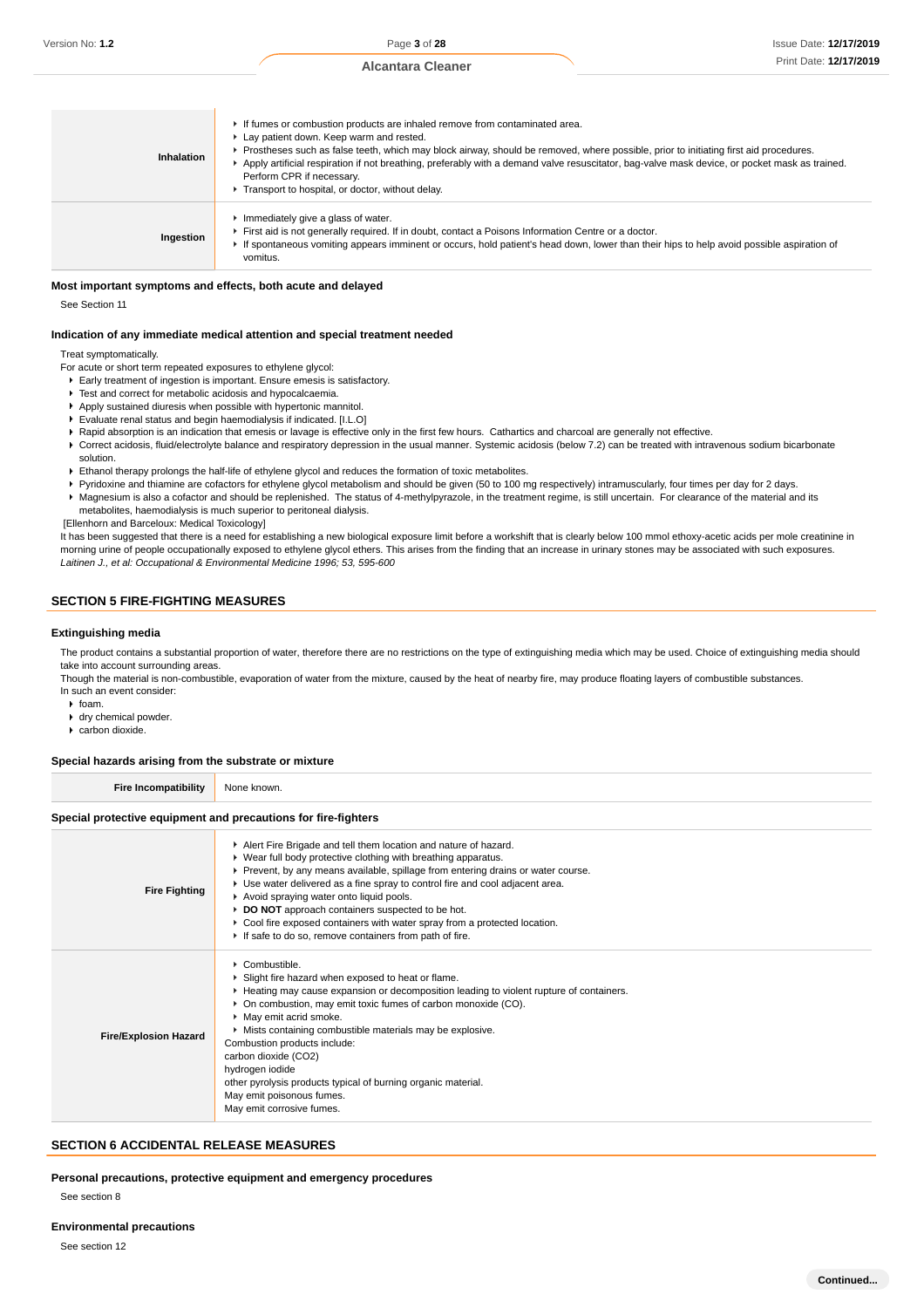| | |
|---|---|
| **Inhalation** | ▸ If fumes or combustion products are inhaled remove from contaminated area.<br>▸ Lay patient down. Keep warm and rested.<br>▸ Prostheses such as false teeth, which may block airway, should be removed, where possible, prior to initiating first aid procedures.<br>▸ Apply artificial respiration if not breathing, preferably with a demand valve resuscitator, bag-valve mask device, or pocket mask as trained. Perform CPR if necessary.<br>▸ Transport to hospital, or doctor, without delay. |
| **Ingestion** | ▸ Immediately give a glass of water.<br>▸ First aid is not generally required. If in doubt, contact a Poisons Information Centre or a doctor.<br>▸ If spontaneous vomiting appears imminent or occurs, hold patient's head down, lower than their hips to help avoid possible aspiration of vomitus. |

### Most important symptoms and effects, both acute and delayed

See Section 11

### Indication of any immediate medical attention and special treatment needed

Treat symptomatically.
For acute or short term repeated exposures to ethylene glycol:

- Early treatment of ingestion is important. Ensure emesis is satisfactory.
- Test and correct for metabolic acidosis and hypocalcaemia.
- Apply sustained diuresis when possible with hypertonic mannitol.
- Evaluate renal status and begin haemodialysis if indicated. [I.L.O]
- Rapid absorption is an indication that emesis or lavage is effective only in the first few hours. Cathartics and charcoal are generally not effective.
- Correct acidosis, fluid/electrolyte balance and respiratory depression in the usual manner. Systemic acidosis (below 7.2) can be treated with intravenous sodium bicarbonate solution.
- Ethanol therapy prolongs the half-life of ethylene glycol and reduces the formation of toxic metabolites.
- Pyridoxine and thiamine are cofactors for ethylene glycol metabolism and should be given (50 to 100 mg respectively) intramuscularly, four times per day for 2 days.
- Magnesium is also a cofactor and should be replenished. The status of 4-methylpyrazole, in the treatment regime, is still uncertain. For clearance of the material and its metabolites, haemodialysis is much superior to peritoneal dialysis.

[Ellenhorn and Barceloux: Medical Toxicology]

It has been suggested that there is a need for establishing a new biological exposure limit before a workshift that is clearly below 100 mmol ethoxy-acetic acids per mole creatinine in morning urine of people occupationally exposed to ethylene glycol ethers. This arises from the finding that an increase in urinary stones may be associated with such exposures.
*Laitinen J., et al: Occupational & Environmental Medicine 1996; 53, 595-600*

## SECTION 5 FIRE-FIGHTING MEASURES

### Extinguishing media

The product contains a substantial proportion of water, therefore there are no restrictions on the type of extinguishing media which may be used. Choice of extinguishing media should take into account surrounding areas.
Though the material is non-combustible, evaporation of water from the mixture, caused by the heat of nearby fire, may produce floating layers of combustible substances.
In such an event consider:

- foam.
- dry chemical powder.
- carbon dioxide.

### Special hazards arising from the substrate or mixture

| | |
|---|---|
| **Fire Incompatibility** | None known. |

### Special protective equipment and precautions for fire-fighters

| | |
|---|---|
| **Fire Fighting** | ▸ Alert Fire Brigade and tell them location and nature of hazard.<br>▸ Wear full body protective clothing with breathing apparatus.<br>▸ Prevent, by any means available, spillage from entering drains or water course.<br>▸ Use water delivered as a fine spray to control fire and cool adjacent area.<br>▸ Avoid spraying water onto liquid pools.<br>▸ **DO NOT** approach containers suspected to be hot.<br>▸ Cool fire exposed containers with water spray from a protected location.<br>▸ If safe to do so, remove containers from path of fire. |
| **Fire/Explosion Hazard** | ▸ Combustible.<br>▸ Slight fire hazard when exposed to heat or flame.<br>▸ Heating may cause expansion or decomposition leading to violent rupture of containers.<br>▸ On combustion, may emit toxic fumes of carbon monoxide (CO).<br>▸ May emit acrid smoke.<br>▸ Mists containing combustible materials may be explosive.<br>Combustion products include:<br>carbon dioxide ($CO_2$)<br>hydrogen iodide<br>other pyrolysis products typical of burning organic material.<br>May emit poisonous fumes.<br>May emit corrosive fumes. |

## SECTION 6 ACCIDENTAL RELEASE MEASURES

### Personal precautions, protective equipment and emergency procedures

See section 8

### Environmental precautions

See section 12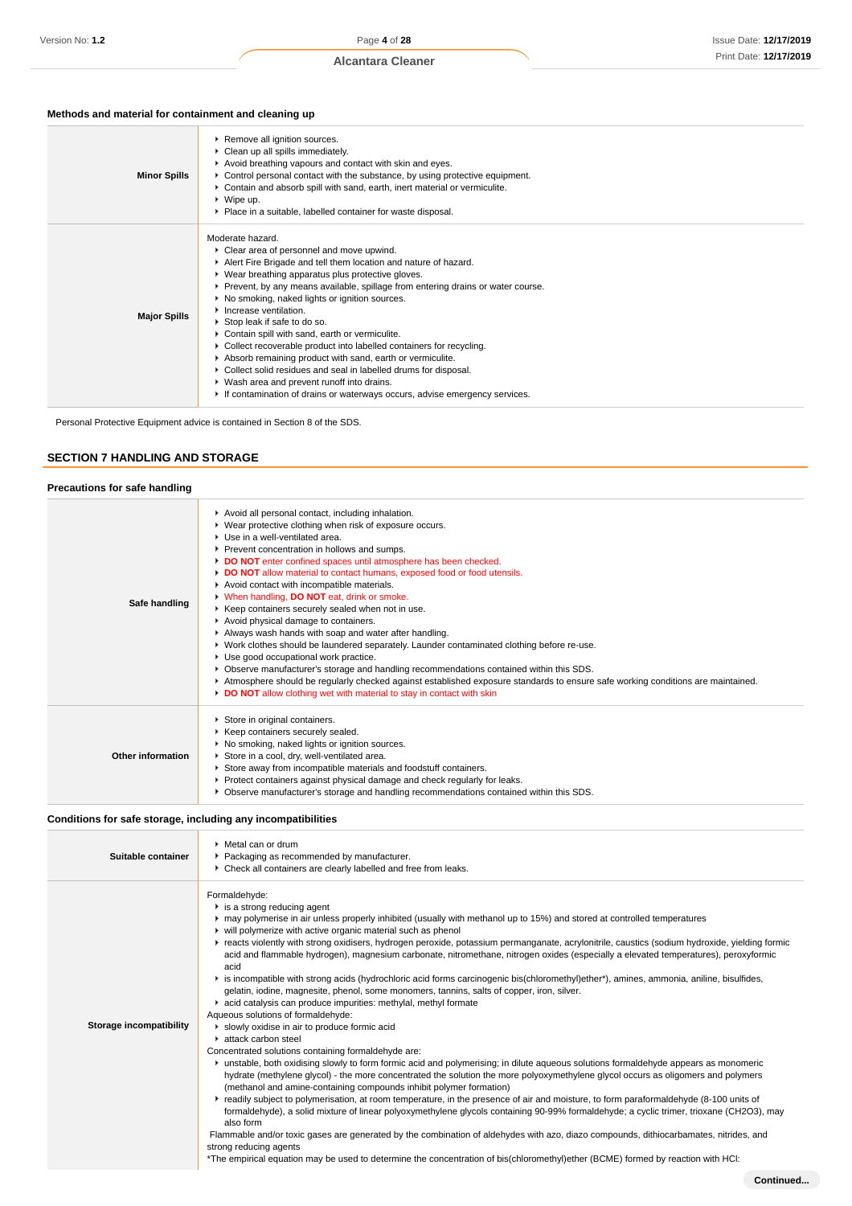### Methods and material for containment and cleaning up

| | |
|---|---|
| **Minor Spills** | - Remove all ignition sources.<br>- Clean up all spills immediately.<br>- Avoid breathing vapours and contact with skin and eyes.<br>- Control personal contact with the substance, by using protective equipment.<br>- Contain and absorb spill with sand, earth, inert material or vermiculite.<br>- Wipe up.<br>- Place in a suitable, labelled container for waste disposal. |
| **Major Spills** | Moderate hazard.<br>- Clear area of personnel and move upwind.<br>- Alert Fire Brigade and tell them location and nature of hazard.<br>- Wear breathing apparatus plus protective gloves.<br>- Prevent, by any means available, spillage from entering drains or water course.<br>- No smoking, naked lights or ignition sources.<br>- Increase ventilation.<br>- Stop leak if safe to do so.<br>- Contain spill with sand, earth or vermiculite.<br>- Collect recoverable product into labelled containers for recycling.<br>- Absorb remaining product with sand, earth or vermiculite.<br>- Collect solid residues and seal in labelled drums for disposal.<br>- Wash area and prevent runoff into drains.<br>- If contamination of drains or waterways occurs, advise emergency services. |

Personal Protective Equipment advice is contained in Section 8 of the SDS.

## SECTION 7 HANDLING AND STORAGE

### Precautions for safe handling

| | |
|---|---|
| **Safe handling** | - Avoid all personal contact, including inhalation.<br>- Wear protective clothing when risk of exposure occurs.<br>- Use in a well-ventilated area.<br>- Prevent concentration in hollows and sumps.<br>- **DO NOT** enter confined spaces until atmosphere has been checked.<br>- **DO NOT** allow material to contact humans, exposed food or food utensils.<br>- Avoid contact with incompatible materials.<br>- When handling, **DO NOT** eat, drink or smoke.<br>- Keep containers securely sealed when not in use.<br>- Avoid physical damage to containers.<br>- Always wash hands with soap and water after handling.<br>- Work clothes should be laundered separately. Launder contaminated clothing before re-use.<br>- Use good occupational work practice.<br>- Observe manufacturer's storage and handling recommendations contained within this SDS.<br>- Atmosphere should be regularly checked against established exposure standards to ensure safe working conditions are maintained.<br>- **DO NOT** allow clothing wet with material to stay in contact with skin |
| **Other information** | - Store in original containers.<br>- Keep containers securely sealed.<br>- No smoking, naked lights or ignition sources.<br>- Store in a cool, dry, well-ventilated area.<br>- Store away from incompatible materials and foodstuff containers.<br>- Protect containers against physical damage and check regularly for leaks.<br>- Observe manufacturer's storage and handling recommendations contained within this SDS. |

### Conditions for safe storage, including any incompatibilities

| | |
|---|---|
| **Suitable container** | - Metal can or drum<br>- Packaging as recommended by manufacturer.<br>- Check all containers are clearly labelled and free from leaks. |
| **Storage incompatibility** | Formaldehyde:<br>- is a strong reducing agent<br>- may polymerise in air unless properly inhibited (usually with methanol up to 15%) and stored at controlled temperatures<br>- will polymerize with active organic material such as phenol<br>- reacts violently with strong oxidisers, hydrogen peroxide, potassium permanganate, acrylonitrile, caustics (sodium hydroxide, yielding formic acid and flammable hydrogen), magnesium carbonate, nitromethane, nitrogen oxides (especially a elevated temperatures), peroxyformic acid<br>- is incompatible with strong acids (hydrochloric acid forms carcinogenic bis(chloromethyl)ether*), amines, ammonia, aniline, bisulfides, gelatin, iodine, magnesite, phenol, some monomers, tannins, salts of copper, iron, silver.<br>- acid catalysis can produce impurities: methylal, methyl formate<br>Aqueous solutions of formaldehyde:<br>- slowly oxidise in air to produce formic acid<br>- attack carbon steel<br>Concentrated solutions containing formaldehyde are:<br>- unstable, both oxidising slowly to form formic acid and polymerising; in dilute aqueous solutions formaldehyde appears as monomeric hydrate (methylene glycol) - the more concentrated the solution the more polyoxymethylene glycol occurs as oligomers and polymers (methanol and amine-containing compounds inhibit polymer formation)<br>- readily subject to polymerisation, at room temperature, in the presence of air and moisture, to form paraformaldehyde (8-100 units of formaldehyde), a solid mixture of linear polyoxymethylene glycols containing 90-99% formaldehyde; a cyclic trimer, trioxane ($CH_2O_3$), may also form<br>Flammable and/or toxic gases are generated by the combination of aldehydes with azo, diazo compounds, dithiocarbamates, nitrides, and strong reducing agents<br>*The empirical equation may be used to determine the concentration of bis(chloromethyl)ether (BCME) formed by reaction with HCl: |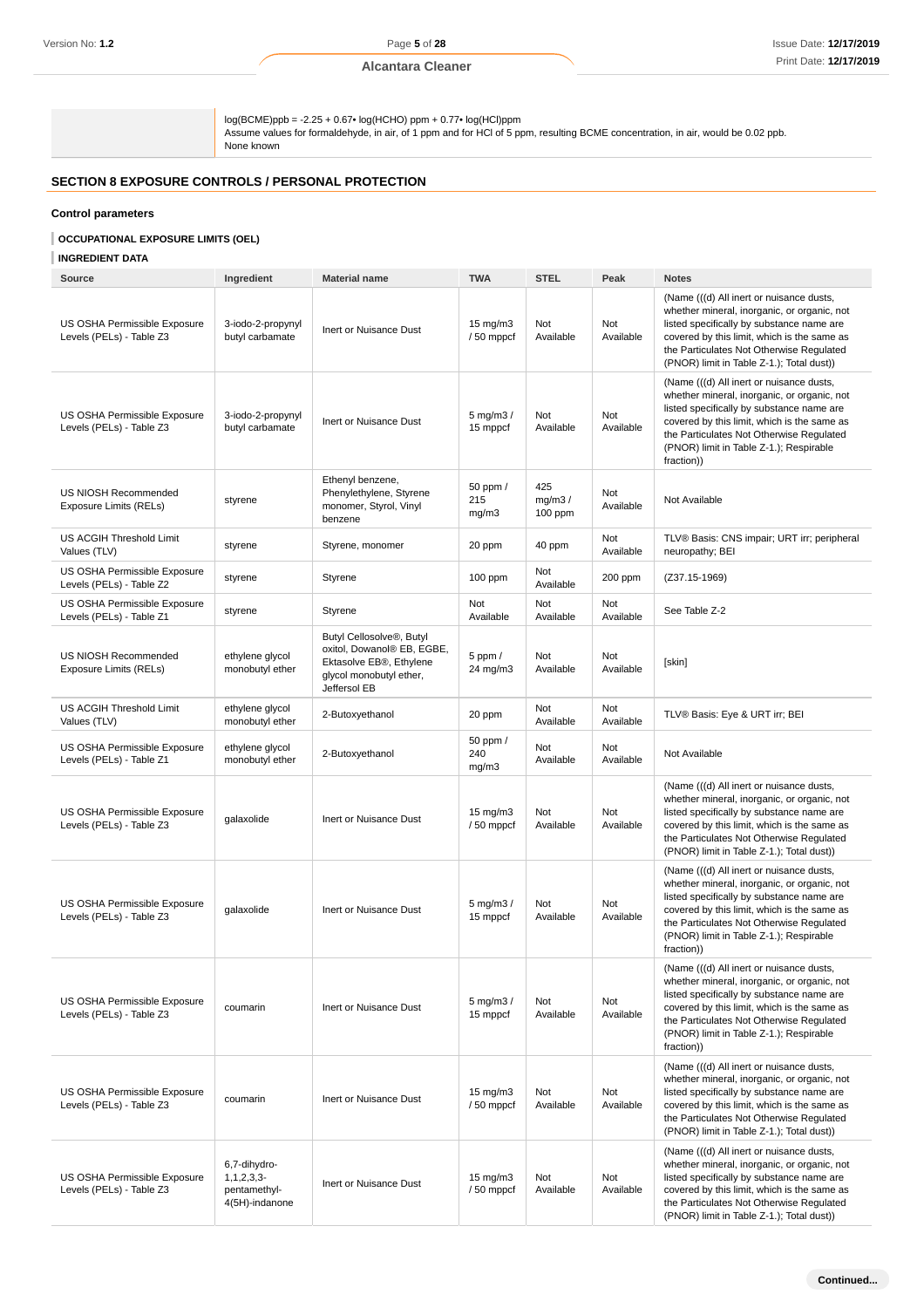| | |
|---|---|
| | log(BCME)ppb = -2.25 + 0.67• log(HCHO) ppm + 0.77• log(HCl)ppm<br>Assume values for formaldehyde, in air, of 1 ppm and for HCl of 5 ppm, resulting BCME concentration, in air, would be 0.02 ppb.<br>None known |

## SECTION 8 EXPOSURE CONTROLS / PERSONAL PROTECTION

### Control parameters

**OCCUPATIONAL EXPOSURE LIMITS (OEL)**

**INGREDIENT DATA**

| Source | Ingredient | Material name | TWA | STEL | Peak | Notes |
|---|---|---|---|---|---|---|
| US OSHA Permissible Exposure Levels (PELs) - Table Z3 | 3-iodo-2-propynyl butyl carbamate | Inert or Nuisance Dust | 15 mg/m3 / 50 mppcf | Not Available | Not Available | (Name (((d) All inert or nuisance dusts, whether mineral, inorganic, or organic, not listed specifically by substance name are covered by this limit, which is the same as the Particulates Not Otherwise Regulated (PNOR) limit in Table Z-1.); Total dust)) |
| US OSHA Permissible Exposure Levels (PELs) - Table Z3 | 3-iodo-2-propynyl butyl carbamate | Inert or Nuisance Dust | 5 mg/m3 / 15 mppcf | Not Available | Not Available | (Name (((d) All inert or nuisance dusts, whether mineral, inorganic, or organic, not listed specifically by substance name are covered by this limit, which is the same as the Particulates Not Otherwise Regulated (PNOR) limit in Table Z-1.); Respirable fraction)) |
| US NIOSH Recommended Exposure Limits (RELs) | styrene | Ethenyl benzene, Phenylethylene, Styrene monomer, Styrol, Vinyl benzene | 50 ppm / 215 mg/m3 | 425 mg/m3 / 100 ppm | Not Available | Not Available |
| US ACGIH Threshold Limit Values (TLV) | styrene | Styrene, monomer | 20 ppm | 40 ppm | Not Available | TLV® Basis: CNS impair; URT irr; peripheral neuropathy; BEI |
| US OSHA Permissible Exposure Levels (PELs) - Table Z2 | styrene | Styrene | 100 ppm | Not Available | 200 ppm | (Z37.15-1969) |
| US OSHA Permissible Exposure Levels (PELs) - Table Z1 | styrene | Styrene | Not Available | Not Available | Not Available | See Table Z-2 |
| US NIOSH Recommended Exposure Limits (RELs) | ethylene glycol monobutyl ether | Butyl Cellosolve®, Butyl oxitol, Dowanol® EB, EGBE, Ektasolve EB®, Ethylene glycol monobutyl ether, Jefferson EB | 5 ppm / 24 mg/m3 | Not Available | Not Available | [skin] |
| US ACGIH Threshold Limit Values (TLV) | ethylene glycol monobutyl ether | 2-Butoxyethanol | 20 ppm | Not Available | Not Available | TLV® Basis: Eye & URT irr; BEI |
| US OSHA Permissible Exposure Levels (PELs) - Table Z1 | ethylene glycol monobutyl ether | 2-Butoxyethanol | 50 ppm / 240 mg/m3 | Not Available | Not Available | Not Available |
| US OSHA Permissible Exposure Levels (PELs) - Table Z3 | galaxolide | Inert or Nuisance Dust | 15 mg/m3 / 50 mppcf | Not Available | Not Available | (Name (((d) All inert or nuisance dusts, whether mineral, inorganic, or organic, not listed specifically by substance name are covered by this limit, which is the same as the Particulates Not Otherwise Regulated (PNOR) limit in Table Z-1.); Total dust)) |
| US OSHA Permissible Exposure Levels (PELs) - Table Z3 | galaxolide | Inert or Nuisance Dust | 5 mg/m3 / 15 mppcf | Not Available | Not Available | (Name (((d) All inert or nuisance dusts, whether mineral, inorganic, or organic, not listed specifically by substance name are covered by this limit, which is the same as the Particulates Not Otherwise Regulated (PNOR) limit in Table Z-1.); Respirable fraction)) |
| US OSHA Permissible Exposure Levels (PELs) - Table Z3 | coumarin | Inert or Nuisance Dust | 5 mg/m3 / 15 mppcf | Not Available | Not Available | (Name (((d) All inert or nuisance dusts, whether mineral, inorganic, or organic, not listed specifically by substance name are covered by this limit, which is the same as the Particulates Not Otherwise Regulated (PNOR) limit in Table Z-1.); Respirable fraction)) |
| US OSHA Permissible Exposure Levels (PELs) - Table Z3 | coumarin | Inert or Nuisance Dust | 15 mg/m3 / 50 mppcf | Not Available | Not Available | (Name (((d) All inert or nuisance dusts, whether mineral, inorganic, or organic, not listed specifically by substance name are covered by this limit, which is the same as the Particulates Not Otherwise Regulated (PNOR) limit in Table Z-1.); Total dust)) |
| US OSHA Permissible Exposure Levels (PELs) - Table Z3 | 6,7-dihydro-1,1,2,3,3-pentamethyl-4(5H)-indanone | Inert or Nuisance Dust | 15 mg/m3 / 50 mppcf | Not Available | Not Available | (Name (((d) All inert or nuisance dusts, whether mineral, inorganic, or organic, not listed specifically by substance name are covered by this limit, which is the same as the Particulates Not Otherwise Regulated (PNOR) limit in Table Z-1.); Total dust)) |

Continued...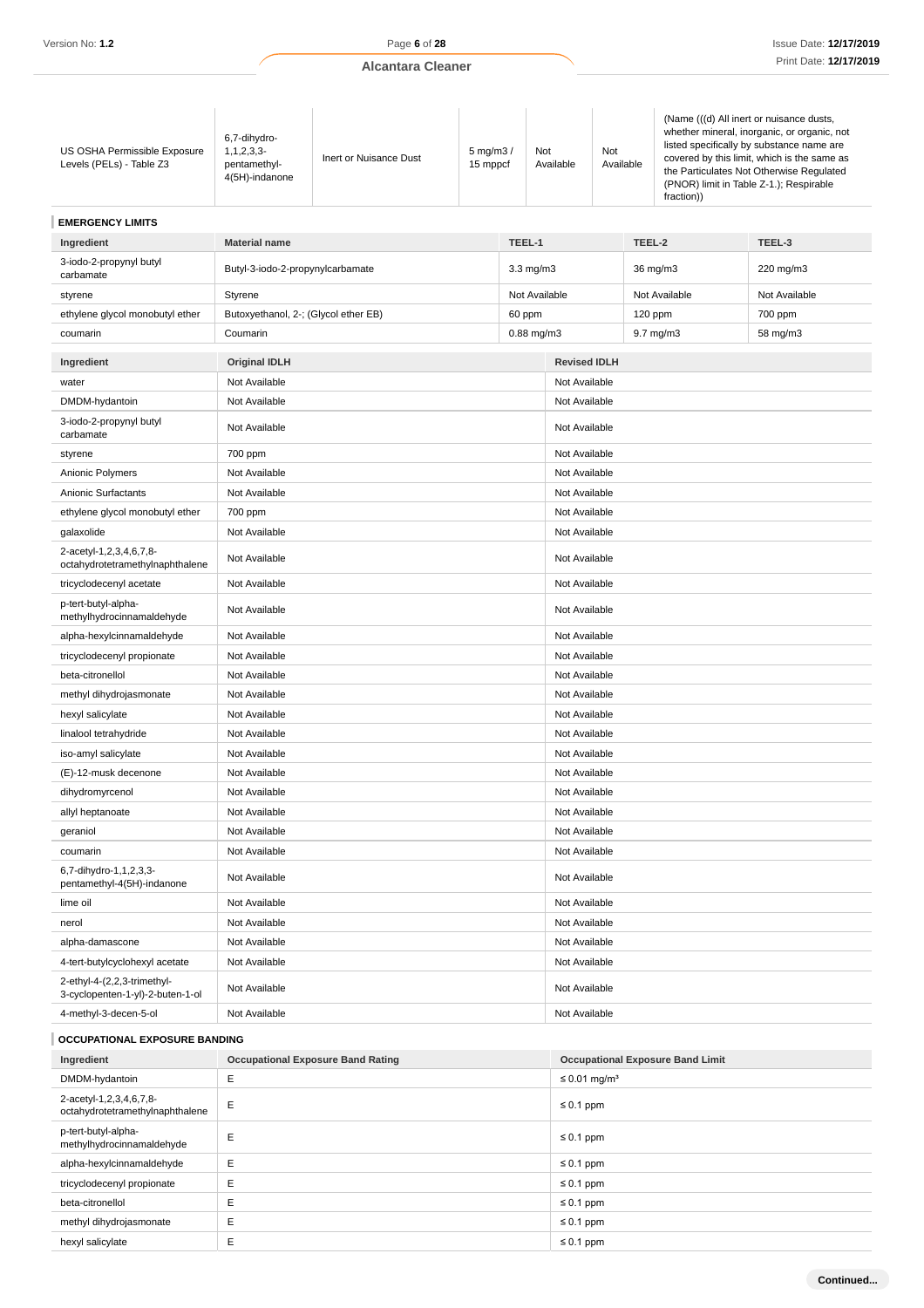| US OSHA Permissible Exposure Levels (PELs) - Table Z3 | 6,7-dihydro-1,1,2,3,3-pentamethyl-4(5H)-indanone | Inert or Nuisance Dust | 5 mg/m3 / 15 mppcf | Not Available | Not Available | (Name (((d) All inert or nuisance dusts, whether mineral, inorganic, or organic, not listed specifically by substance name are covered by this limit, which is the same as the Particulates Not Otherwise Regulated (PNOR) limit in Table Z-1.); Respirable fraction)) |
|---|---|---|---|---|---|---|

### EMERGENCY LIMITS

| Ingredient | Material name | TEEL-1 | TEEL-2 | TEEL-3 |
|---|---|---|---|---|
| 3-iodo-2-propynyl butyl carbamate | Butyl-3-iodo-2-propynylcarbamate | 3.3 mg/m3 | 36 mg/m3 | 220 mg/m3 |
| styrene | Styrene | Not Available | Not Available | Not Available |
| ethylene glycol monobutyl ether | Butoxyethanol, 2-; (Glycol ether EB) | 60 ppm | 120 ppm | 700 ppm |
| coumarin | Coumarin | 0.88 mg/m3 | 9.7 mg/m3 | 58 mg/m3 |

| Ingredient | Original IDLH | Revised IDLH |
|---|---|---|
| water | Not Available | Not Available |
| DMDM-hydantoin | Not Available | Not Available |
| 3-iodo-2-propynyl butyl carbamate | Not Available | Not Available |
| styrene | 700 ppm | Not Available |
| Anionic Polymers | Not Available | Not Available |
| Anionic Surfactants | Not Available | Not Available |
| ethylene glycol monobutyl ether | 700 ppm | Not Available |
| galaxolide | Not Available | Not Available |
| 2-acetyl-1,2,3,4,6,7,8-octahydrotetramethylnaphthalene | Not Available | Not Available |
| tricyclodecenyl acetate | Not Available | Not Available |
| p-tert-butyl-alpha-methylhydrocinnamaldehyde | Not Available | Not Available |
| alpha-hexylcinnamaldehyde | Not Available | Not Available |
| tricyclodecenyl propionate | Not Available | Not Available |
| beta-citronellol | Not Available | Not Available |
| methyl dihydrojasmonate | Not Available | Not Available |
| hexyl salicylate | Not Available | Not Available |
| linalool tetrahydride | Not Available | Not Available |
| iso-amyl salicylate | Not Available | Not Available |
| (E)-12-musk decenone | Not Available | Not Available |
| dihydromyrcenol | Not Available | Not Available |
| allyl heptanoate | Not Available | Not Available |
| geraniol | Not Available | Not Available |
| coumarin | Not Available | Not Available |
| 6,7-dihydro-1,1,2,3,3-pentamethyl-4(5H)-indanone | Not Available | Not Available |
| lime oil | Not Available | Not Available |
| nerol | Not Available | Not Available |
| alpha-damascone | Not Available | Not Available |
| 4-tert-butylcyclohexyl acetate | Not Available | Not Available |
| 2-ethyl-4-(2,2,3-trimethyl-3-cyclopenten-1-yl)-2-buten-1-ol | Not Available | Not Available |
| 4-methyl-3-decen-5-ol | Not Available | Not Available |

### OCCUPATIONAL EXPOSURE BANDING

| Ingredient | Occupational Exposure Band Rating | Occupational Exposure Band Limit |
|---|---|---|
| DMDM-hydantoin | E | ≤ 0.01 mg/m³ |
| 2-acetyl-1,2,3,4,6,7,8-octahydrotetramethylnaphthalene | E | ≤ 0.1 ppm |
| p-tert-butyl-alpha-methylhydrocinnamaldehyde | E | ≤ 0.1 ppm |
| alpha-hexylcinnamaldehyde | E | ≤ 0.1 ppm |
| tricyclodecenyl propionate | E | ≤ 0.1 ppm |
| beta-citronellol | E | ≤ 0.1 ppm |
| methyl dihydrojasmonate | E | ≤ 0.1 ppm |
| hexyl salicylate | E | ≤ 0.1 ppm |

Continued...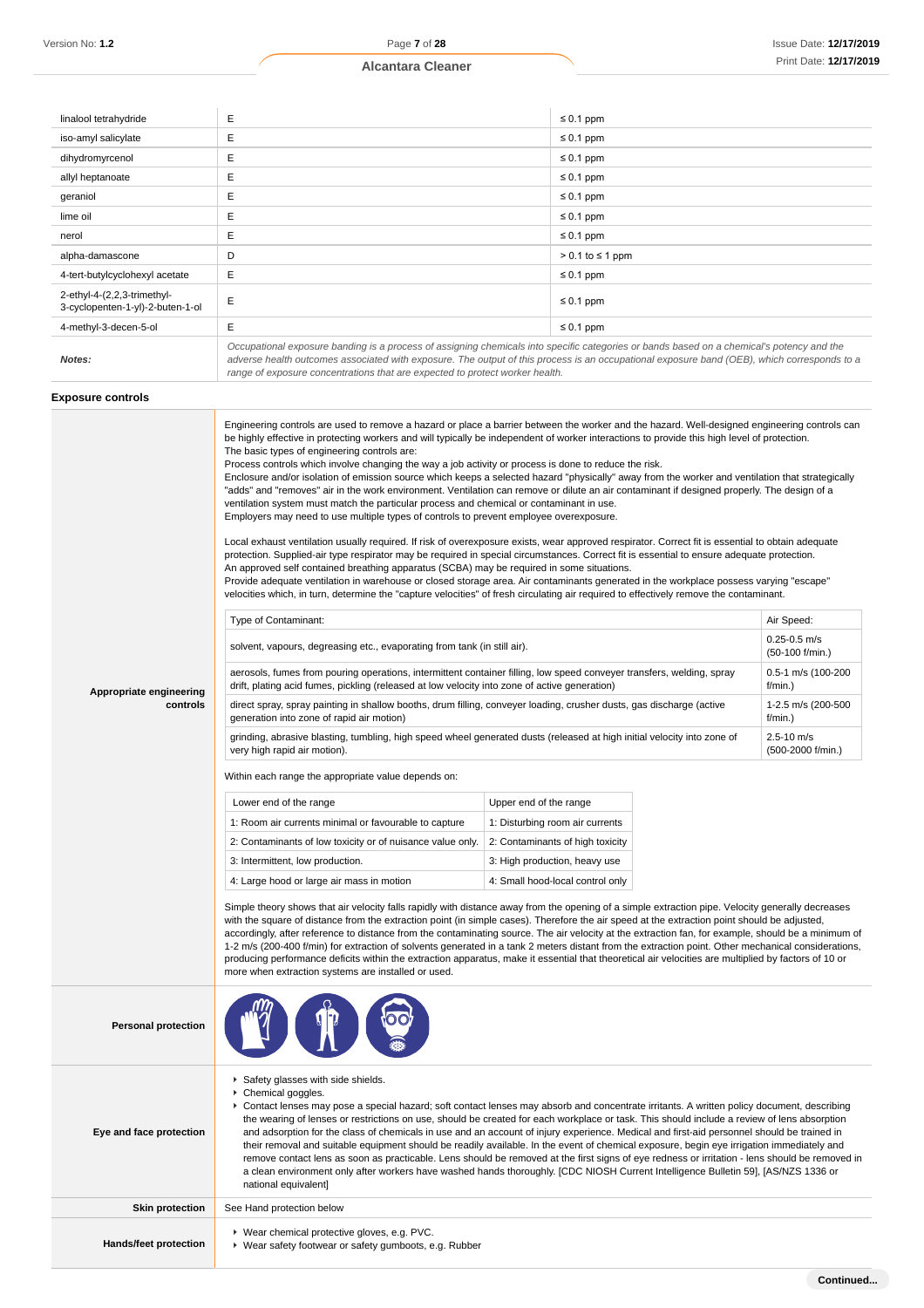| | | |
|---|---|---|
| linalool tetrahydride | E | ≤ 0.1 ppm |
| iso-amyl salicylate | E | ≤ 0.1 ppm |
| dihydromyrcenol | E | ≤ 0.1 ppm |
| allyl heptanoate | E | ≤ 0.1 ppm |
| geraniol | E | ≤ 0.1 ppm |
| lime oil | E | ≤ 0.1 ppm |
| nerol | E | ≤ 0.1 ppm |
| alpha-damascone | D | > 0.1 to ≤ 1 ppm |
| 4-tert-butylcyclohexyl acetate | E | ≤ 0.1 ppm |
| 2-ethyl-4-(2,2,3-trimethyl-3-cyclopenten-1-yl)-2-buten-1-ol | E | ≤ 0.1 ppm |
| 4-methyl-3-decen-5-ol | E | ≤ 0.1 ppm |
| ***Notes:*** | *Occupational exposure banding is a process of assigning chemicals into specific categories or bands based on a chemical's potency and the adverse health outcomes associated with exposure. The output of this process is an occupational exposure band (OEB), which corresponds to a range of exposure concentrations that are expected to protect worker health.* | |

### Exposure controls

**Appropriate engineering controls**

Engineering controls are used to remove a hazard or place a barrier between the worker and the hazard. Well-designed engineering controls can be highly effective in protecting workers and will typically be independent of worker interactions to provide this high level of protection.
The basic types of engineering controls are:
Process controls which involve changing the way a job activity or process is done to reduce the risk.
Enclosure and/or isolation of emission source which keeps a selected hazard "physically" away from the worker and ventilation that strategically "adds" and "removes" air in the work environment. Ventilation can remove or dilute an air contaminant if designed properly. The design of a ventilation system must match the particular process and chemical or contaminant in use.
Employers may need to use multiple types of controls to prevent employee overexposure.

Local exhaust ventilation usually required. If risk of overexposure exists, wear approved respirator. Correct fit is essential to obtain adequate protection. Supplied-air type respirator may be required in special circumstances. Correct fit is essential to ensure adequate protection.
An approved self contained breathing apparatus (SCBA) may be required in some situations.
Provide adequate ventilation in warehouse or closed storage area. Air contaminants generated in the workplace possess varying "escape" velocities which, in turn, determine the "capture velocities" of fresh circulating air required to effectively remove the contaminant.

| Type of Contaminant: | Air Speed: |
|---|---|
| solvent, vapours, degreasing etc., evaporating from tank (in still air). | 0.25-0.5 m/s (50-100 f/min.) |
| aerosols, fumes from pouring operations, intermittent container filling, low speed conveyer transfers, welding, spray drift, plating acid fumes, pickling (released at low velocity into zone of active generation) | 0.5-1 m/s (100-200 f/min.) |
| direct spray, spray painting in shallow booths, drum filling, conveyer loading, crusher dusts, gas discharge (active generation into zone of rapid air motion) | 1-2.5 m/s (200-500 f/min.) |
| grinding, abrasive blasting, tumbling, high speed wheel generated dusts (released at high initial velocity into zone of very high rapid air motion). | 2.5-10 m/s (500-2000 f/min.) |

Within each range the appropriate value depends on:

| Lower end of the range | Upper end of the range |
|---|---|
| 1: Room air currents minimal or favourable to capture | 1: Disturbing room air currents |
| 2: Contaminants of low toxicity or of nuisance value only. | 2: Contaminants of high toxicity |
| 3: Intermittent, low production. | 3: High production, heavy use |
| 4: Large hood or large air mass in motion | 4: Small hood-local control only |

Simple theory shows that air velocity falls rapidly with distance away from the opening of a simple extraction pipe. Velocity generally decreases with the square of distance from the extraction point (in simple cases). Therefore the air speed at the extraction point should be adjusted, accordingly, after reference to distance from the contaminating source. The air velocity at the extraction fan, for example, should be a minimum of 1-2 m/s (200-400 f/min) for extraction of solvents generated in a tank 2 meters distant from the extraction point. Other mechanical considerations, producing performance deficits within the extraction apparatus, make it essential that theoretical air velocities are multiplied by factors of 10 or more when extraction systems are installed or used.

**Personal protection**

**Eye and face protection**

- Safety glasses with side shields.
- Chemical goggles.
- Contact lenses may pose a special hazard; soft contact lenses may absorb and concentrate irritants. A written policy document, describing the wearing of lenses or restrictions on use, should be created for each workplace or task. This should include a review of lens absorption and adsorption for the class of chemicals in use and an account of injury experience. Medical and first-aid personnel should be trained in their removal and suitable equipment should be readily available. In the event of chemical exposure, begin eye irrigation immediately and remove contact lens as soon as practicable. Lens should be removed at the first signs of eye redness or irritation - lens should be removed in a clean environment only after workers have washed hands thoroughly. [CDC NIOSH Current Intelligence Bulletin 59], [AS/NZS 1336 or national equivalent]

**Skin protection**

See Hand protection below

**Hands/feet protection**

- Wear chemical protective gloves, e.g. PVC.
- Wear safety footwear or safety gumboots, e.g. Rubber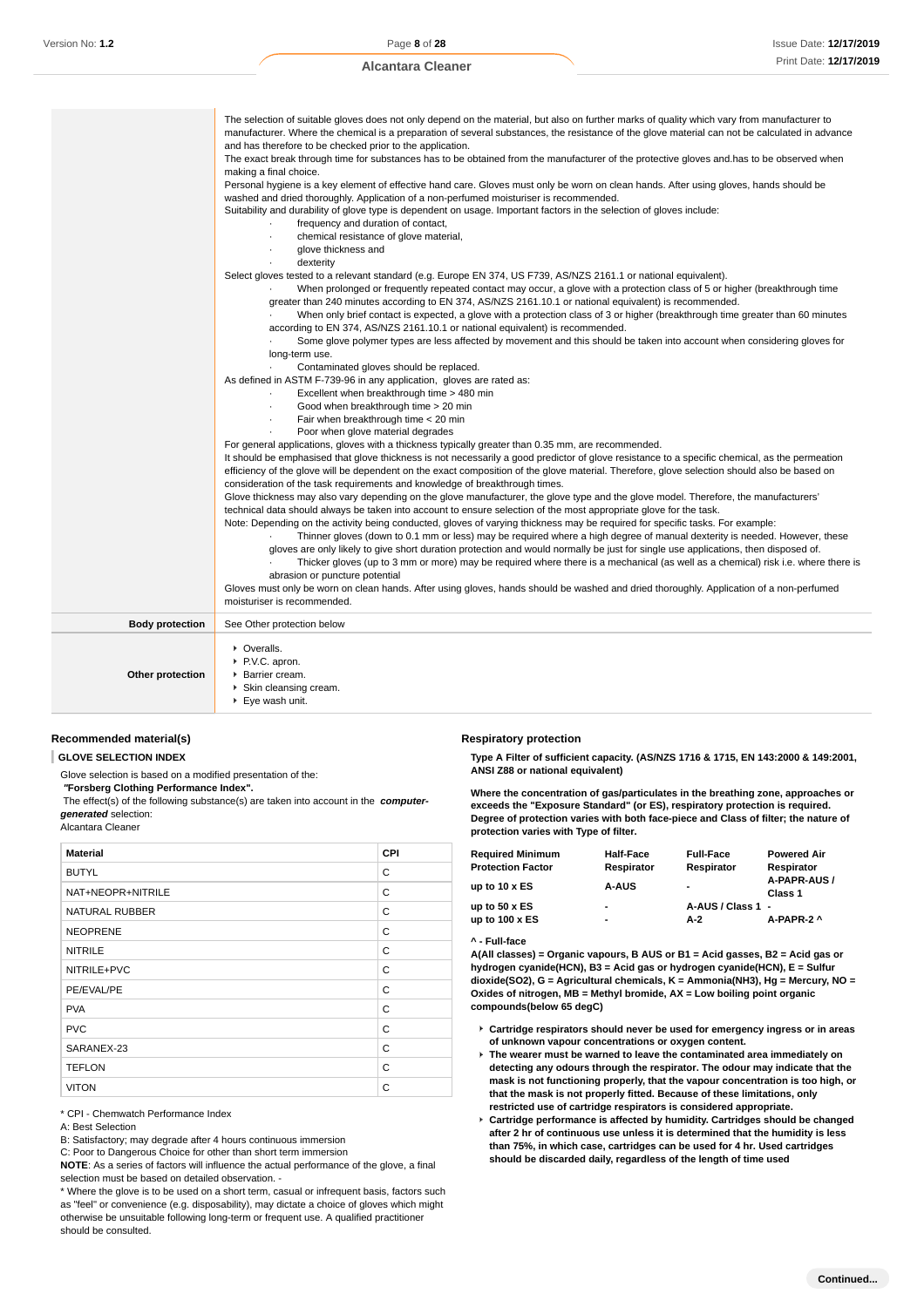| | |
|---|---|
| | The selection of suitable gloves does not only depend on the material, but also on further marks of quality which vary from manufacturer to manufacturer. Where the chemical is a preparation of several substances, the resistance of the glove material can not be calculated in advance and has therefore to be checked prior to the application.<br>The exact break through time for substances has to be obtained from the manufacturer of the protective gloves and.has to be observed when making a final choice.<br>Personal hygiene is a key element of effective hand care. Gloves must only be worn on clean hands. After using gloves, hands should be washed and dried thoroughly. Application of a non-perfumed moisturiser is recommended.<br>Suitability and durability of glove type is dependent on usage. Important factors in the selection of gloves include:<br>· frequency and duration of contact,<br>· chemical resistance of glove material,<br>· glove thickness and<br>· dexterity<br>Select gloves tested to a relevant standard (e.g. Europe EN 374, US F739, AS/NZS 2161.1 or national equivalent).<br>· When prolonged or frequently repeated contact may occur, a glove with a protection class of 5 or higher (breakthrough time greater than 240 minutes according to EN 374, AS/NZS 2161.10.1 or national equivalent) is recommended.<br>· When only brief contact is expected, a glove with a protection class of 3 or higher (breakthrough time greater than 60 minutes according to EN 374, AS/NZS 2161.10.1 or national equivalent) is recommended.<br>· Some glove polymer types are less affected by movement and this should be taken into account when considering gloves for long-term use.<br>· Contaminated gloves should be replaced.<br>As defined in ASTM F-739-96 in any application, gloves are rated as:<br>· Excellent when breakthrough time > 480 min<br>· Good when breakthrough time > 20 min<br>· Fair when breakthrough time < 20 min<br>· Poor when glove material degrades<br>For general applications, gloves with a thickness typically greater than 0.35 mm, are recommended.<br>It should be emphasised that glove thickness is not necessarily a good predictor of glove resistance to a specific chemical, as the permeation efficiency of the glove will be dependent on the exact composition of the glove material. Therefore, glove selection should also be based on consideration of the task requirements and knowledge of breakthrough times.<br>Glove thickness may also vary depending on the glove manufacturer, the glove type and the glove model. Therefore, the manufacturers' technical data should always be taken into account to ensure selection of the most appropriate glove for the task.<br>Note: Depending on the activity being conducted, gloves of varying thickness may be required for specific tasks. For example:<br>· Thinner gloves (down to 0.1 mm or less) may be required where a high degree of manual dexterity is needed. However, these gloves are only likely to give short duration protection and would normally be just for single use applications, then disposed of.<br>· Thicker gloves (up to 3 mm or more) may be required where there is a mechanical (as well as a chemical) risk i.e. where there is abrasion or puncture potential<br>Gloves must only be worn on clean hands. After using gloves, hands should be washed and dried thoroughly. Application of a non-perfumed moisturiser is recommended. |
| **Body protection** | See Other protection below |
| **Other protection** | ▸ Overalls.<br>▸ P.V.C. apron.<br>▸ Barrier cream.<br>▸ Skin cleansing cream.<br>▸ Eye wash unit. |

### Recommended material(s)

**GLOVE SELECTION INDEX**

Glove selection is based on a modified presentation of the:

***"Forsberg Clothing Performance Index".***

The effect(s) of the following substance(s) are taken into account in the ***computer-generated*** selection:

Alcantara Cleaner

| Material | CPI |
|---|---|
| BUTYL | C |
| NAT+NEOPR+NITRILE | C |
| NATURAL RUBBER | C |
| NEOPRENE | C |
| NITRILE | C |
| NITRILE+PVC | C |
| PE/EVAL/PE | C |
| PVA | C |
| PVC | C |
| SARANEX-23 | C |
| TEFLON | C |
| VITON | C |

* CPI - Chemwatch Performance Index

A: Best Selection

B: Satisfactory; may degrade after 4 hours continuous immersion

C: Poor to Dangerous Choice for other than short term immersion

**NOTE**: As a series of factors will influence the actual performance of the glove, a final selection must be based on detailed observation. -

* Where the glove is to be used on a short term, casual or infrequent basis, factors such as "feel" or convenience (e.g. disposability), may dictate a choice of gloves which might otherwise be unsuitable following long-term or frequent use. A qualified practitioner should be consulted.

### Respiratory protection

**Type A Filter of sufficient capacity. (AS/NZS 1716 & 1715, EN 143:2000 & 149:2001, ANSI Z88 or national equivalent)**

**Where the concentration of gas/particulates in the breathing zone, approaches or exceeds the "Exposure Standard" (or ES), respiratory protection is required. Degree of protection varies with both face-piece and Class of filter; the nature of protection varies with Type of filter.**

| Required Minimum Protection Factor | Half-Face Respirator | Full-Face Respirator | Powered Air Respirator |
|---|---|---|---|
| up to 10 x ES | A-AUS | - | A-PAPR-AUS / Class 1 |
| up to 50 x ES | - | A-AUS / Class 1 | - |
| up to 100 x ES | - | A-2 | A-PAPR-2 ^ |

**^ - Full-face**

**A(All classes) = Organic vapours, B AUS or B1 = Acid gasses, B2 = Acid gas or hydrogen cyanide(HCN), B3 = Acid gas or hydrogen cyanide(HCN), E = Sulfur dioxide(SO2), G = Agricultural chemicals, K = Ammonia(NH3), Hg = Mercury, NO = Oxides of nitrogen, MB = Methyl bromide, AX = Low boiling point organic compounds(below 65 degC)**

- **Cartridge respirators should never be used for emergency ingress or in areas of unknown vapour concentrations or oxygen content.**
- **The wearer must be warned to leave the contaminated area immediately on detecting any odours through the respirator. The odour may indicate that the mask is not functioning properly, that the vapour concentration is too high, or that the mask is not properly fitted. Because of these limitations, only restricted use of cartridge respirators is considered appropriate.**
- **Cartridge performance is affected by humidity. Cartridges should be changed after 2 hr of continuous use unless it is determined that the humidity is less than 75%, in which case, cartridges can be used for 4 hr. Used cartridges should be discarded daily, regardless of the length of time used**

**Continued...**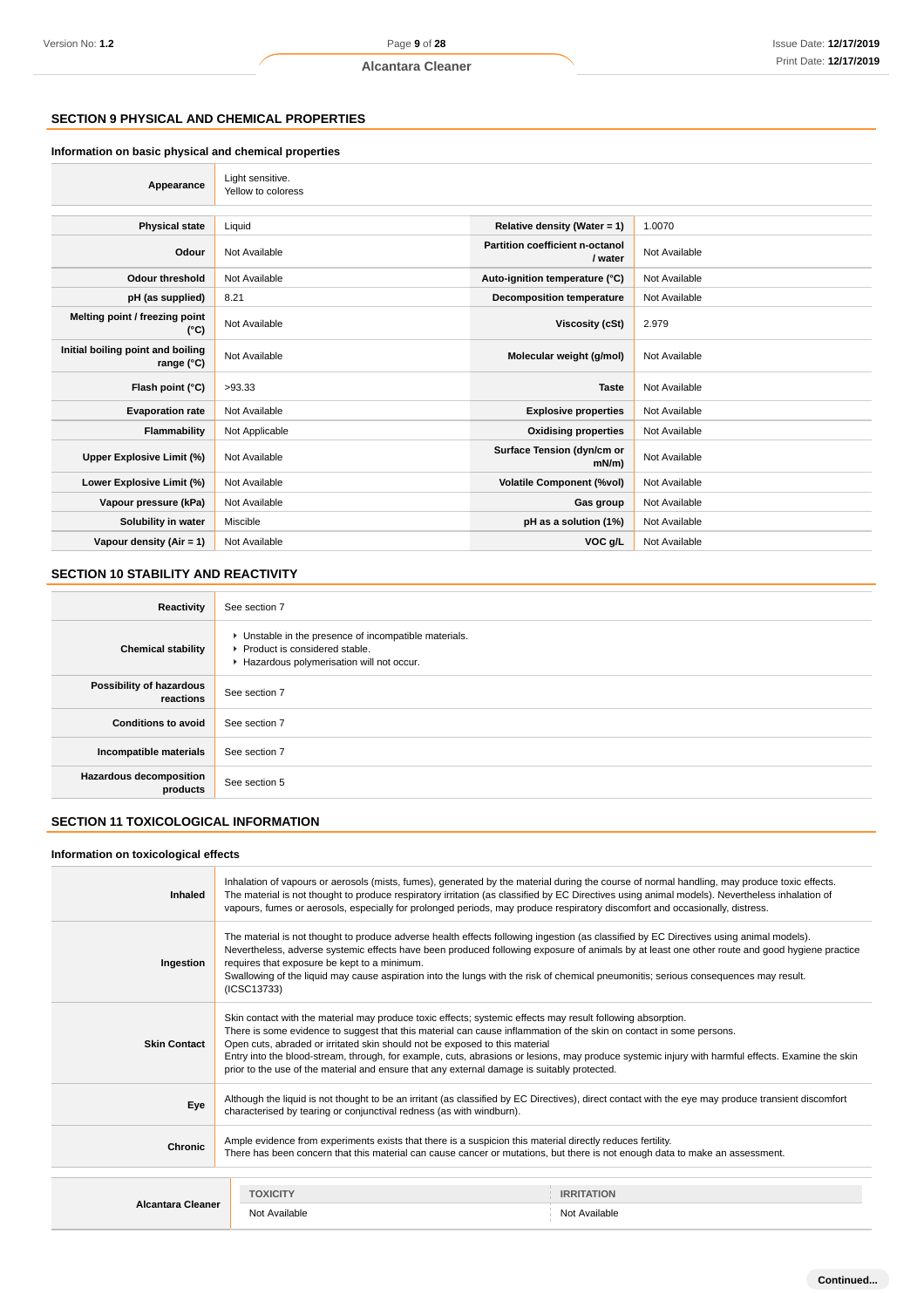## SECTION 9 PHYSICAL AND CHEMICAL PROPERTIES

### Information on basic physical and chemical properties

| | |
|---|---|
| **Appearance** | Light sensitive.<br>Yellow to coloress |

| | | | |
|---|---|---|---|
| **Physical state** | Liquid | **Relative density (Water = 1)** | 1.0070 |
| **Odour** | Not Available | **Partition coefficient n-octanol / water** | Not Available |
| **Odour threshold** | Not Available | **Auto-ignition temperature (°C)** | Not Available |
| **pH (as supplied)** | 8.21 | **Decomposition temperature** | Not Available |
| **Melting point / freezing point (°C)** | Not Available | **Viscosity (cSt)** | 2.979 |
| **Initial boiling point and boiling range (°C)** | Not Available | **Molecular weight (g/mol)** | Not Available |
| **Flash point (°C)** | >93.33 | **Taste** | Not Available |
| **Evaporation rate** | Not Available | **Explosive properties** | Not Available |
| **Flammability** | Not Applicable | **Oxidising properties** | Not Available |
| **Upper Explosive Limit (%)** | Not Available | **Surface Tension (dyn/cm or mN/m)** | Not Available |
| **Lower Explosive Limit (%)** | Not Available | **Volatile Component (%vol)** | Not Available |
| **Vapour pressure (kPa)** | Not Available | **Gas group** | Not Available |
| **Solubility in water** | Miscible | **pH as a solution (1%)** | Not Available |
| **Vapour density (Air = 1)** | Not Available | **VOC g/L** | Not Available |

## SECTION 10 STABILITY AND REACTIVITY

| | |
|---|---|
| **Reactivity** | See section 7 |
| **Chemical stability** | ▸ Unstable in the presence of incompatible materials.<br>▸ Product is considered stable.<br>▸ Hazardous polymerisation will not occur. |
| **Possibility of hazardous reactions** | See section 7 |
| **Conditions to avoid** | See section 7 |
| **Incompatible materials** | See section 7 |
| **Hazardous decomposition products** | See section 5 |

## SECTION 11 TOXICOLOGICAL INFORMATION

### Information on toxicological effects

| | |
|---|---|
| **Inhaled** | Inhalation of vapours or aerosols (mists, fumes), generated by the material during the course of normal handling, may produce toxic effects.<br>The material is not thought to produce respiratory irritation (as classified by EC Directives using animal models). Nevertheless inhalation of vapours, fumes or aerosols, especially for prolonged periods, may produce respiratory discomfort and occasionally, distress. |
| **Ingestion** | The material is not thought to produce adverse health effects following ingestion (as classified by EC Directives using animal models).<br>Nevertheless, adverse systemic effects have been produced following exposure of animals by at least one other route and good hygiene practice requires that exposure be kept to a minimum.<br>Swallowing of the liquid may cause aspiration into the lungs with the risk of chemical pneumonitis; serious consequences may result. (ICSC13733) |
| **Skin Contact** | Skin contact with the material may produce toxic effects; systemic effects may result following absorption.<br>There is some evidence to suggest that this material can cause inflammation of the skin on contact in some persons.<br>Open cuts, abraded or irritated skin should not be exposed to this material<br>Entry into the blood-stream, through, for example, cuts, abrasions or lesions, may produce systemic injury with harmful effects. Examine the skin prior to the use of the material and ensure that any external damage is suitably protected. |
| **Eye** | Although the liquid is not thought to be an irritant (as classified by EC Directives), direct contact with the eye may produce transient discomfort characterised by tearing or conjunctival redness (as with windburn). |
| **Chronic** | Ample evidence from experiments exists that there is a suspicion this material directly reduces fertility.<br>There has been concern that this material can cause cancer or mutations, but there is not enough data to make an assessment. |

| | TOXICITY | IRRITATION |
|---|---|---|
| **Alcantara Cleaner** | Not Available | Not Available |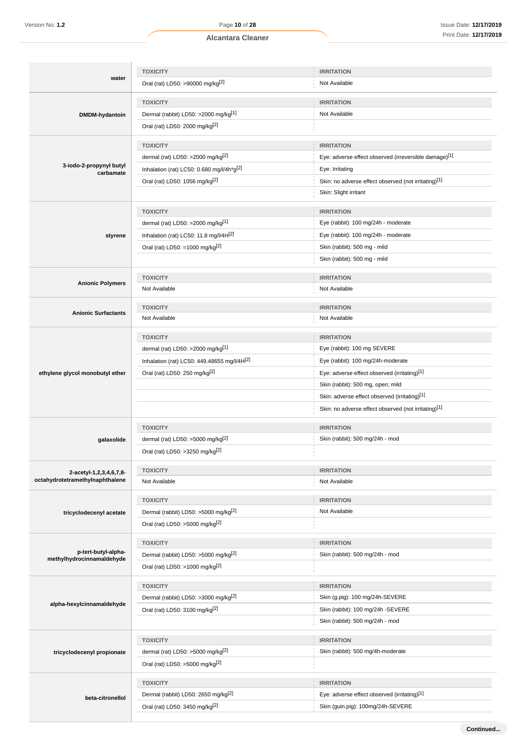| | TOXICITY | IRRITATION |
|---|---|---|
| **water** | Oral (rat) LD50: >90000 mg/kg[2] | Not Available |
| **DMDM-hydantoin** | TOXICITY | IRRITATION |
| | Dermal (rabbit) LD50: >2000 mg/kg[1] | Not Available |
| | Oral (rat) LD50: 2000 mg/kg[2] | |
| **3-iodo-2-propynyl butyl carbamate** | TOXICITY | IRRITATION |
| | dermal (rat) LD50: >2000 mg/kg[2] | Eye: adverse effect observed (irreversible damage)[1] |
| | Inhalation (rat) LC50: 0.680 mg/l/4h*g[2] | Eye: Irritating |
| | Oral (rat) LD50: 1056 mg/kg[2] | Skin: no adverse effect observed (not irritating)[1] |
| | | Skin: Slight irritant |
| **styrene** | TOXICITY | IRRITATION |
| | dermal (rat) LD50: >2000 mg/kg[1] | Eye (rabbit): 100 mg/24h - moderate |
| | Inhalation (rat) LC50: 11.8 mg/l/4H[2] | Eye (rabbit): 100 mg/24h - moderate |
| | Oral (rat) LD50: =1000 mg/kg[2] | Skin (rabbit): 500 mg - mild |
| | | Skin (rabbit): 500 mg - mild |
| **Anionic Polymers** | TOXICITY | IRRITATION |
| | Not Available | Not Available |
| **Anionic Surfactants** | TOXICITY | IRRITATION |
| | Not Available | Not Available |
| **ethylene glycol monobutyl ether** | TOXICITY | IRRITATION |
| | dermal (rat) LD50: >2000 mg/kg[1] | Eye (rabbit): 100 mg SEVERE |
| | Inhalation (rat) LC50: 449.48655 mg/l/4H[2] | Eye (rabbit): 100 mg/24h-moderate |
| | Oral (rat) LD50: 250 mg/kg[2] | Eye: adverse effect observed (irritating)[1] |
| | | Skin (rabbit): 500 mg, open; mild |
| | | Skin: adverse effect observed (irritating)[1] |
| | | Skin: no adverse effect observed (not irritating)[1] |
| **galaxolide** | TOXICITY | IRRITATION |
| | dermal (rat) LD50: >5000 mg/kg[2] | Skin (rabbit): 500 mg/24h - mod |
| | Oral (rat) LD50: >3250 mg/kg[2] | |
| **2-acetyl-1,2,3,4,6,7,8-octahydrotetramethylnaphthalene** | TOXICITY | IRRITATION |
| | Not Available | Not Available |
| **tricyclodecenyl acetate** | TOXICITY | IRRITATION |
| | Dermal (rabbit) LD50: >5000 mg/kg[2] | Not Available |
| | Oral (rat) LD50: >5000 mg/kg[2] | |
| **p-tert-butyl-alpha-methylhydrocinnamaldehyde** | TOXICITY | IRRITATION |
| | Dermal (rabbit) LD50: >5000 mg/kg[2] | Skin (rabbit): 500 mg/24h - mod |
| | Oral (rat) LD50: >1000 mg/kg[2] | |
| **alpha-hexylcinnamaldehyde** | TOXICITY | IRRITATION |
| | Dermal (rabbit) LD50: >3000 mg/kg[2] | Skin (g.pig): 100 mg/24h-SEVERE |
| | Oral (rat) LD50: 3100 mg/kg[2] | Skin (rabbit): 100 mg/24h -SEVERE |
| | | Skin (rabbit): 500 mg/24h - mod |
| **tricyclodecenyl propionate** | TOXICITY | IRRITATION |
| | dermal (rat) LD50: >5000 mg/kg[2] | Skin (rabbit): 500 mg/4h-moderate |
| | Oral (rat) LD50: >5000 mg/kg[2] | |
| **beta-citronellol** | TOXICITY | IRRITATION |
| | Dermal (rabbit) LD50: 2650 mg/kg[2] | Eye: adverse effect observed (irritating)[1] |
| | Oral (rat) LD50: 3450 mg/kg[2] | Skin (guin.pig): 100mg/24h-SEVERE |

**Continued...**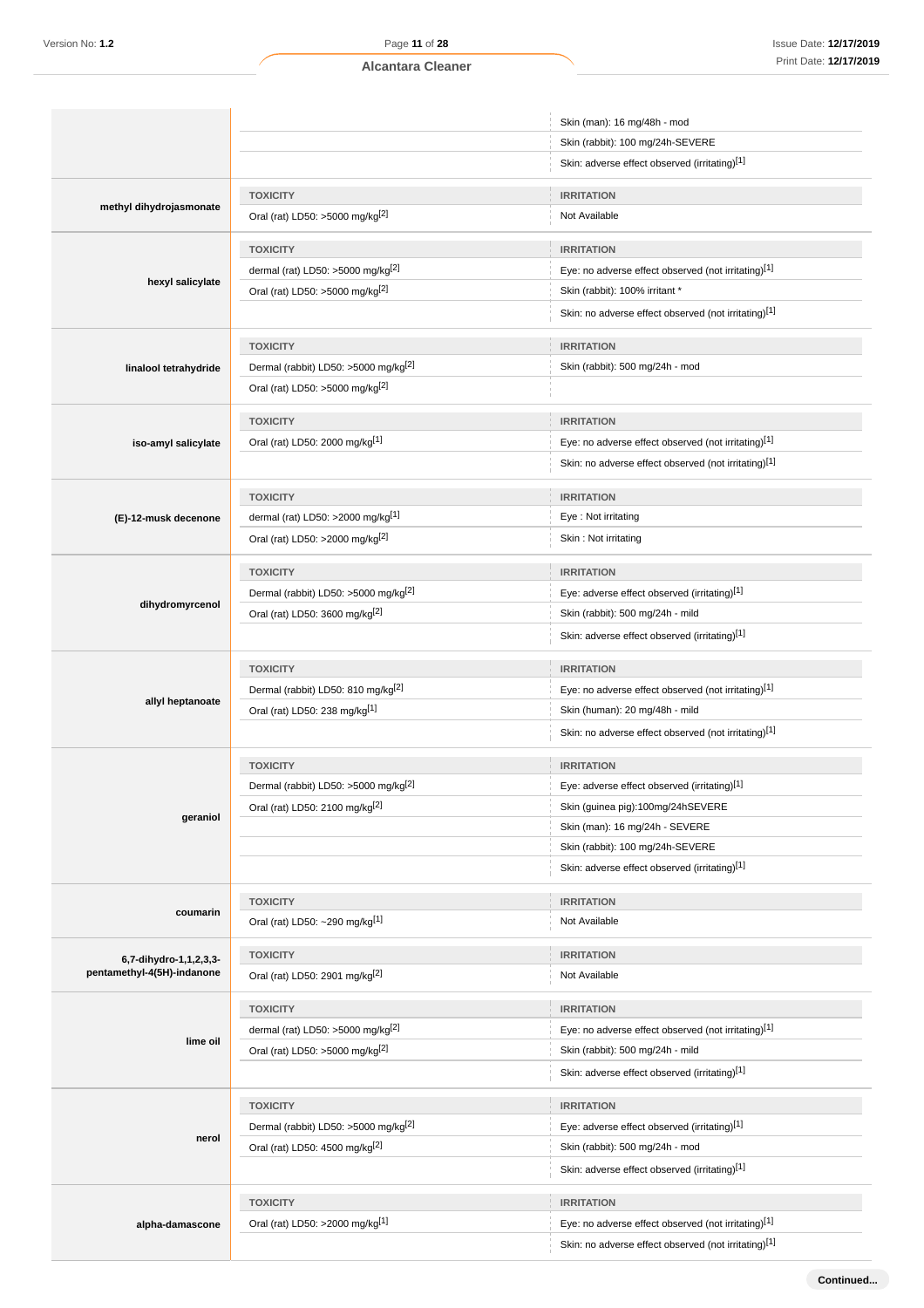| | | |
|---|---|---|
| | | Skin (man): 16 mg/48h - mod |
| | | Skin (rabbit): 100 mg/24h-SEVERE |
| | | Skin: adverse effect observed (irritating)[1] |
| **methyl dihydrojasmonate** | TOXICITY | IRRITATION |
| | Oral (rat) LD50: >5000 mg/kg[2] | Not Available |
| **hexyl salicylate** | TOXICITY | IRRITATION |
| | dermal (rat) LD50: >5000 mg/kg[2] | Eye: no adverse effect observed (not irritating)[1] |
| | Oral (rat) LD50: >5000 mg/kg[2] | Skin (rabbit): 100% irritant * |
| | | Skin: no adverse effect observed (not irritating)[1] |
| **linalool tetrahydride** | TOXICITY | IRRITATION |
| | Dermal (rabbit) LD50: >5000 mg/kg[2] | Skin (rabbit): 500 mg/24h - mod |
| | Oral (rat) LD50: >5000 mg/kg[2] | |
| **iso-amyl salicylate** | TOXICITY | IRRITATION |
| | Oral (rat) LD50: 2000 mg/kg[1] | Eye: no adverse effect observed (not irritating)[1] |
| | | Skin: no adverse effect observed (not irritating)[1] |
| **(E)-12-musk decenone** | TOXICITY | IRRITATION |
| | dermal (rat) LD50: >2000 mg/kg[1] | Eye : Not irritating |
| | Oral (rat) LD50: >2000 mg/kg[2] | Skin : Not irritating |
| **dihydromyrcenol** | TOXICITY | IRRITATION |
| | Dermal (rabbit) LD50: >5000 mg/kg[2] | Eye: adverse effect observed (irritating)[1] |
| | Oral (rat) LD50: 3600 mg/kg[2] | Skin (rabbit): 500 mg/24h - mild |
| | | Skin: adverse effect observed (irritating)[1] |
| **allyl heptanoate** | TOXICITY | IRRITATION |
| | Dermal (rabbit) LD50: 810 mg/kg[2] | Eye: no adverse effect observed (not irritating)[1] |
| | Oral (rat) LD50: 238 mg/kg[1] | Skin (human): 20 mg/48h - mild |
| | | Skin: no adverse effect observed (not irritating)[1] |
| **geraniol** | TOXICITY | IRRITATION |
| | Dermal (rabbit) LD50: >5000 mg/kg[2] | Eye: adverse effect observed (irritating)[1] |
| | Oral (rat) LD50: 2100 mg/kg[2] | Skin (guinea pig):100mg/24hSEVERE |
| | | Skin (man): 16 mg/24h - SEVERE |
| | | Skin (rabbit): 100 mg/24h-SEVERE |
| | | Skin: adverse effect observed (irritating)[1] |
| **coumarin** | TOXICITY | IRRITATION |
| | Oral (rat) LD50: ~290 mg/kg[1] | Not Available |
| **6,7-dihydro-1,1,2,3,3-pentamethyl-4(5H)-indanone** | TOXICITY | IRRITATION |
| | Oral (rat) LD50: 2901 mg/kg[2] | Not Available |
| **lime oil** | TOXICITY | IRRITATION |
| | dermal (rat) LD50: >5000 mg/kg[2] | Eye: no adverse effect observed (not irritating)[1] |
| | Oral (rat) LD50: >5000 mg/kg[2] | Skin (rabbit): 500 mg/24h - mild |
| | | Skin: adverse effect observed (irritating)[1] |
| **nerol** | TOXICITY | IRRITATION |
| | Dermal (rabbit) LD50: >5000 mg/kg[2] | Eye: adverse effect observed (irritating)[1] |
| | Oral (rat) LD50: 4500 mg/kg[2] | Skin (rabbit): 500 mg/24h - mod |
| | | Skin: adverse effect observed (irritating)[1] |
| **alpha-damascone** | TOXICITY | IRRITATION |
| | Oral (rat) LD50: >2000 mg/kg[1] | Eye: no adverse effect observed (not irritating)[1] |
| | | Skin: no adverse effect observed (not irritating)[1] |

**Continued...**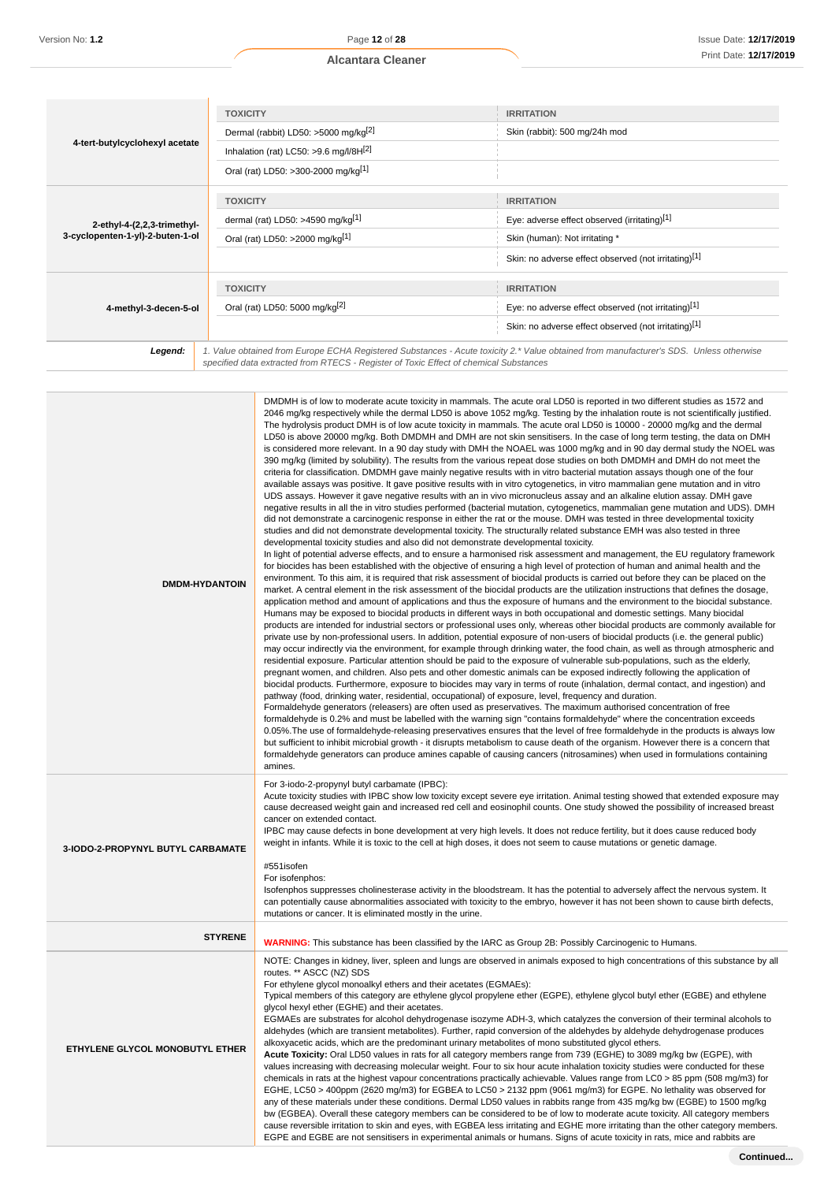| | TOXICITY | IRRITATION |
|---|---|---|
| **4-tert-butylcyclohexyl acetate** | Dermal (rabbit) LD50: >5000 mg/kg[2] | Skin (rabbit): 500 mg/24h mod |
| | Inhalation (rat) LC50: >9.6 mg/l/8H[2] | |
| | Oral (rat) LD50: >300-2000 mg/kg[1] | |

| | TOXICITY | IRRITATION |
|---|---|---|
| **2-ethyl-4-(2,2,3-trimethyl-3-cyclopenten-1-yl)-2-buten-1-ol** | dermal (rat) LD50: >4590 mg/kg[1] | Eye: adverse effect observed (irritating)[1] |
| | Oral (rat) LD50: >2000 mg/kg[1] | Skin (human): Not irritating * |
| | | Skin: no adverse effect observed (not irritating)[1] |

| | TOXICITY | IRRITATION |
|---|---|---|
| **4-methyl-3-decen-5-ol** | Oral (rat) LD50: 5000 mg/kg[2] | Eye: no adverse effect observed (not irritating)[1] |
| | | Skin: no adverse effect observed (not irritating)[1] |

**Legend:** *1. Value obtained from Europe ECHA Registered Substances - Acute toxicity 2.* Value obtained from manufacturer's SDS. Unless otherwise specified data extracted from RTECS - Register of Toxic Effect of chemical Substances*

| | |
|---|---|
| **DMDM-HYDANTOIN** | DMDMH is of low to moderate acute toxicity in mammals. The acute oral LD50 is reported in two different studies as 1572 and 2046 mg/kg respectively while the dermal LD50 is above 1052 mg/kg. Testing by the inhalation route is not scientifically justified. The hydrolysis product DMH is of low acute toxicity in mammals. The acute oral LD50 is 10000 - 20000 mg/kg and the dermal LD50 is above 20000 mg/kg. Both DMDMH and DMH are not skin sensitisers. In the case of long term testing, the data on DMH is considered more relevant. In a 90 day study with DMH the NOAEL was 1000 mg/kg and in 90 day dermal study the NOEL was 390 mg/kg (limited by solubility). The results from the various repeat dose studies on both DMDMH and DMH do not meet the criteria for classification. DMDMH gave mainly negative results with in vitro bacterial mutation assays though one of the four available assays was positive. It gave positive results with in vitro cytogenetics, in vitro mammalian gene mutation and in vitro UDS assays. However it gave negative results with an in vivo micronucleus assay and an alkaline elution assay. DMH gave negative results in all the in vitro studies performed (bacterial mutation, cytogenetics, mammalian gene mutation and UDS). DMH did not demonstrate a carcinogenic response in either the rat or the mouse. DMH was tested in three developmental toxicity studies and did not demonstrate developmental toxicity. The structurally related substance EMH was also tested in three developmental toxicity studies and also did not demonstrate developmental toxicity.<br>In light of potential adverse effects, and to ensure a harmonised risk assessment and management, the EU regulatory framework for biocides has been established with the objective of ensuring a high level of protection of human and animal health and the environment. To this aim, it is required that risk assessment of biocidal products is carried out before they can be placed on the market. A central element in the risk assessment of the biocidal products are the utilization instructions that defines the dosage, application method and amount of applications and thus the exposure of humans and the environment to the biocidal substance.<br>Humans may be exposed to biocidal products in different ways in both occupational and domestic settings. Many biocidal products are intended for industrial sectors or professional uses only, whereas other biocidal products are commonly available for private use by non-professional users. In addition, potential exposure of non-users of biocidal products (i.e. the general public) may occur indirectly via the environment, for example through drinking water, the food chain, as well as through atmospheric and residential exposure. Particular attention should be paid to the exposure of vulnerable sub-populations, such as the elderly, pregnant women, and children. Also pets and other domestic animals can be exposed indirectly following the application of biocidal products. Furthermore, exposure to biocides may vary in terms of route (inhalation, dermal contact, and ingestion) and pathway (food, drinking water, residential, occupational) of exposure, level, frequency and duration.<br>Formaldehyde generators (releasers) are often used as preservatives. The maximum authorised concentration of free formaldehyde is 0.2% and must be labelled with the warning sign "contains formaldehyde" where the concentration exceeds 0.05%.The use of formaldehyde-releasing preservatives ensures that the level of free formaldehyde in the products is always low but sufficient to inhibit microbial growth - it disrupts metabolism to cause death of the organism. However there is a concern that formaldehyde generators can produce amines capable of causing cancers (nitrosamines) when used in formulations containing amines. |
| **3-IODO-2-PROPYNYL BUTYL CARBAMATE** | For 3-iodo-2-propynyl butyl carbamate (IPBC):<br>Acute toxicity studies with IPBC show low toxicity except severe eye irritation. Animal testing showed that extended exposure may cause decreased weight gain and increased red cell and eosinophil counts. One study showed the possibility of increased breast cancer on extended contact.<br>IPBC may cause defects in bone development at very high levels. It does not reduce fertility, but it does cause reduced body weight in infants. While it is toxic to the cell at high doses, it does not seem to cause mutations or genetic damage.<br><br>#551isofen<br>For isofenphos:<br>Isofenphos suppresses cholinesterase activity in the bloodstream. It has the potential to adversely affect the nervous system. It can potentially cause abnormalities associated with toxicity to the embryo, however it has not been shown to cause birth defects, mutations or cancer. It is eliminated mostly in the urine. |
| **STYRENE** | **WARNING:** This substance has been classified by the IARC as Group 2B: Possibly Carcinogenic to Humans. |
| **ETHYLENE GLYCOL MONOBUTYL ETHER** | NOTE: Changes in kidney, liver, spleen and lungs are observed in animals exposed to high concentrations of this substance by all routes. ** ASCC (NZ) SDS<br>For ethylene glycol monoalkyl ethers and their acetates (EGMAEs):<br>Typical members of this category are ethylene glycol propylene ether (EGPE), ethylene glycol butyl ether (EGBE) and ethylene glycol hexyl ether (EGHE) and their acetates.<br>EGMAEs are substrates for alcohol dehydrogenase isozyme ADH-3, which catalyzes the conversion of their terminal alcohols to aldehydes (which are transient metabolites). Further, rapid conversion of the aldehydes by aldehyde dehydrogenase produces alkoxyacetic acids, which are the predominant urinary metabolites of mono substituted glycol ethers.<br>**Acute Toxicity:** Oral LD50 values in rats for all category members range from 739 (EGHE) to 3089 mg/kg bw (EGPE), with values increasing with decreasing molecular weight. Four to six hour acute inhalation toxicity studies were conducted for these chemicals in rats at the highest vapour concentrations practically achievable. Values range from LC0 > 85 ppm (508 mg/m3) for EGHE, LC50 > 400ppm (2620 mg/m3) for EGBEA to LC50 > 2132 ppm (9061 mg/m3) for EGPE. No lethality was observed for any of these materials under these conditions. Dermal LD50 values in rabbits range from 435 mg/kg bw (EGBE) to 1500 mg/kg bw (EGBEA). Overall these category members can be considered to be of low to moderate acute toxicity. All category members cause reversible irritation to skin and eyes, with EGBEA less irritating and EGHE more irritating than the other category members. EGPE and EGBE are not sensitisers in experimental animals or humans. Signs of acute toxicity in rats, mice and rabbits are |

Continued...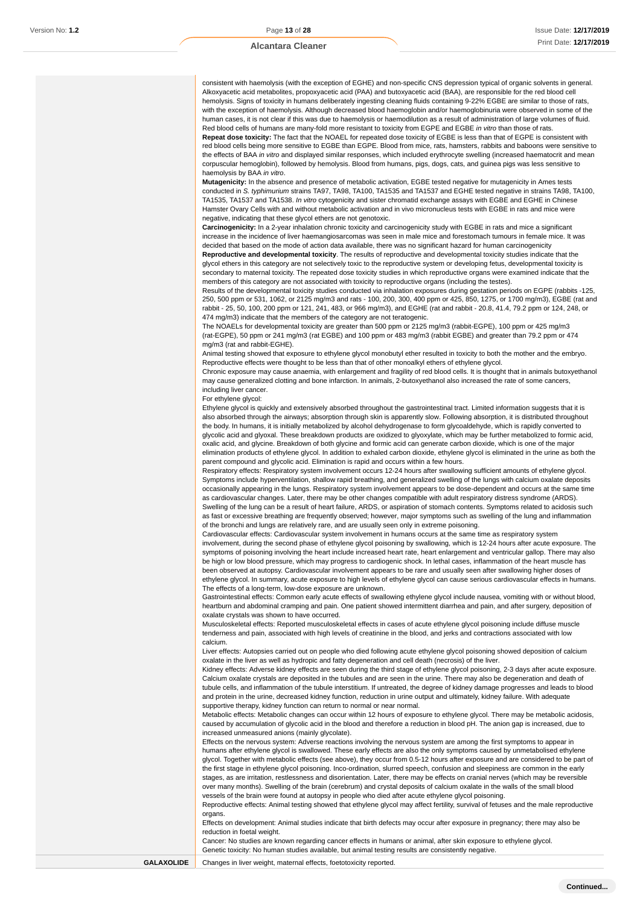| | |
|---|---|
| | consistent with haemolysis (with the exception of EGHE) and non-specific CNS depression typical of organic solvents in general. Alkoxyacetic acid metabolites, propoxyacetic acid (PAA) and butoxyacetic acid (BAA), are responsible for the red blood cell hemolysis. Signs of toxicity in humans deliberately ingesting cleaning fluids containing 9-22% EGBE are similar to those of rats, with the exception of haemolysis. Although decreased blood haemoglobin and/or haemoglobinuria were observed in some of the human cases, it is not clear if this was due to haemolysis or haemodilution as a result of administration of large volumes of fluid. Red blood cells of humans are many-fold more resistant to toxicity from EGPE and EGBE *in vitro* than those of rats.<br>**Repeat dose toxicity:** The fact that the NOAEL for repeated dose toxicity of EGBE is less than that of EGPE is consistent with red blood cells being more sensitive to EGBE than EGPE. Blood from mice, rats, hamsters, rabbits and baboons were sensitive to the effects of BAA *in vitro* and displayed similar responses, which included erythrocyte swelling (increased haematocrit and mean corpuscular hemoglobin), followed by hemolysis. Blood from humans, pigs, dogs, cats, and guinea pigs was less sensitive to haemolysis by BAA *in vitro*.<br>**Mutagenicity:** In the absence and presence of metabolic activation, EGBE tested negative for mutagenicity in Ames tests conducted in *S. typhimurium* strains TA97, TA98, TA100, TA1535 and TA1537 and EGHE tested negative in strains TA98, TA100, TA1535, TA1537 and TA1538. *In vitro* cytogenicity and sister chromatid exchange assays with EGBE and EGHE in Chinese Hamster Ovary Cells with and without metabolic activation and in vivo micronucleus tests with EGBE in rats and mice were negative, indicating that these glycol ethers are not genotoxic.<br>**Carcinogenicity:** In a 2-year inhalation chronic toxicity and carcinogenicity study with EGBE in rats and mice a significant increase in the incidence of liver haemangiosarcomas was seen in male mice and forestomach tumours in female mice. It was decided that based on the mode of action data available, there was no significant hazard for human carcinogenicity<br>**Reproductive and developmental toxicity**. The results of reproductive and developmental toxicity studies indicate that the glycol ethers in this category are not selectively toxic to the reproductive system or developing fetus, developmental toxicity is secondary to maternal toxicity. The repeated dose toxicity studies in which reproductive organs were examined indicate that the members of this category are not associated with toxicity to reproductive organs (including the testes).<br>Results of the developmental toxicity studies conducted via inhalation exposures during gestation periods on EGPE (rabbits -125, 250, 500 ppm or 531, 1062, or 2125 mg/m3 and rats - 100, 200, 300, 400 ppm or 425, 850, 1275, or 1700 mg/m3), EGBE (rat and rabbit - 25, 50, 100, 200 ppm or 121, 241, 483, or 966 mg/m3), and EGHE (rat and rabbit - 20.8, 41.4, 79.2 ppm or 124, 248, or 474 mg/m3) indicate that the members of the category are not teratogenic.<br>The NOAELs for developmental toxicity are greater than 500 ppm or 2125 mg/m3 (rabbit-EGPE), 100 ppm or 425 mg/m3 (rat-EGPE), 50 ppm or 241 mg/m3 (rat EGBE) and 100 ppm or 483 mg/m3 (rabbit EGBE) and greater than 79.2 ppm or 474 mg/m3 (rat and rabbit-EGHE).<br>Animal testing showed that exposure to ethylene glycol monobutyl ether resulted in toxicity to both the mother and the embryo. Reproductive effects were thought to be less than that of other monoalkyl ethers of ethylene glycol.<br>Chronic exposure may cause anaemia, with enlargement and fragility of red blood cells. It is thought that in animals butoxyethanol may cause generalized clotting and bone infarction. In animals, 2-butoxyethanol also increased the rate of some cancers, including liver cancer.<br>For ethylene glycol:<br>Ethylene glycol is quickly and extensively absorbed throughout the gastrointestinal tract. Limited information suggests that it is also absorbed through the airways; absorption through skin is apparently slow. Following absorption, it is distributed throughout the body. In humans, it is initially metabolized by alcohol dehydrogenase to form glycoaldehyde, which is rapidly converted to glycolic acid and glyoxal. These breakdown products are oxidized to glyoxylate, which may be further metabolized to formic acid, oxalic acid, and glycine. Breakdown of both glycine and formic acid can generate carbon dioxide, which is one of the major elimination products of ethylene glycol. In addition to exhaled carbon dioxide, ethylene glycol is eliminated in the urine as both the parent compound and glycolic acid. Elimination is rapid and occurs within a few hours.<br>Respiratory effects: Respiratory system involvement occurs 12-24 hours after swallowing sufficient amounts of ethylene glycol. Symptoms include hyperventilation, shallow rapid breathing, and generalized swelling of the lungs with calcium oxalate deposits occasionally appearing in the lungs. Respiratory system involvement appears to be dose-dependent and occurs at the same time as cardiovascular changes. Later, there may be other changes compatible with adult respiratory distress syndrome (ARDS). Swelling of the lung can be a result of heart failure, ARDS, or aspiration of stomach contents. Symptoms related to acidosis such as fast or excessive breathing are frequently observed; however, major symptoms such as swelling of the lung and inflammation of the bronchi and lungs are relatively rare, and are usually seen only in extreme poisoning.<br>Cardiovascular effects: Cardiovascular system involvement in humans occurs at the same time as respiratory system involvement, during the second phase of ethylene glycol poisoning by swallowing, which is 12-24 hours after acute exposure. The symptoms of poisoning involving the heart include increased heart rate, heart enlargement and ventricular gallop. There may also be high or low blood pressure, which may progress to cardiogenic shock. In lethal cases, inflammation of the heart muscle has been observed at autopsy. Cardiovascular involvement appears to be rare and usually seen after swallowing higher doses of ethylene glycol. In summary, acute exposure to high levels of ethylene glycol can cause serious cardiovascular effects in humans. The effects of a long-term, low-dose exposure are unknown.<br>Gastrointestinal effects: Common early acute effects of swallowing ethylene glycol include nausea, vomiting with or without blood, heartburn and abdominal cramping and pain. One patient showed intermittent diarrhea and pain, and after surgery, deposition of oxalate crystals was shown to have occurred.<br>Musculoskeletal effects: Reported musculoskeletal effects in cases of acute ethylene glycol poisoning include diffuse muscle tenderness and pain, associated with high levels of creatinine in the blood, and jerks and contractions associated with low calcium.<br>Liver effects: Autopsies carried out on people who died following acute ethylene glycol poisoning showed deposition of calcium oxalate in the liver as well as hydropic and fatty degeneration and cell death (necrosis) of the liver.<br>Kidney effects: Adverse kidney effects are seen during the third stage of ethylene glycol poisoning, 2-3 days after acute exposure. Calcium oxalate crystals are deposited in the tubules and are seen in the urine. There may also be degeneration and death of tubule cells, and inflammation of the tubule interstitium. If untreated, the degree of kidney damage progresses and leads to blood and protein in the urine, decreased kidney function, reduction in urine output and ultimately, kidney failure. With adequate supportive therapy, kidney function can return to normal or near normal.<br>Metabolic effects: Metabolic changes can occur within 12 hours of exposure to ethylene glycol. There may be metabolic acidosis, caused by accumulation of glycolic acid in the blood and therefore a reduction in blood pH. The anion gap is increased, due to increased unmeasured anions (mainly glycolate).<br>Effects on the nervous system: Adverse reactions involving the nervous system are among the first symptoms to appear in humans after ethylene glycol is swallowed. These early effects are also the only symptoms caused by unmetabolised ethylene glycol. Together with metabolic effects (see above), they occur from 0.5-12 hours after exposure and are considered to be part of the first stage in ethylene glycol poisoning. Inco-ordination, slurred speech, confusion and sleepiness are common in the early stages, as are irritation, restlessness and disorientation. Later, there may be effects on cranial nerves (which may be reversible over many months). Swelling of the brain (cerebrum) and crystal deposits of calcium oxalate in the walls of the small blood vessels of the brain were found at autopsy in people who died after acute ethylene glycol poisoning.<br>Reproductive effects: Animal testing showed that ethylene glycol may affect fertility, survival of fetuses and the male reproductive organs.<br>Effects on development: Animal studies indicate that birth defects may occur after exposure in pregnancy; there may also be reduction in foetal weight.<br>Cancer: No studies are known regarding cancer effects in humans or animal, after skin exposure to ethylene glycol.<br>Genetic toxicity: No human studies available, but animal testing results are consistently negative. |
| **GALAXOLIDE** | Changes in liver weight, maternal effects, foetotoxicity reported. |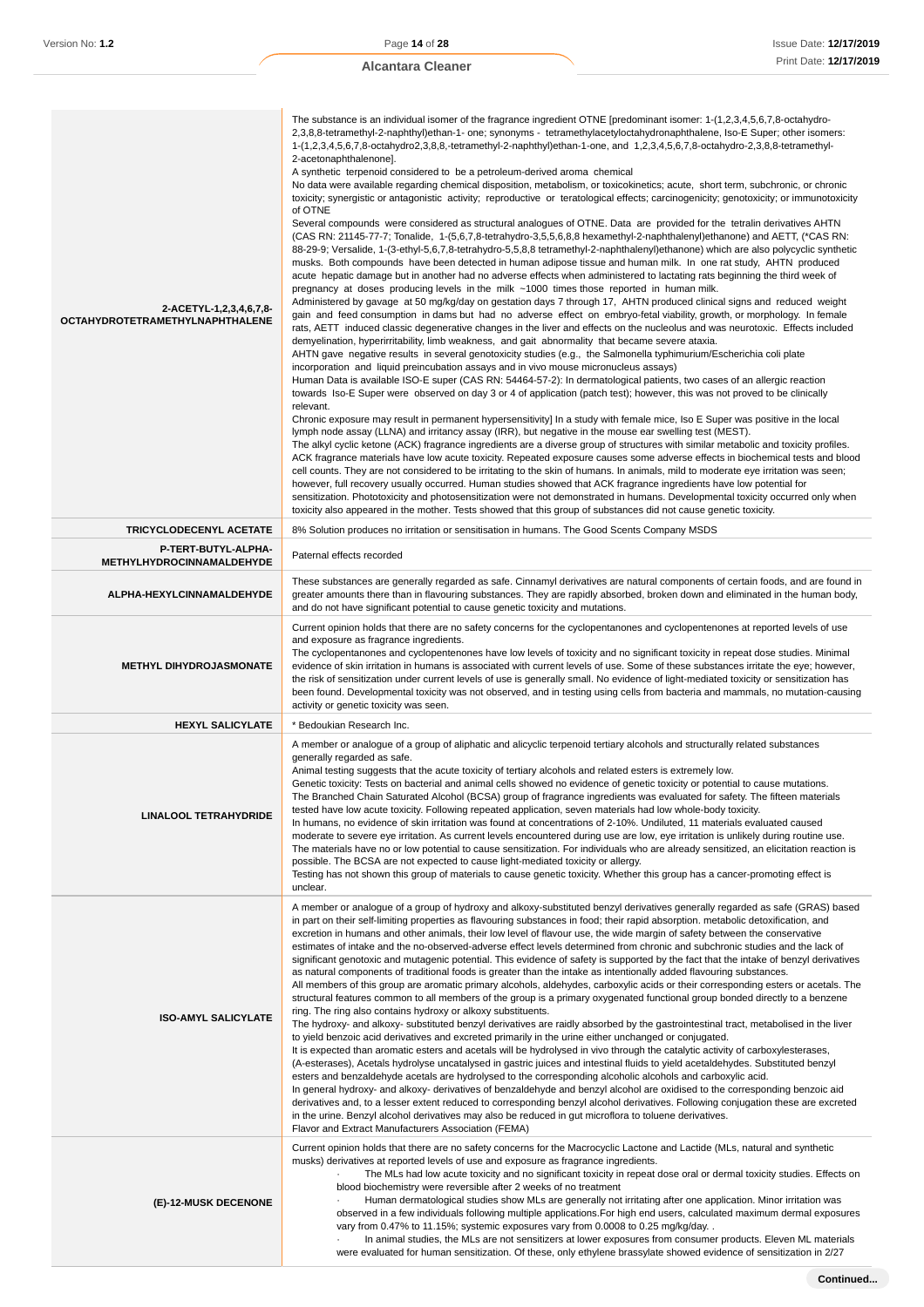| | |
|---|---|
| **2-ACETYL-1,2,3,4,6,7,8-OCTAHYDROTETRAMETHYLNAPHTHALENE** | The substance is an individual isomer of the fragrance ingredient OTNE [predominant isomer: 1-(1,2,3,4,5,6,7,8-octahydro-2,3,8,8-tetramethyl-2-naphthyl)ethan-1- one; synonyms - tetramethylacetyloctahydronaphthalene, Iso-E Super; other isomers: 1-(1,2,3,4,5,6,7,8-octahydro2,3,8,8,-tetramethyl-2-naphthyl)ethan-1-one, and 1,2,3,4,5,6,7,8-octahydro-2,3,8,8-tetramethyl-2-acetonaphthalenone].<br>A synthetic terpenoid considered to be a petroleum-derived aroma chemical<br>No data were available regarding chemical disposition, metabolism, or toxicokinetics; acute, short term, subchronic, or chronic toxicity; synergistic or antagonistic activity; reproductive or teratological effects; carcinogenicity; genotoxicity; or immunotoxicity of OTNE<br>Several compounds were considered as structural analogues of OTNE. Data are provided for the tetralin derivatives AHTN (CAS RN: 21145-77-7; Tonalide, 1-(5,6,7,8-tetrahydro-3,5,5,6,8,8 hexamethyl-2-naphthalenyl)ethanone) and AETT, (*CAS RN: 88-29-9; Versalide, 1-(3-ethyl-5,6,7,8-tetrahydro-5,5,8,8 tetramethyl-2-naphthalenyl)ethanone) which are also polycyclic synthetic musks. Both compounds have been detected in human adipose tissue and human milk. In one rat study, AHTN produced acute hepatic damage but in another had no adverse effects when administered to lactating rats beginning the third week of pregnancy at doses producing levels in the milk ~1000 times those reported in human milk.<br>Administered by gavage at 50 mg/kg/day on gestation days 7 through 17, AHTN produced clinical signs and reduced weight gain and feed consumption in dams but had no adverse effect on embryo-fetal viability, growth, or morphology. In female rats, AETT induced classic degenerative changes in the liver and effects on the nucleolus and was neurotoxic. Effects included demyelination, hyperirritability, limb weakness, and gait abnormality that became severe ataxia.<br>AHTN gave negative results in several genotoxicity studies (e.g., the Salmonella typhimurium/Escherichia coli plate incorporation and liquid preincubation assays and in vivo mouse micronucleus assays)<br>Human Data is available ISO-E super (CAS RN: 54464-57-2): In dermatological patients, two cases of an allergic reaction towards Iso-E Super were observed on day 3 or 4 of application (patch test); however, this was not proved to be clinically relevant.<br>Chronic exposure may result in permanent hypersensitivity] In a study with female mice, Iso E Super was positive in the local lymph node assay (LLNA) and irritancy assay (IRR), but negative in the mouse ear swelling test (MEST).<br>The alkyl cyclic ketone (ACK) fragrance ingredients are a diverse group of structures with similar metabolic and toxicity profiles. ACK fragrance materials have low acute toxicity. Repeated exposure causes some adverse effects in biochemical tests and blood cell counts. They are not considered to be irritating to the skin of humans. In animals, mild to moderate eye irritation was seen; however, full recovery usually occurred. Human studies showed that ACK fragrance ingredients have low potential for sensitization. Phototoxicity and photosensitization were not demonstrated in humans. Developmental toxicity occurred only when toxicity also appeared in the mother. Tests showed that this group of substances did not cause genetic toxicity. |
| **TRICYCLODECENYL ACETATE** | 8% Solution produces no irritation or sensitisation in humans. The Good Scents Company MSDS |
| **P-TERT-BUTYL-ALPHA-METHYLHYDROCINNAMALDEHYDE** | Paternal effects recorded |
| **ALPHA-HEXYLCINNAMALDEHYDE** | These substances are generally regarded as safe. Cinnamyl derivatives are natural components of certain foods, and are found in greater amounts there than in flavouring substances. They are rapidly absorbed, broken down and eliminated in the human body, and do not have significant potential to cause genetic toxicity and mutations. |
| **METHYL DIHYDROJASMONATE** | Current opinion holds that there are no safety concerns for the cyclopentanones and cyclopentenones at reported levels of use and exposure as fragrance ingredients.<br>The cyclopentanones and cyclopentenones have low levels of toxicity and no significant toxicity in repeat dose studies. Minimal evidence of skin irritation in humans is associated with current levels of use. Some of these substances irritate the eye; however, the risk of sensitization under current levels of use is generally small. No evidence of light-mediated toxicity or sensitization has been found. Developmental toxicity was not observed, and in testing using cells from bacteria and mammals, no mutation-causing activity or genetic toxicity was seen. |
| **HEXYL SALICYLATE** | * Bedoukian Research Inc. |
| **LINALOOL TETRAHYDRIDE** | A member or analogue of a group of aliphatic and alicyclic terpenoid tertiary alcohols and structurally related substances generally regarded as safe.<br>Animal testing suggests that the acute toxicity of tertiary alcohols and related esters is extremely low.<br>Genetic toxicity: Tests on bacterial and animal cells showed no evidence of genetic toxicity or potential to cause mutations.<br>The Branched Chain Saturated Alcohol (BCSA) group of fragrance ingredients was evaluated for safety. The fifteen materials tested have low acute toxicity. Following repeated application, seven materials had low whole-body toxicity.<br>In humans, no evidence of skin irritation was found at concentrations of 2-10%. Undiluted, 11 materials evaluated caused moderate to severe eye irritation. As current levels encountered during use are low, eye irritation is unlikely during routine use.<br>The materials have no or low potential to cause sensitization. For individuals who are already sensitized, an elicitation reaction is possible. The BCSA are not expected to cause light-mediated toxicity or allergy.<br>Testing has not shown this group of materials to cause genetic toxicity. Whether this group has a cancer-promoting effect is unclear. |
| **ISO-AMYL SALICYLATE** | A member or analogue of a group of hydroxy and alkoxy-substituted benzyl derivatives generally regarded as safe (GRAS) based in part on their self-limiting properties as flavouring substances in food; their rapid absorption. metabolic detoxification, and excretion in humans and other animals, their low level of flavour use, the wide margin of safety between the conservative estimates of intake and the no-observed-adverse effect levels determined from chronic and subchronic studies and the lack of significant genotoxic and mutagenic potential. This evidence of safety is supported by the fact that the intake of benzyl derivatives as natural components of traditional foods is greater than the intake as intentionally added flavouring substances.<br>All members of this group are aromatic primary alcohols, aldehydes, carboxylic acids or their corresponding esters or acetals. The structural features common to all members of the group is a primary oxygenated functional group bonded directly to a benzene ring. The ring also contains hydroxy or alkoxy substituents.<br>The hydroxy- and alkoxy- substituted benzyl derivatives are raidly absorbed by the gastrointestinal tract, metabolised in the liver to yield benzoic acid derivatives and excreted primarily in the urine either unchanged or conjugated.<br>It is expected than aromatic esters and acetals will be hydrolysed in vivo through the catalytic activity of carboxylesterases, (A-esterases), Acetals hydrolyse uncatalysed in gastric juices and intestinal fluids to yield acetaldehydes. Substituted benzyl esters and benzaldehyde acetals are hydrolysed to the corresponding alcoholic alcohols and carboxylic acid.<br>In general hydroxy- and alkoxy- derivatives of benzaldehyde and benzyl alcohol are oxidised to the corresponding benzoic aid derivatives and, to a lesser extent reduced to corresponding benzyl alcohol derivatives. Following conjugation these are excreted in the urine. Benzyl alcohol derivatives may also be reduced in gut microflora to toluene derivatives.<br>Flavor and Extract Manufacturers Association (FEMA) |
| **(E)-12-MUSK DECENONE** | Current opinion holds that there are no safety concerns for the Macrocyclic Lactone and Lactide (MLs, natural and synthetic musks) derivatives at reported levels of use and exposure as fragrance ingredients.<br>· The MLs had low acute toxicity and no significant toxicity in repeat dose oral or dermal toxicity studies. Effects on blood biochemistry were reversible after 2 weeks of no treatment<br>· Human dermatological studies show MLs are generally not irritating after one application. Minor irritation was observed in a few individuals following multiple applications.For high end users, calculated maximum dermal exposures vary from 0.47% to 11.15%; systemic exposures vary from 0.0008 to 0.25 mg/kg/day. .<br>· In animal studies, the MLs are not sensitizers at lower exposures from consumer products. Eleven ML materials were evaluated for human sensitization. Of these, only ethylene brassylate showed evidence of sensitization in 2/27 |

**Continued...**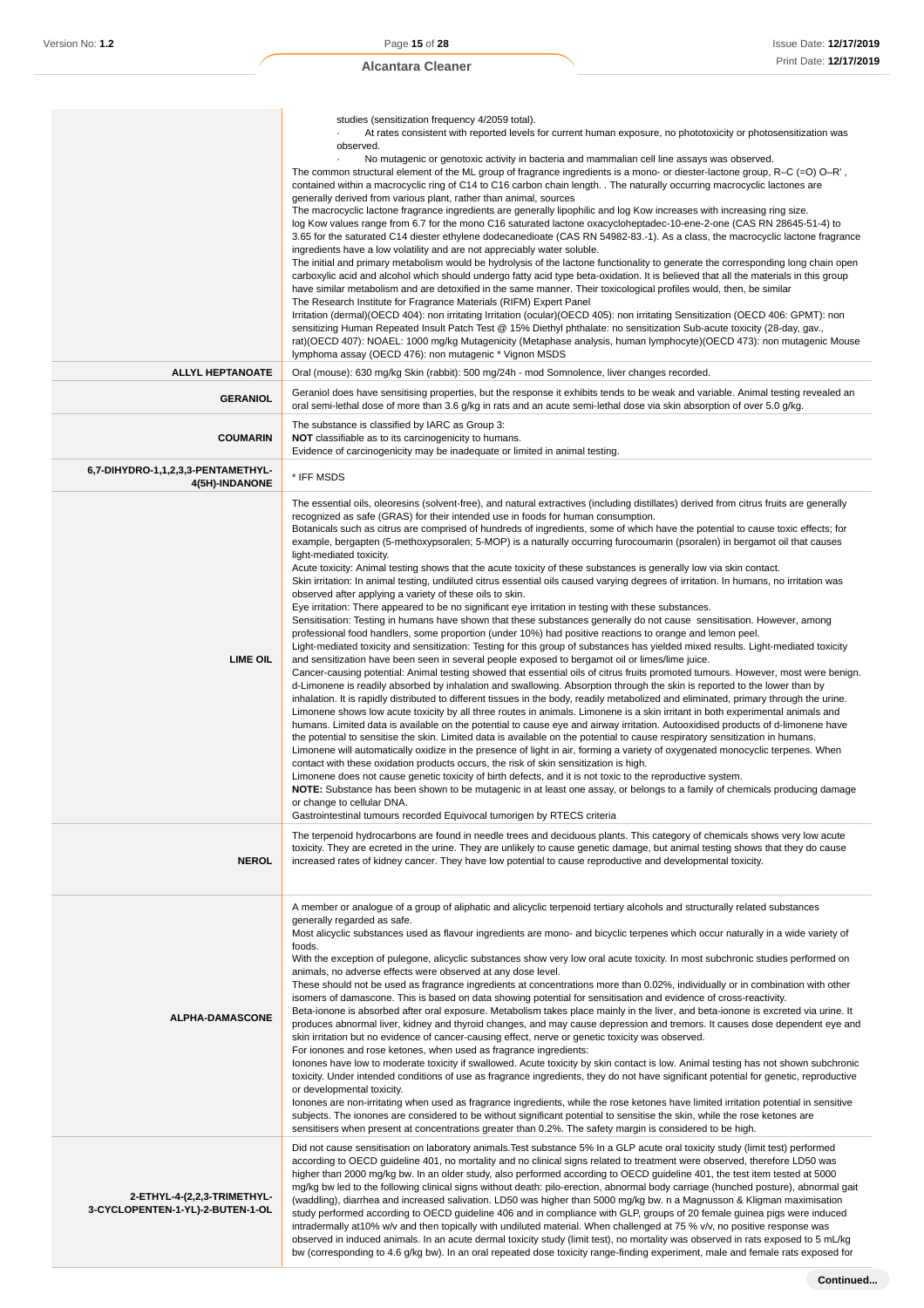| | |
|---|---|
| | studies (sensitization frequency 4/2059 total).<br>· At rates consistent with reported levels for current human exposure, no phototoxicity or photosensitization was observed.<br>· No mutagenic or genotoxic activity in bacteria and mammalian cell line assays was observed.<br>The common structural element of the ML group of fragrance ingredients is a mono- or diester-lactone group, R–C (=O) O–R' , contained within a macrocyclic ring of C14 to C16 carbon chain length. . The naturally occurring macrocyclic lactones are generally derived from various plant, rather than animal, sources<br>The macrocyclic lactone fragrance ingredients are generally lipophilic and log Kow increases with increasing ring size.<br>log Kow values range from 6.7 for the mono C16 saturated lactone oxacycloheptadec-10-ene-2-one (CAS RN 28645-51-4) to 3.65 for the saturated C14 diester ethylene dodecanedioate (CAS RN 54982-83.-1). As a class, the macrocyclic lactone fragrance ingredients have a low volatility and are not appreciably water soluble.<br>The initial and primary metabolism would be hydrolysis of the lactone functionality to generate the corresponding long chain open carboxylic acid and alcohol which should undergo fatty acid type beta-oxidation. It is believed that all the materials in this group have similar metabolism and are detoxified in the same manner. Their toxicological profiles would, then, be similar<br>The Research Institute for Fragrance Materials (RIFM) Expert Panel<br>Irritation (dermal)(OECD 404): non irritating Irritation (ocular)(OECD 405): non irritating Sensitization (OECD 406: GPMT): non sensitizing Human Repeated Insult Patch Test @ 15% Diethyl phthalate: no sensitization Sub-acute toxicity (28-day, gav., rat)(OECD 407): NOAEL: 1000 mg/kg Mutagenicity (Metaphase analysis, human lymphocyte)(OECD 473): non mutagenic Mouse lymphoma assay (OECD 476): non mutagenic * Vignon MSDS |
| **ALLYL HEPTANOATE** | Oral (mouse): 630 mg/kg Skin (rabbit): 500 mg/24h - mod Somnolence, liver changes recorded. |
| **GERANIOL** | Geraniol does have sensitising properties, but the response it exhibits tends to be weak and variable. Animal testing revealed an oral semi-lethal dose of more than 3.6 g/kg in rats and an acute semi-lethal dose via skin absorption of over 5.0 g/kg. |
| **COUMARIN** | The substance is classified by IARC as Group 3:<br>**NOT** classifiable as to its carcinogenicity to humans.<br>Evidence of carcinogenicity may be inadequate or limited in animal testing. |
| **6,7-DIHYDRO-1,1,2,3,3-PENTAMETHYL-4(5H)-INDANONE** | * IFF MSDS |
| **LIME OIL** | The essential oils, oleoresins (solvent-free), and natural extractives (including distillates) derived from citrus fruits are generally recognized as safe (GRAS) for their intended use in foods for human consumption.<br>Botanicals such as citrus are comprised of hundreds of ingredients, some of which have the potential to cause toxic effects; for example, bergapten (5-methoxypsoralen; 5-MOP) is a naturally occurring furocoumarin (psoralen) in bergamot oil that causes light-mediated toxicity.<br>Acute toxicity: Animal testing shows that the acute toxicity of these substances is generally low via skin contact.<br>Skin irritation: In animal testing, undiluted citrus essential oils caused varying degrees of irritation. In humans, no irritation was observed after applying a variety of these oils to skin.<br>Eye irritation: There appeared to be no significant eye irritation in testing with these substances.<br>Sensitisation: Testing in humans have shown that these substances generally do not cause sensitisation. However, among professional food handlers, some proportion (under 10%) had positive reactions to orange and lemon peel.<br>Light-mediated toxicity and sensitization: Testing for this group of substances has yielded mixed results. Light-mediated toxicity and sensitization have been seen in several people exposed to bergamot oil or limes/lime juice.<br>Cancer-causing potential: Animal testing showed that essential oils of citrus fruits promoted tumours. However, most were benign.<br>d-Limonene is readily absorbed by inhalation and swallowing. Absorption through the skin is reported to the lower than by inhalation. It is rapidly distributed to different tissues in the body, readily metabolized and eliminated, primary through the urine.<br>Limonene shows low acute toxicity by all three routes in animals. Limonene is a skin irritant in both experimental animals and humans. Limited data is available on the potential to cause eye and airway irritation. Autooxidised products of d-limonene have the potential to sensitise the skin. Limited data is available on the potential to cause respiratory sensitization in humans.<br>Limonene will automatically oxidize in the presence of light in air, forming a variety of oxygenated monocyclic terpenes. When contact with these oxidation products occurs, the risk of skin sensitization is high.<br>Limonene does not cause genetic toxicity of birth defects, and it is not toxic to the reproductive system.<br>**NOTE:** Substance has been shown to be mutagenic in at least one assay, or belongs to a family of chemicals producing damage or change to cellular DNA.<br>Gastrointestinal tumours recorded Equivocal tumorigen by RTECS criteria |
| **NEROL** | The terpenoid hydrocarbons are found in needle trees and deciduous plants. This category of chemicals shows very low acute toxicity. They are ecreted in the urine. They are unlikely to cause genetic damage, but animal testing shows that they do cause increased rates of kidney cancer. They have low potential to cause reproductive and developmental toxicity. |
| **ALPHA-DAMASCONE** | A member or analogue of a group of aliphatic and alicyclic terpenoid tertiary alcohols and structurally related substances generally regarded as safe.<br>Most alicyclic substances used as flavour ingredients are mono- and bicyclic terpenes which occur naturally in a wide variety of foods.<br>With the exception of pulegone, alicyclic substances show very low oral acute toxicity. In most subchronic studies performed on animals, no adverse effects were observed at any dose level.<br>These should not be used as fragrance ingredients at concentrations more than 0.02%, individually or in combination with other isomers of damascone. This is based on data showing potential for sensitisation and evidence of cross-reactivity.<br>Beta-ionone is absorbed after oral exposure. Metabolism takes place mainly in the liver, and beta-ionone is excreted via urine. It produces abnormal liver, kidney and thyroid changes, and may cause depression and tremors. It causes dose dependent eye and skin irritation but no evidence of cancer-causing effect, nerve or genetic toxicity was observed.<br>For ionones and rose ketones, when used as fragrance ingredients:<br>Ionones have low to moderate toxicity if swallowed. Acute toxicity by skin contact is low. Animal testing has not shown subchronic toxicity. Under intended conditions of use as fragrance ingredients, they do not have significant potential for genetic, reproductive or developmental toxicity.<br>Ionones are non-irritating when used as fragrance ingredients, while the rose ketones have limited irritation potential in sensitive subjects. The ionones are considered to be without significant potential to sensitise the skin, while the rose ketones are sensitisers when present at concentrations greater than 0.2%. The safety margin is considered to be high. |
| **2-ETHYL-4-(2,2,3-TRIMETHYL-3-CYCLOPENTEN-1-YL)-2-BUTEN-1-OL** | Did not cause sensitisation on laboratory animals.Test substance 5% In a GLP acute oral toxicity study (limit test) performed according to OECD guideline 401, no mortality and no clinical signs related to treatment were observed, therefore LD50 was higher than 2000 mg/kg bw. In an older study, also performed according to OECD guideline 401, the test item tested at 5000 mg/kg bw led to the following clinical signs without death: pilo-erection, abnormal body carriage (hunched posture), abnormal gait (waddling), diarrhea and increased salivation. LD50 was higher than 5000 mg/kg bw. n a Magnusson & Kligman maximisation study performed according to OECD guideline 406 and in compliance with GLP, groups of 20 female guinea pigs were induced intradermally at10% w/v and then topically with undiluted material. When challenged at 75 % v/v, no positive response was observed in induced animals. In an acute dermal toxicity study (limit test), no mortality was observed in rats exposed to 5 mL/kg bw (corresponding to 4.6 g/kg bw). In an oral repeated dose toxicity range-finding experiment, male and female rats exposed for |

**Continued...**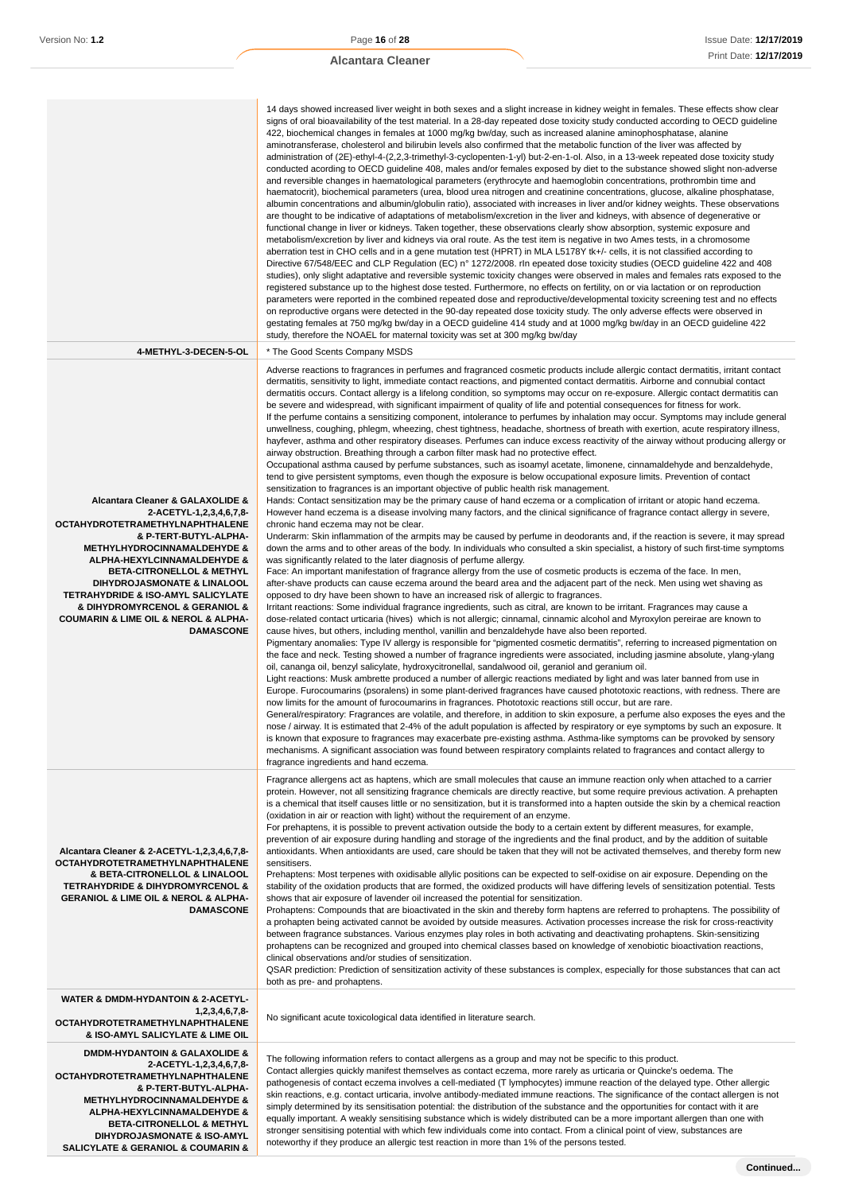| | |
|---|---|
| | 14 days showed increased liver weight in both sexes and a slight increase in kidney weight in females. These effects show clear signs of oral bioavailability of the test material. In a 28-day repeated dose toxicity study conducted according to OECD guideline 422, biochemical changes in females at 1000 mg/kg bw/day, such as increased alanine aminophosphatase, alanine aminotransferase, cholesterol and bilirubin levels also confirmed that the metabolic function of the liver was affected by administration of (2E)-ethyl-4-(2,2,3-trimethyl-3-cyclopenten-1-yl) but-2-en-1-ol. Also, in a 13-week repeated dose toxicity study conducted according to OECD guideline 408, males and/or females exposed by diet to the substance showed slight non-adverse and reversible changes in haematological parameters (erythrocyte and haemoglobin concentrations, prothrombin time and haematocrit), biochemical parameters (urea, blood urea nitrogen and creatinine concentrations, glucose, alkaline phosphatase, albumin concentrations and albumin/globulin ratio), associated with increases in liver and/or kidney weights. These observations are thought to be indicative of adaptations of metabolism/excretion in the liver and kidneys, with absence of degenerative or functional change in liver or kidneys. Taken together, these observations clearly show absorption, systemic exposure and metabolism/excretion by liver and kidneys via oral route. As the test item is negative in two Ames tests, in a chromosome aberration test in CHO cells and in a gene mutation test (HPRT) in MLA L5178Y tk+/- cells, it is not classified according to Directive 67/548/EEC and CLP Regulation (EC) n° 1272/2008. rIn epeated dose toxicity studies (OECD guideline 422 and 408 studies), only slight adaptative and reversible systemic toxicity changes were observed in males and females rats exposed to the registered substance up to the highest dose tested. Furthermore, no effects on fertility, on or via lactation or on reproduction parameters were reported in the combined repeated dose and reproductive/developmental toxicity screening test and no effects on reproductive organs were detected in the 90-day repeated dose toxicity study. The only adverse effects were observed in gestating females at 750 mg/kg bw/day in a OECD guideline 414 study and at 1000 mg/kg bw/day in an OECD guideline 422 study, therefore the NOAEL for maternal toxicity was set at 300 mg/kg bw/day |
| **4-METHYL-3-DECEN-5-OL** | * The Good Scents Company MSDS |
| **Alcantara Cleaner & GALAXOLIDE & 2-ACETYL-1,2,3,4,6,7,8-OCTAHYDROTETRAMETHYLNAPHTHALENE & P-TERT-BUTYL-ALPHA-METHYLHYDROCINNAMALDEHYDE & ALPHA-HEXYLCINNAMALDEHYDE & BETA-CITRONELLOL & METHYL DIHYDROJASMONATE & LINALOOL TETRAHYDRIDE & ISO-AMYL SALICYLATE & DIHYDROMYRCENOL & GERANIOL & COUMARIN & LIME OIL & NEROL & ALPHA-DAMASCONE** | Adverse reactions to fragrances in perfumes and fragranced cosmetic products include allergic contact dermatitis, irritant contact dermatitis, sensitivity to light, immediate contact reactions, and pigmented contact dermatitis. Airborne and connubial contact dermatitis occurs. Contact allergy is a lifelong condition, so symptoms may occur on re-exposure. Allergic contact dermatitis can be severe and widespread, with significant impairment of quality of life and potential consequences for fitness for work.<br>If the perfume contains a sensitizing component, intolerance to perfumes by inhalation may occur. Symptoms may include general unwellness, coughing, phlegm, wheezing, chest tightness, headache, shortness of breath with exertion, acute respiratory illness, hayfever, asthma and other respiratory diseases. Perfumes can induce excess reactivity of the airway without producing allergy or airway obstruction. Breathing through a carbon filter mask had no protective effect.<br>Occupational asthma caused by perfume substances, such as isoamyl acetate, limonene, cinnamaldehyde and benzaldehyde, tend to give persistent symptoms, even though the exposure is below occupational exposure limits. Prevention of contact sensitization to fragrances is an important objective of public health risk management.<br>Hands: Contact sensitization may be the primary cause of hand eczema or a complication of irritant or atopic hand eczema. However hand eczema is a disease involving many factors, and the clinical significance of fragrance contact allergy in severe, chronic hand eczema may not be clear.<br>Underarm: Skin inflammation of the armpits may be caused by perfume in deodorants and, if the reaction is severe, it may spread down the arms and to other areas of the body. In individuals who consulted a skin specialist, a history of such first-time symptoms was significantly related to the later diagnosis of perfume allergy.<br>Face: An important manifestation of fragrance allergy from the use of cosmetic products is eczema of the face. In men, after-shave products can cause eczema around the beard area and the adjacent part of the neck. Men using wet shaving as opposed to dry have been shown to have an increased risk of allergic to fragrances.<br>Irritant reactions: Some individual fragrance ingredients, such as citral, are known to be irritant. Fragrances may cause a dose-related contact urticaria (hives) which is not allergic; cinnamal, cinnamic alcohol and Myroxylon pereirae are known to cause hives, but others, including menthol, vanillin and benzaldehyde have also been reported.<br>Pigmentary anomalies: Type IV allergy is responsible for "pigmented cosmetic dermatitis", referring to increased pigmentation on the face and neck. Testing showed a number of fragrance ingredients were associated, including jasmine absolute, ylang-ylang oil, cananga oil, benzyl salicylate, hydroxycitronellal, sandalwood oil, geraniol and geranium oil.<br>Light reactions: Musk ambrette produced a number of allergic reactions mediated by light and was later banned from use in Europe. Furocoumarins (psoralens) in some plant-derived fragrances have caused phototoxic reactions, with redness. There are now limits for the amount of furocoumarins in fragrances. Phototoxic reactions still occur, but are rare.<br>General/respiratory: Fragrances are volatile, and therefore, in addition to skin exposure, a perfume also exposes the eyes and the nose / airway. It is estimated that 2-4% of the adult population is affected by respiratory or eye symptoms by such an exposure. It is known that exposure to fragrances may exacerbate pre-existing asthma. Asthma-like symptoms can be provoked by sensory mechanisms. A significant association was found between respiratory complaints related to fragrances and contact allergy to fragrance ingredients and hand eczema. |
| **Alcantara Cleaner & 2-ACETYL-1,2,3,4,6,7,8-OCTAHYDROTETRAMETHYLNAPHTHALENE & BETA-CITRONELLOL & LINALOOL TETRAHYDRIDE & DIHYDROMYRCENOL & GERANIOL & LIME OIL & NEROL & ALPHA-DAMASCONE** | Fragrance allergens act as haptens, which are small molecules that cause an immune reaction only when attached to a carrier protein. However, not all sensitizing fragrance chemicals are directly reactive, but some require previous activation. A prehapten is a chemical that itself causes little or no sensitization, but it is transformed into a hapten outside the skin by a chemical reaction (oxidation in air or reaction with light) without the requirement of an enzyme.<br>For prehaptens, it is possible to prevent activation outside the body to a certain extent by different measures, for example, prevention of air exposure during handling and storage of the ingredients and the final product, and by the addition of suitable antioxidants. When antioxidants are used, care should be taken that they will not be activated themselves, and thereby form new sensitisers.<br>Prehaptens: Most terpenes with oxidisable allylic positions can be expected to self-oxidise on air exposure. Depending on the stability of the oxidation products that are formed, the oxidized products will have differing levels of sensitization potential. Tests shows that air exposure of lavender oil increased the potential for sensitization.<br>Prohaptens: Compounds that are bioactivated in the skin and thereby form haptens are referred to prohaptens. The possibility of a prohapten being activated cannot be avoided by outside measures. Activation processes increase the risk for cross-reactivity between fragrance substances. Various enzymes play roles in both activating and deactivating prohaptens. Skin-sensitizing prohaptens can be recognized and grouped into chemical classes based on knowledge of xenobiotic bioactivation reactions, clinical observations and/or studies of sensitization.<br>QSAR prediction: Prediction of sensitization activity of these substances is complex, especially for those substances that can act both as pre- and prohaptens. |
| **WATER & DMDM-HYDANTOIN & 2-ACETYL-1,2,3,4,6,7,8-OCTAHYDROTETRAMETHYLNAPHTHALENE & ISO-AMYL SALICYLATE & LIME OIL** | No significant acute toxicological data identified in literature search. |
| **DMDM-HYDANTOIN & GALAXOLIDE & 2-ACETYL-1,2,3,4,6,7,8-OCTAHYDROTETRAMETHYLNAPHTHALENE & P-TERT-BUTYL-ALPHA-METHYLHYDROCINNAMALDEHYDE & ALPHA-HEXYLCINNAMALDEHYDE & BETA-CITRONELLOL & METHYL DIHYDROJASMONATE & ISO-AMYL SALICYLATE & GERANIOL & COUMARIN &** | The following information refers to contact allergens as a group and may not be specific to this product.<br>Contact allergies quickly manifest themselves as contact eczema, more rarely as urticaria or Quincke's oedema. The pathogenesis of contact eczema involves a cell-mediated (T lymphocytes) immune reaction of the delayed type. Other allergic skin reactions, e.g. contact urticaria, involve antibody-mediated immune reactions. The significance of the contact allergen is not simply determined by its sensitisation potential: the distribution of the substance and the opportunities for contact with it are equally important. A weakly sensitising substance which is widely distributed can be a more important allergen than one with stronger sensitising potential with which few individuals come into contact. From a clinical point of view, substances are noteworthy if they produce an allergic test reaction in more than 1% of the persons tested. |

Continued...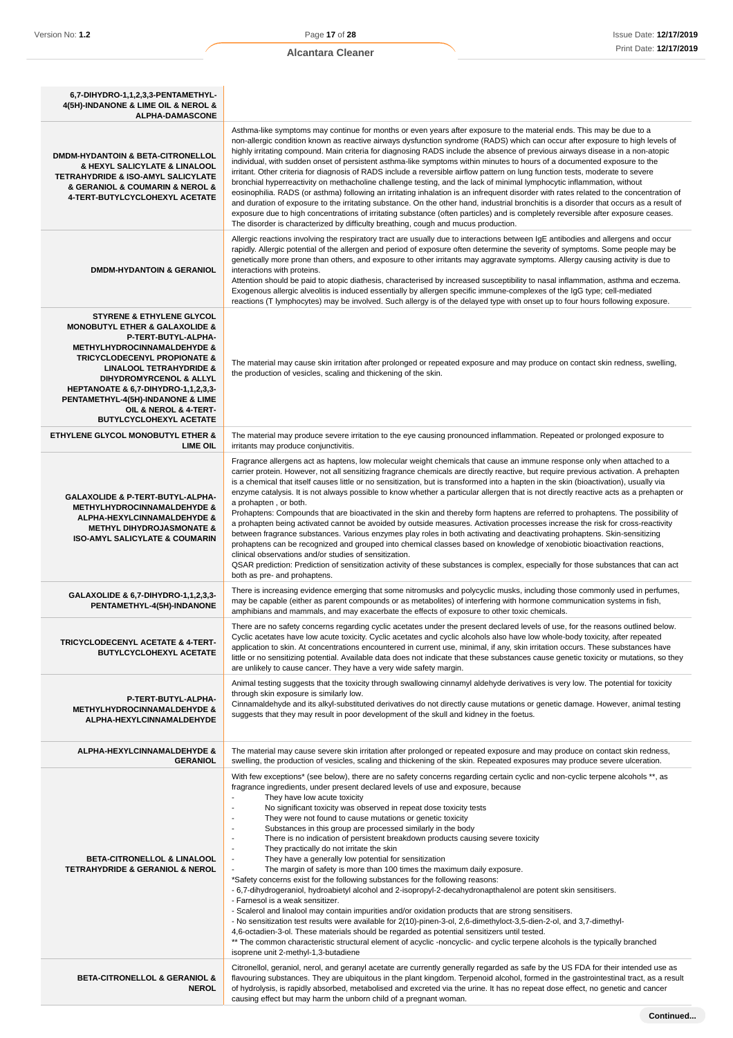| | |
|---|---|
| **6,7-DIHYDRO-1,1,2,3,3-PENTAMETHYL-4(5H)-INDANONE & LIME OIL & NEROL & ALPHA-DAMASCONE** | |
| **DMDM-HYDANTOIN & BETA-CITRONELLOL & HEXYL SALICYLATE & LINALOOL TETRAHYDRIDE & ISO-AMYL SALICYLATE & GERANIOL & COUMARIN & NEROL & 4-TERT-BUTYLCYCLOHEXYL ACETATE** | Asthma-like symptoms may continue for months or even years after exposure to the material ends. This may be due to a non-allergic condition known as reactive airways dysfunction syndrome (RADS) which can occur after exposure to high levels of highly irritating compound. Main criteria for diagnosing RADS include the absence of previous airways disease in a non-atopic individual, with sudden onset of persistent asthma-like symptoms within minutes to hours of a documented exposure to the irritant. Other criteria for diagnosis of RADS include a reversible airflow pattern on lung function tests, moderate to severe bronchial hyperreactivity on methacholine challenge testing, and the lack of minimal lymphocytic inflammation, without eosinophilia. RADS (or asthma) following an irritating inhalation is an infrequent disorder with rates related to the concentration of and duration of exposure to the irritating substance. On the other hand, industrial bronchitis is a disorder that occurs as a result of exposure due to high concentrations of irritating substance (often particles) and is completely reversible after exposure ceases. The disorder is characterized by difficulty breathing, cough and mucus production. |
| **DMDM-HYDANTOIN & GERANIOL** | Allergic reactions involving the respiratory tract are usually due to interactions between IgE antibodies and allergens and occur rapidly. Allergic potential of the allergen and period of exposure often determine the severity of symptoms. Some people may be genetically more prone than others, and exposure to other irritants may aggravate symptoms. Allergy causing activity is due to interactions with proteins.<br>Attention should be paid to atopic diathesis, characterised by increased susceptibility to nasal inflammation, asthma and eczema. Exogenous allergic alveolitis is induced essentially by allergen specific immune-complexes of the IgG type; cell-mediated reactions (T lymphocytes) may be involved. Such allergy is of the delayed type with onset up to four hours following exposure. |
| **STYRENE & ETHYLENE GLYCOL MONOBUTYL ETHER & GALAXOLIDE & P-TERT-BUTYL-ALPHA-METHYLHYDROCINNAMALDEHYDE & TRICYCLODECENYL PROPIONATE & LINALOOL TETRAHYDRIDE & DIHYDROMYRCENOL & ALLYL HEPTANOATE & 6,7-DIHYDRO-1,1,2,3,3-PENTAMETHYL-4(5H)-INDANONE & LIME OIL & NEROL & 4-TERT-BUTYLCYCLOHEXYL ACETATE** | The material may cause skin irritation after prolonged or repeated exposure and may produce on contact skin redness, swelling, the production of vesicles, scaling and thickening of the skin. |
| **ETHYLENE GLYCOL MONOBUTYL ETHER & LIME OIL** | The material may produce severe irritation to the eye causing pronounced inflammation. Repeated or prolonged exposure to irritants may produce conjunctivitis. |
| **GALAXOLIDE & P-TERT-BUTYL-ALPHA-METHYLHYDROCINNAMALDEHYDE & ALPHA-HEXYLCINNAMALDEHYDE & METHYL DIHYDROJASMONATE & ISO-AMYL SALICYLATE & COUMARIN** | Fragrance allergens act as haptens, low molecular weight chemicals that cause an immune response only when attached to a carrier protein. However, not all sensitizing fragrance chemicals are directly reactive, but require previous activation. A prehapten is a chemical that itself causes little or no sensitization, but is transformed into a hapten in the skin (bioactivation), usually via enzyme catalysis. It is not always possible to know whether a particular allergen that is not directly reactive acts as a prehapten or a prohapten , or both.<br>Prohaptens: Compounds that are bioactivated in the skin and thereby form haptens are referred to prohaptens. The possibility of a prohapten being activated cannot be avoided by outside measures. Activation processes increase the risk for cross-reactivity between fragrance substances. Various enzymes play roles in both activating and deactivating prohaptens. Skin-sensitizing prohaptens can be recognized and grouped into chemical classes based on knowledge of xenobiotic bioactivation reactions, clinical observations and/or studies of sensitization.<br>QSAR prediction: Prediction of sensitization activity of these substances is complex, especially for those substances that can act both as pre- and prohaptens. |
| **GALAXOLIDE & 6,7-DIHYDRO-1,1,2,3,3-PENTAMETHYL-4(5H)-INDANONE** | There is increasing evidence emerging that some nitromusks and polycyclic musks, including those commonly used in perfumes, may be capable (either as parent compounds or as metabolites) of interfering with hormone communication systems in fish, amphibians and mammals, and may exacerbate the effects of exposure to other toxic chemicals. |
| **TRICYCLODECENYL ACETATE & 4-TERT-BUTYLCYCLOHEXYL ACETATE** | There are no safety concerns regarding cyclic acetates under the present declared levels of use, for the reasons outlined below. Cyclic acetates have low acute toxicity. Cyclic acetates and cyclic alcohols also have low whole-body toxicity, after repeated application to skin. At concentrations encountered in current use, minimal, if any, skin irritation occurs. These substances have little or no sensitizing potential. Available data does not indicate that these substances cause genetic toxicity or mutations, so they are unlikely to cause cancer. They have a very wide safety margin. |
| **P-TERT-BUTYL-ALPHA-METHYLHYDROCINNAMALDEHYDE & ALPHA-HEXYLCINNAMALDEHYDE** | Animal testing suggests that the toxicity through swallowing cinnamyl aldehyde derivatives is very low. The potential for toxicity through skin exposure is similarly low.<br>Cinnamaldehyde and its alkyl-substituted derivatives do not directly cause mutations or genetic damage. However, animal testing suggests that they may result in poor development of the skull and kidney in the foetus. |
| **ALPHA-HEXYLCINNAMALDEHYDE & GERANIOL** | The material may cause severe skin irritation after prolonged or repeated exposure and may produce on contact skin redness, swelling, the production of vesicles, scaling and thickening of the skin. Repeated exposures may produce severe ulceration. |
| **BETA-CITRONELLOL & LINALOOL TETRAHYDRIDE & GERANIOL & NEROL** | With few exceptions* (see below), there are no safety concerns regarding certain cyclic and non-cyclic terpene alcohols **, as fragrance ingredients, under present declared levels of use and exposure, because<br>- They have low acute toxicity<br>- No significant toxicity was observed in repeat dose toxicity tests<br>- They were not found to cause mutations or genetic toxicity<br>- Substances in this group are processed similarly in the body<br>- There is no indication of persistent breakdown products causing severe toxicity<br>- They practically do not irritate the skin<br>- They have a generally low potential for sensitization<br>- The margin of safety is more than 100 times the maximum daily exposure.<br>*Safety concerns exist for the following substances for the following reasons:<br>- 6,7-dihydrogeraniol, hydroabietyl alcohol and 2-isopropyl-2-decahydronapthalenol are potent skin sensitisers.<br>- Farnesol is a weak sensitizer.<br>- Scalerol and linalool may contain impurities and/or oxidation products that are strong sensitisers.<br>- No sensitization test results were available for 2(10)-pinen-3-ol, 2,6-dimethyloct-3,5-dien-2-ol, and 3,7-dimethyl-4,6-octadien-3-ol. These materials should be regarded as potential sensitizers until tested.<br>** The common characteristic structural element of acyclic -noncyclic- and cyclic terpene alcohols is the typically branched isoprene unit 2-methyl-1,3-butadiene |
| **BETA-CITRONELLOL & GERANIOL & NEROL** | Citronellol, geraniol, nerol, and geranyl acetate are currently generally regarded as safe by the US FDA for their intended use as flavouring substances. They are ubiquitous in the plant kingdom. Terpenoid alcohol, formed in the gastrointestinal tract, as a result of hydrolysis, is rapidly absorbed, metabolised and excreted via the urine. It has no repeat dose effect, no genetic and cancer causing effect but may harm the unborn child of a pregnant woman. |

Continued...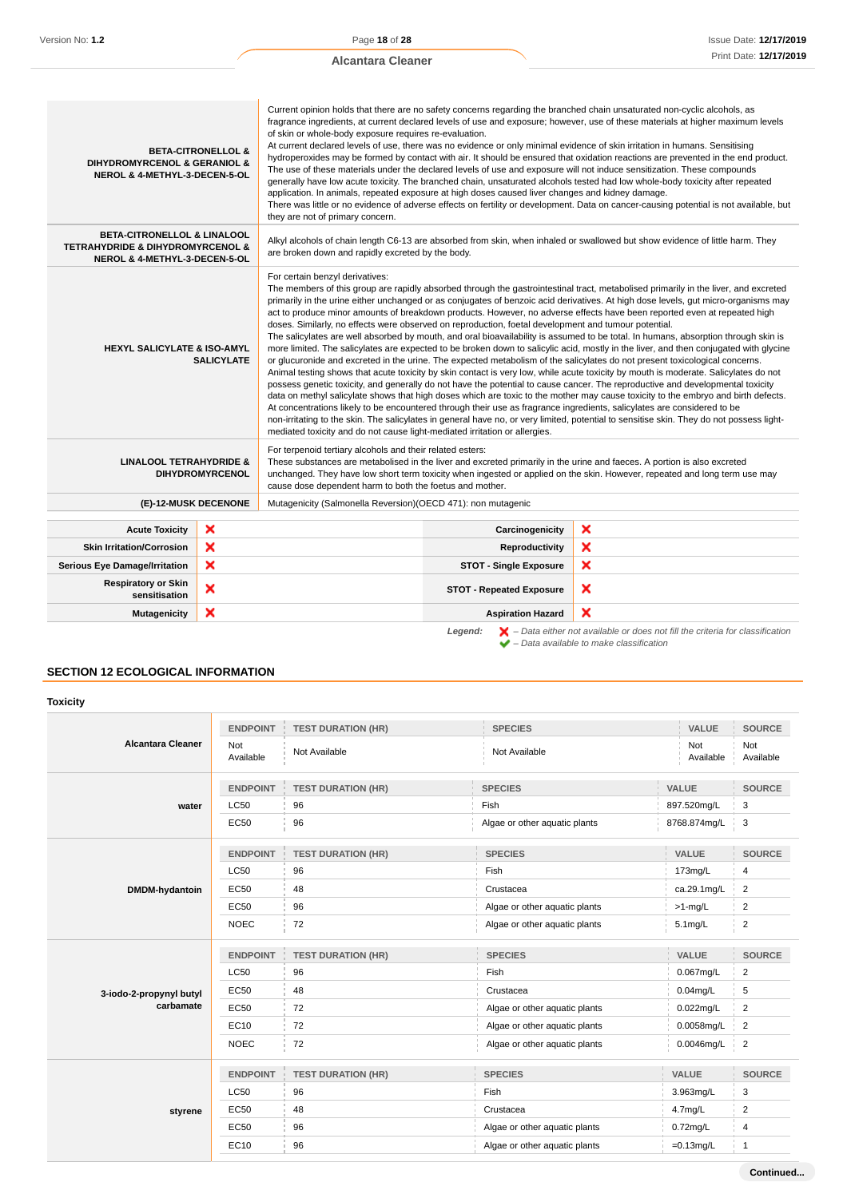| | |
|---|---|
| **BETA-CITRONELLOL & DIHYDROMYRCENOL & GERANIOL & NEROL & 4-METHYL-3-DECEN-5-OL** | Current opinion holds that there are no safety concerns regarding the branched chain unsaturated non-cyclic alcohols, as fragrance ingredients, at current declared levels of use and exposure; however, use of these materials at higher maximum levels of skin or whole-body exposure requires re-evaluation.<br>At current declared levels of use, there was no evidence or only minimal evidence of skin irritation in humans. Sensitising hydroperoxides may be formed by contact with air. It should be ensured that oxidation reactions are prevented in the end product. The use of these materials under the declared levels of use and exposure will not induce sensitization. These compounds generally have low acute toxicity. The branched chain, unsaturated alcohols tested had low whole-body toxicity after repeated application. In animals, repeated exposure at high doses caused liver changes and kidney damage.<br>There was little or no evidence of adverse effects on fertility or development. Data on cancer-causing potential is not available, but they are not of primary concern. |
| **BETA-CITRONELLOL & LINALOOL TETRAHYDRIDE & DIHYDROMYRCENOL & NEROL & 4-METHYL-3-DECEN-5-OL** | Alkyl alcohols of chain length C6-13 are absorbed from skin, when inhaled or swallowed but show evidence of little harm. They are broken down and rapidly excreted by the body. |
| **HEXYL SALICYLATE & ISO-AMYL SALICYLATE** | For certain benzyl derivatives:<br>The members of this group are rapidly absorbed through the gastrointestinal tract, metabolised primarily in the liver, and excreted primarily in the urine either unchanged or as conjugates of benzoic acid derivatives. At high dose levels, gut micro-organisms may act to produce minor amounts of breakdown products. However, no adverse effects have been reported even at repeated high doses. Similarly, no effects were observed on reproduction, foetal development and tumour potential.<br>The salicylates are well absorbed by mouth, and oral bioavailability is assumed to be total. In humans, absorption through skin is more limited. The salicylates are expected to be broken down to salicylic acid, mostly in the liver, and then conjugated with glycine or glucuronide and excreted in the urine. The expected metabolism of the salicylates do not present toxicological concerns. Animal testing shows that acute toxicity by skin contact is very low, while acute toxicity by mouth is moderate. Salicylates do not possess genetic toxicity, and generally do not have the potential to cause cancer. The reproductive and developmental toxicity data on methyl salicylate shows that high doses which are toxic to the mother may cause toxicity to the embryo and birth defects. At concentrations likely to be encountered through their use as fragrance ingredients, salicylates are considered to be non-irritating to the skin. The salicylates in general have no, or very limited, potential to sensitise skin. They do not possess light-mediated toxicity and do not cause light-mediated irritation or allergies. |
| **LINALOOL TETRAHYDRIDE & DIHYDROMYRCENOL** | For terpenoid tertiary alcohols and their related esters:<br>These substances are metabolised in the liver and excreted primarily in the urine and faeces. A portion is also excreted unchanged. They have low short term toxicity when ingested or applied on the skin. However, repeated and long term use may cause dose dependent harm to both the foetus and mother. |
| **(E)-12-MUSK DECENONE** | Mutagenicity (Salmonella Reversion)(OECD 471): non mutagenic |

| | | | |
|---|---|---|---|
| **Acute Toxicity** | ✘ | **Carcinogenicity** | ✘ |
| **Skin Irritation/Corrosion** | ✘ | **Reproductivity** | ✘ |
| **Serious Eye Damage/Irritation** | ✘ | **STOT - Single Exposure** | ✘ |
| **Respiratory or Skin sensitisation** | ✘ | **STOT - Repeated Exposure** | ✘ |
| **Mutagenicity** | ✘ | **Aspiration Hazard** | ✘ |

*Legend:* ✘ *– Data either not available or does not fill the criteria for classification*
✔ *– Data available to make classification*

## SECTION 12 ECOLOGICAL INFORMATION

### Toxicity

| | ENDPOINT | TEST DURATION (HR) | SPECIES | VALUE | SOURCE |
|---|---|---|---|---|---|
| **Alcantara Cleaner** | Not Available | Not Available | Not Available | Not Available | Not Available |

| | ENDPOINT | TEST DURATION (HR) | SPECIES | VALUE | SOURCE |
|---|---|---|---|---|---|
| **water** | LC50 | 96 | Fish | 897.520mg/L | 3 |
| | EC50 | 96 | Algae or other aquatic plants | 8768.874mg/L | 3 |

| | ENDPOINT | TEST DURATION (HR) | SPECIES | VALUE | SOURCE |
|---|---|---|---|---|---|
| **DMDM-hydantoin** | LC50 | 96 | Fish | 173mg/L | 4 |
| | EC50 | 48 | Crustacea | ca.29.1mg/L | 2 |
| | EC50 | 96 | Algae or other aquatic plants | >1-mg/L | 2 |
| | NOEC | 72 | Algae or other aquatic plants | 5.1mg/L | 2 |

| | ENDPOINT | TEST DURATION (HR) | SPECIES | VALUE | SOURCE |
|---|---|---|---|---|---|
| **3-iodo-2-propynyl butyl carbamate** | LC50 | 96 | Fish | 0.067mg/L | 2 |
| | EC50 | 48 | Crustacea | 0.04mg/L | 5 |
| | EC50 | 72 | Algae or other aquatic plants | 0.022mg/L | 2 |
| | EC10 | 72 | Algae or other aquatic plants | 0.0058mg/L | 2 |
| | NOEC | 72 | Algae or other aquatic plants | 0.0046mg/L | 2 |

| | ENDPOINT | TEST DURATION (HR) | SPECIES | VALUE | SOURCE |
|---|---|---|---|---|---|
| **styrene** | LC50 | 96 | Fish | 3.963mg/L | 3 |
| | EC50 | 48 | Crustacea | 4.7mg/L | 2 |
| | EC50 | 96 | Algae or other aquatic plants | 0.72mg/L | 4 |
| | EC10 | 96 | Algae or other aquatic plants | =0.13mg/L | 1 |

**Continued...**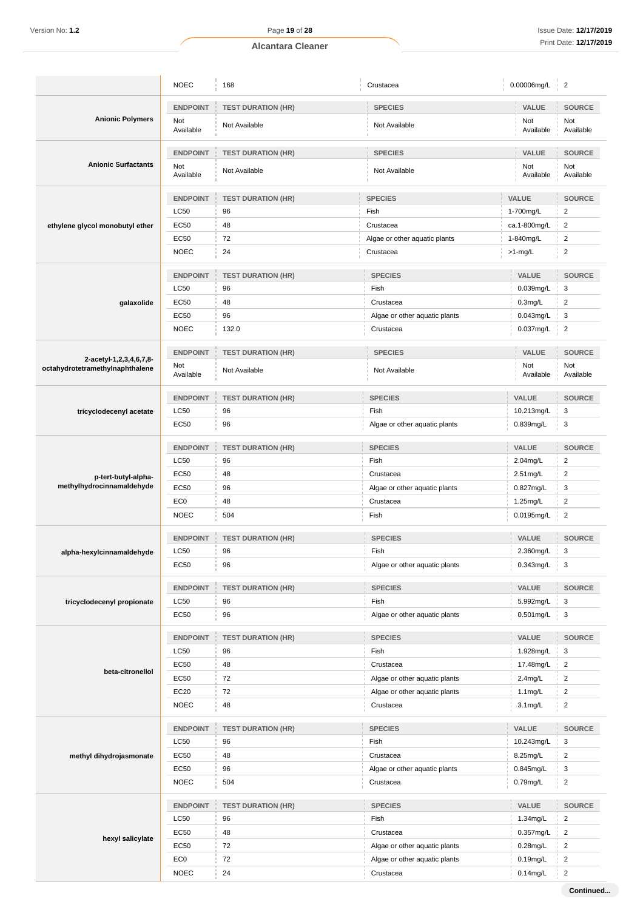| | NOEC | 168 | Crustacea | 0.00006mg/L | 2 |
|---|---|---|---|---|---|

| Anionic Polymers | ENDPOINT | TEST DURATION (HR) | SPECIES | VALUE | SOURCE |
|---|---|---|---|---|---|
| | Not Available | Not Available | Not Available | Not Available | Not Available |

| Anionic Surfactants | ENDPOINT | TEST DURATION (HR) | SPECIES | VALUE | SOURCE |
|---|---|---|---|---|---|
| | Not Available | Not Available | Not Available | Not Available | Not Available |

| ethylene glycol monobutyl ether | ENDPOINT | TEST DURATION (HR) | SPECIES | VALUE | SOURCE |
|---|---|---|---|---|---|
| | LC50 | 96 | Fish | 1-700mg/L | 2 |
| | EC50 | 48 | Crustacea | ca.1-800mg/L | 2 |
| | EC50 | 72 | Algae or other aquatic plants | 1-840mg/L | 2 |
| | NOEC | 24 | Crustacea | >1-mg/L | 2 |

| galaxolide | ENDPOINT | TEST DURATION (HR) | SPECIES | VALUE | SOURCE |
|---|---|---|---|---|---|
| | LC50 | 96 | Fish | 0.039mg/L | 3 |
| | EC50 | 48 | Crustacea | 0.3mg/L | 2 |
| | EC50 | 96 | Algae or other aquatic plants | 0.043mg/L | 3 |
| | NOEC | 132.0 | Crustacea | 0.037mg/L | 2 |

| 2-acetyl-1,2,3,4,6,7,8-octahydrotetramethylnaphthalene | ENDPOINT | TEST DURATION (HR) | SPECIES | VALUE | SOURCE |
|---|---|---|---|---|---|
| | Not Available | Not Available | Not Available | Not Available | Not Available |

| tricyclodecenyl acetate | ENDPOINT | TEST DURATION (HR) | SPECIES | VALUE | SOURCE |
|---|---|---|---|---|---|
| | LC50 | 96 | Fish | 10.213mg/L | 3 |
| | EC50 | 96 | Algae or other aquatic plants | 0.839mg/L | 3 |

| p-tert-butyl-alpha-methylhydrocinnamaldehyde | ENDPOINT | TEST DURATION (HR) | SPECIES | VALUE | SOURCE |
|---|---|---|---|---|---|
| | LC50 | 96 | Fish | 2.04mg/L | 2 |
| | EC50 | 48 | Crustacea | 2.51mg/L | 2 |
| | EC50 | 96 | Algae or other aquatic plants | 0.827mg/L | 3 |
| | EC0 | 48 | Crustacea | 1.25mg/L | 2 |
| | NOEC | 504 | Fish | 0.0195mg/L | 2 |

| alpha-hexylcinnamaldehyde | ENDPOINT | TEST DURATION (HR) | SPECIES | VALUE | SOURCE |
|---|---|---|---|---|---|
| | LC50 | 96 | Fish | 2.360mg/L | 3 |
| | EC50 | 96 | Algae or other aquatic plants | 0.343mg/L | 3 |

| tricyclodecenyl propionate | ENDPOINT | TEST DURATION (HR) | SPECIES | VALUE | SOURCE |
|---|---|---|---|---|---|
| | LC50 | 96 | Fish | 5.992mg/L | 3 |
| | EC50 | 96 | Algae or other aquatic plants | 0.501mg/L | 3 |

| beta-citronellol | ENDPOINT | TEST DURATION (HR) | SPECIES | VALUE | SOURCE |
|---|---|---|---|---|---|
| | LC50 | 96 | Fish | 1.928mg/L | 3 |
| | EC50 | 48 | Crustacea | 17.48mg/L | 2 |
| | EC50 | 72 | Algae or other aquatic plants | 2.4mg/L | 2 |
| | EC20 | 72 | Algae or other aquatic plants | 1.1mg/L | 2 |
| | NOEC | 48 | Crustacea | 3.1mg/L | 2 |

| methyl dihydrojasmonate | ENDPOINT | TEST DURATION (HR) | SPECIES | VALUE | SOURCE |
|---|---|---|---|---|---|
| | LC50 | 96 | Fish | 10.243mg/L | 3 |
| | EC50 | 48 | Crustacea | 8.25mg/L | 2 |
| | EC50 | 96 | Algae or other aquatic plants | 0.845mg/L | 3 |
| | NOEC | 504 | Crustacea | 0.79mg/L | 2 |

| hexyl salicylate | ENDPOINT | TEST DURATION (HR) | SPECIES | VALUE | SOURCE |
|---|---|---|---|---|---|
| | LC50 | 96 | Fish | 1.34mg/L | 2 |
| | EC50 | 48 | Crustacea | 0.357mg/L | 2 |
| | EC50 | 72 | Algae or other aquatic plants | 0.28mg/L | 2 |
| | EC0 | 72 | Algae or other aquatic plants | 0.19mg/L | 2 |
| | NOEC | 24 | Crustacea | 0.14mg/L | 2 |

**Continued...**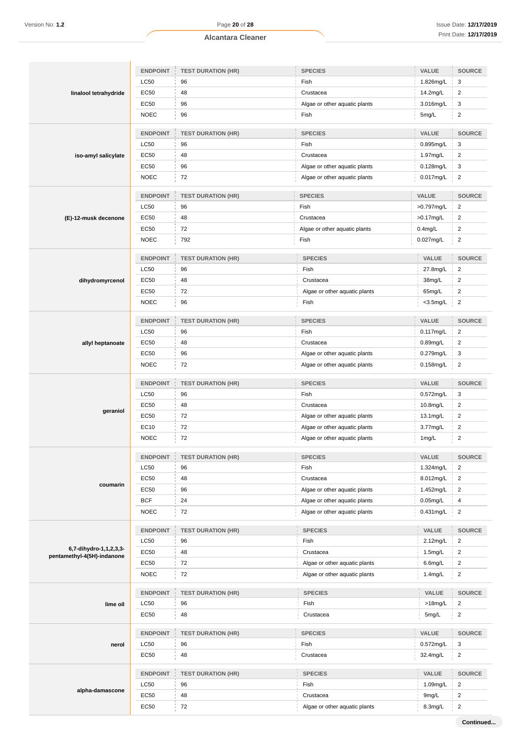| | ENDPOINT | TEST DURATION (HR) | SPECIES | VALUE | SOURCE |
|---|---|---|---|---|---|
| **linalool tetrahydride** | LC50 | 96 | Fish | 1.826mg/L | 3 |
| | EC50 | 48 | Crustacea | 14.2mg/L | 2 |
| | EC50 | 96 | Algae or other aquatic plants | 3.016mg/L | 3 |
| | NOEC | 96 | Fish | 5mg/L | 2 |

| | ENDPOINT | TEST DURATION (HR) | SPECIES | VALUE | SOURCE |
|---|---|---|---|---|---|
| **iso-amyl salicylate** | LC50 | 96 | Fish | 0.895mg/L | 3 |
| | EC50 | 48 | Crustacea | 1.97mg/L | 2 |
| | EC50 | 96 | Algae or other aquatic plants | 0.128mg/L | 3 |
| | NOEC | 72 | Algae or other aquatic plants | 0.017mg/L | 2 |

| | ENDPOINT | TEST DURATION (HR) | SPECIES | VALUE | SOURCE |
|---|---|---|---|---|---|
| **(E)-12-musk decenone** | LC50 | 96 | Fish | >0.797mg/L | 2 |
| | EC50 | 48 | Crustacea | >0.17mg/L | 2 |
| | EC50 | 72 | Algae or other aquatic plants | 0.4mg/L | 2 |
| | NOEC | 792 | Fish | 0.027mg/L | 2 |

| | ENDPOINT | TEST DURATION (HR) | SPECIES | VALUE | SOURCE |
|---|---|---|---|---|---|
| **dihydromyrcenol** | LC50 | 96 | Fish | 27.8mg/L | 2 |
| | EC50 | 48 | Crustacea | 38mg/L | 2 |
| | EC50 | 72 | Algae or other aquatic plants | 65mg/L | 2 |
| | NOEC | 96 | Fish | <3.5mg/L | 2 |

| | ENDPOINT | TEST DURATION (HR) | SPECIES | VALUE | SOURCE |
|---|---|---|---|---|---|
| **allyl heptanoate** | LC50 | 96 | Fish | 0.117mg/L | 2 |
| | EC50 | 48 | Crustacea | 0.89mg/L | 2 |
| | EC50 | 96 | Algae or other aquatic plants | 0.279mg/L | 3 |
| | NOEC | 72 | Algae or other aquatic plants | 0.158mg/L | 2 |

| | ENDPOINT | TEST DURATION (HR) | SPECIES | VALUE | SOURCE |
|---|---|---|---|---|---|
| **geraniol** | LC50 | 96 | Fish | 0.572mg/L | 3 |
| | EC50 | 48 | Crustacea | 10.8mg/L | 2 |
| | EC50 | 72 | Algae or other aquatic plants | 13.1mg/L | 2 |
| | EC10 | 72 | Algae or other aquatic plants | 3.77mg/L | 2 |
| | NOEC | 72 | Algae or other aquatic plants | 1mg/L | 2 |

| | ENDPOINT | TEST DURATION (HR) | SPECIES | VALUE | SOURCE |
|---|---|---|---|---|---|
| **coumarin** | LC50 | 96 | Fish | 1.324mg/L | 2 |
| | EC50 | 48 | Crustacea | 8.012mg/L | 2 |
| | EC50 | 96 | Algae or other aquatic plants | 1.452mg/L | 2 |
| | BCF | 24 | Algae or other aquatic plants | 0.05mg/L | 4 |
| | NOEC | 72 | Algae or other aquatic plants | 0.431mg/L | 2 |

| | ENDPOINT | TEST DURATION (HR) | SPECIES | VALUE | SOURCE |
|---|---|---|---|---|---|
| **6,7-dihydro-1,1,2,3,3-pentamethyl-4(5H)-indanone** | LC50 | 96 | Fish | 2.12mg/L | 2 |
| | EC50 | 48 | Crustacea | 1.5mg/L | 2 |
| | EC50 | 72 | Algae or other aquatic plants | 6.6mg/L | 2 |
| | NOEC | 72 | Algae or other aquatic plants | 1.4mg/L | 2 |

| | ENDPOINT | TEST DURATION (HR) | SPECIES | VALUE | SOURCE |
|---|---|---|---|---|---|
| **lime oil** | LC50 | 96 | Fish | >18mg/L | 2 |
| | EC50 | 48 | Crustacea | 5mg/L | 2 |

| | ENDPOINT | TEST DURATION (HR) | SPECIES | VALUE | SOURCE |
|---|---|---|---|---|---|
| **nerol** | LC50 | 96 | Fish | 0.572mg/L | 3 |
| | EC50 | 48 | Crustacea | 32.4mg/L | 2 |

| | ENDPOINT | TEST DURATION (HR) | SPECIES | VALUE | SOURCE |
|---|---|---|---|---|---|
| **alpha-damascone** | LC50 | 96 | Fish | 1.09mg/L | 2 |
| | EC50 | 48 | Crustacea | 9mg/L | 2 |
| | EC50 | 72 | Algae or other aquatic plants | 8.3mg/L | 2 |

**Continued...**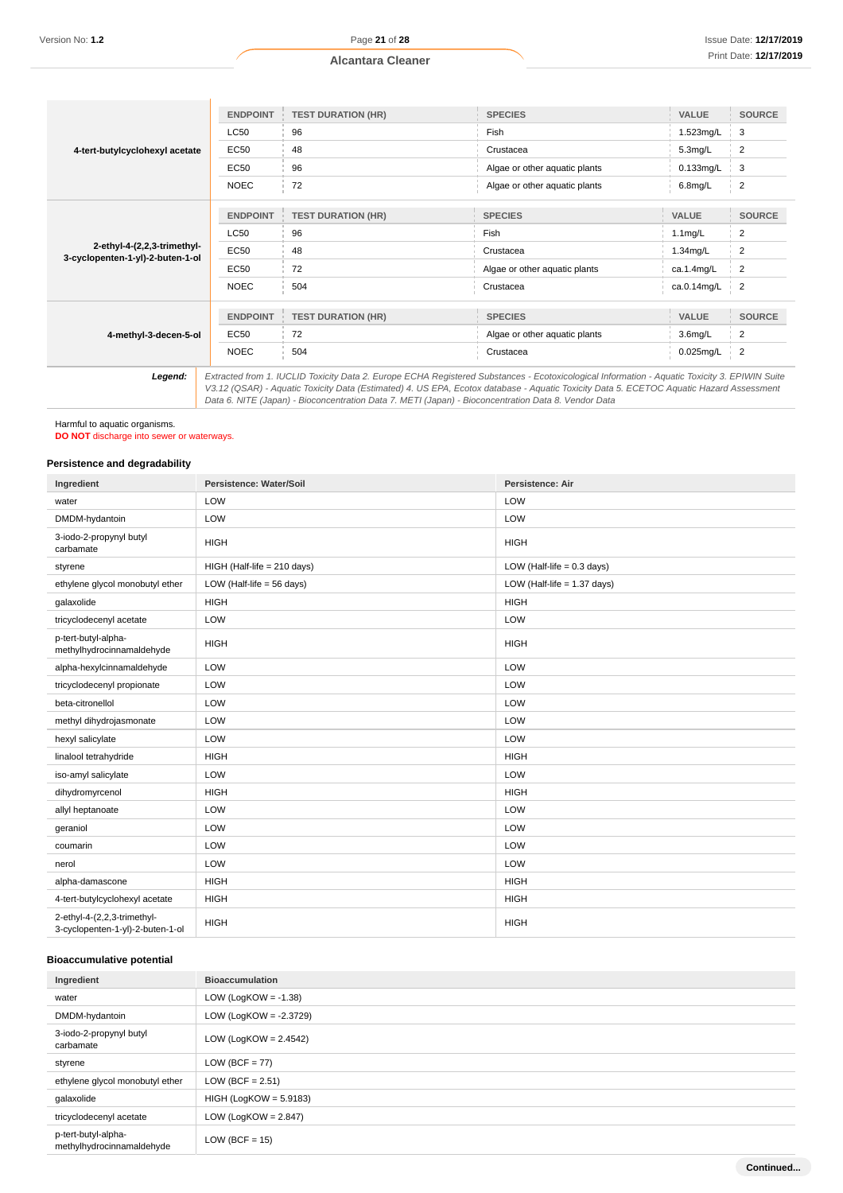| | ENDPOINT | TEST DURATION (HR) | SPECIES | VALUE | SOURCE |
|---|---|---|---|---|---|
| **4-tert-butylcyclohexyl acetate** | LC50 | 96 | Fish | 1.523mg/L | 3 |
| | EC50 | 48 | Crustacea | 5.3mg/L | 2 |
| | EC50 | 96 | Algae or other aquatic plants | 0.133mg/L | 3 |
| | NOEC | 72 | Algae or other aquatic plants | 6.8mg/L | 2 |
| **2-ethyl-4-(2,2,3-trimethyl-3-cyclopenten-1-yl)-2-buten-1-ol** | ENDPOINT | TEST DURATION (HR) | SPECIES | VALUE | SOURCE |
| | LC50 | 96 | Fish | 1.1mg/L | 2 |
| | EC50 | 48 | Crustacea | 1.34mg/L | 2 |
| | EC50 | 72 | Algae or other aquatic plants | ca.1.4mg/L | 2 |
| | NOEC | 504 | Crustacea | ca.0.14mg/L | 2 |
| **4-methyl-3-decen-5-ol** | ENDPOINT | TEST DURATION (HR) | SPECIES | VALUE | SOURCE |
| | EC50 | 72 | Algae or other aquatic plants | 3.6mg/L | 2 |
| | NOEC | 504 | Crustacea | 0.025mg/L | 2 |
| ***Legend:*** | *Extracted from 1. IUCLID Toxicity Data 2. Europe ECHA Registered Substances - Ecotoxicological Information - Aquatic Toxicity 3. EPIWIN Suite V3.12 (QSAR) - Aquatic Toxicity Data (Estimated) 4. US EPA, Ecotox database - Aquatic Toxicity Data 5. ECETOC Aquatic Hazard Assessment Data 6. NITE (Japan) - Bioconcentration Data 7. METI (Japan) - Bioconcentration Data 8. Vendor Data* | | | | |

Harmful to aquatic organisms.
**DO NOT** discharge into sewer or waterways.

### Persistence and degradability

| Ingredient | Persistence: Water/Soil | Persistence: Air |
|---|---|---|
| water | LOW | LOW |
| DMDM-hydantoin | LOW | LOW |
| 3-iodo-2-propynyl butyl carbamate | HIGH | HIGH |
| styrene | HIGH (Half-life = 210 days) | LOW (Half-life = 0.3 days) |
| ethylene glycol monobutyl ether | LOW (Half-life = 56 days) | LOW (Half-life = 1.37 days) |
| galaxolide | HIGH | HIGH |
| tricyclodecenyl acetate | LOW | LOW |
| p-tert-butyl-alpha-methylhydrocinnamaldehyde | HIGH | HIGH |
| alpha-hexylcinnamaldehyde | LOW | LOW |
| tricyclodecenyl propionate | LOW | LOW |
| beta-citronellol | LOW | LOW |
| methyl dihydrojasmonate | LOW | LOW |
| hexyl salicylate | LOW | LOW |
| linalool tetrahydride | HIGH | HIGH |
| iso-amyl salicylate | LOW | LOW |
| dihydromyrcenol | HIGH | HIGH |
| allyl heptanoate | LOW | LOW |
| geraniol | LOW | LOW |
| coumarin | LOW | LOW |
| nerol | LOW | LOW |
| alpha-damascone | HIGH | HIGH |
| 4-tert-butylcyclohexyl acetate | HIGH | HIGH |
| 2-ethyl-4-(2,2,3-trimethyl-3-cyclopenten-1-yl)-2-buten-1-ol | HIGH | HIGH |

### Bioaccumulative potential

| Ingredient | Bioaccumulation |
|---|---|
| water | LOW (LogKOW = -1.38) |
| DMDM-hydantoin | LOW (LogKOW = -2.3729) |
| 3-iodo-2-propynyl butyl carbamate | LOW (LogKOW = 2.4542) |
| styrene | LOW (BCF = 77) |
| ethylene glycol monobutyl ether | LOW (BCF = 2.51) |
| galaxolide | HIGH (LogKOW = 5.9183) |
| tricyclodecenyl acetate | LOW (LogKOW = 2.847) |
| p-tert-butyl-alpha-methylhydrocinnamaldehyde | LOW (BCF = 15) |

**Continued...**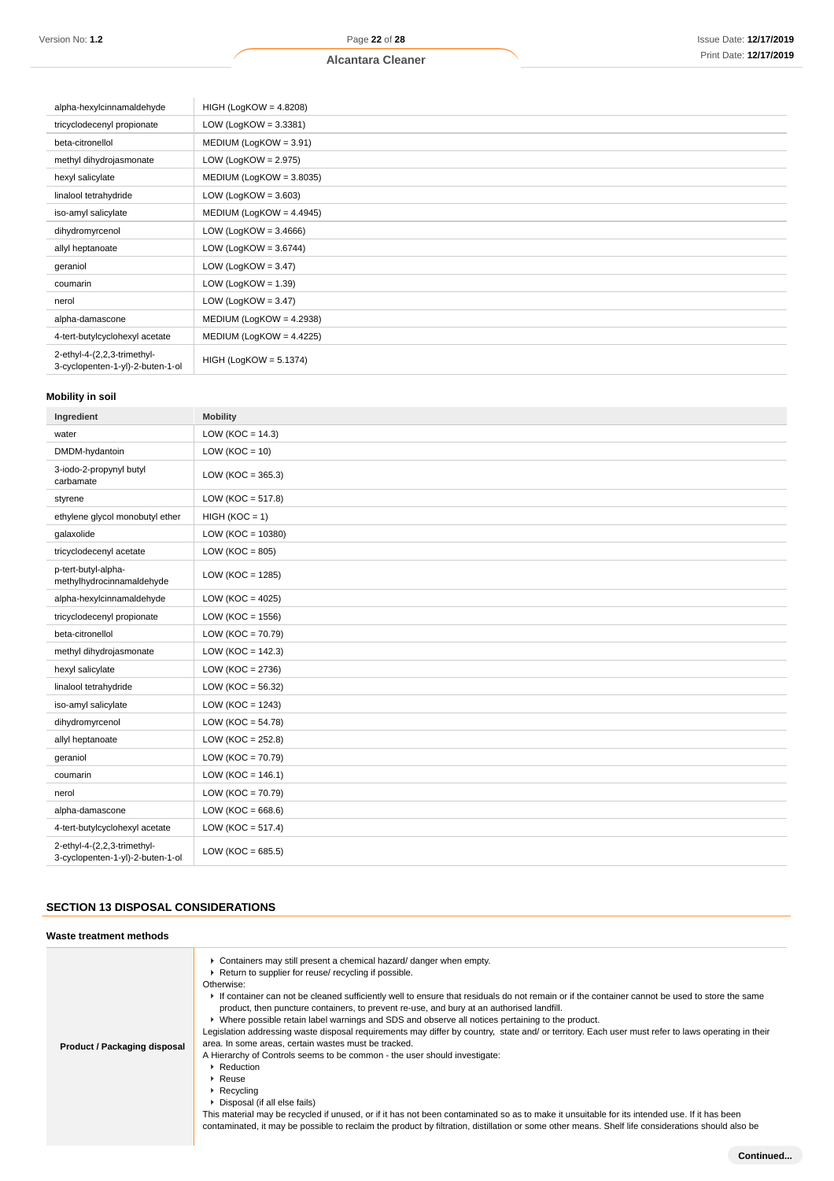| | |
|---|---|
| alpha-hexylcinnamaldehyde | HIGH (LogKOW = 4.8208) |
| tricyclodecenyl propionate | LOW (LogKOW = 3.3381) |
| beta-citronellol | MEDIUM (LogKOW = 3.91) |
| methyl dihydrojasmonate | LOW (LogKOW = 2.975) |
| hexyl salicylate | MEDIUM (LogKOW = 3.8035) |
| linalool tetrahydride | LOW (LogKOW = 3.603) |
| iso-amyl salicylate | MEDIUM (LogKOW = 4.4945) |
| dihydromyrcenol | LOW (LogKOW = 3.4666) |
| allyl heptanoate | LOW (LogKOW = 3.6744) |
| geraniol | LOW (LogKOW = 3.47) |
| coumarin | LOW (LogKOW = 1.39) |
| nerol | LOW (LogKOW = 3.47) |
| alpha-damascone | MEDIUM (LogKOW = 4.2938) |
| 4-tert-butylcyclohexyl acetate | MEDIUM (LogKOW = 4.4225) |
| 2-ethyl-4-(2,2,3-trimethyl-3-cyclopenten-1-yl)-2-buten-1-ol | HIGH (LogKOW = 5.1374) |

### Mobility in soil

| Ingredient | Mobility |
|---|---|
| water | LOW (KOC = 14.3) |
| DMDM-hydantoin | LOW (KOC = 10) |
| 3-iodo-2-propynyl butyl carbamate | LOW (KOC = 365.3) |
| styrene | LOW (KOC = 517.8) |
| ethylene glycol monobutyl ether | HIGH (KOC = 1) |
| galaxolide | LOW (KOC = 10380) |
| tricyclodecenyl acetate | LOW (KOC = 805) |
| p-tert-butyl-alpha-methylhydrocinnamaldehyde | LOW (KOC = 1285) |
| alpha-hexylcinnamaldehyde | LOW (KOC = 4025) |
| tricyclodecenyl propionate | LOW (KOC = 1556) |
| beta-citronellol | LOW (KOC = 70.79) |
| methyl dihydrojasmonate | LOW (KOC = 142.3) |
| hexyl salicylate | LOW (KOC = 2736) |
| linalool tetrahydride | LOW (KOC = 56.32) |
| iso-amyl salicylate | LOW (KOC = 1243) |
| dihydromyrcenol | LOW (KOC = 54.78) |
| allyl heptanoate | LOW (KOC = 252.8) |
| geraniol | LOW (KOC = 70.79) |
| coumarin | LOW (KOC = 146.1) |
| nerol | LOW (KOC = 70.79) |
| alpha-damascone | LOW (KOC = 668.6) |
| 4-tert-butylcyclohexyl acetate | LOW (KOC = 517.4) |
| 2-ethyl-4-(2,2,3-trimethyl-3-cyclopenten-1-yl)-2-buten-1-ol | LOW (KOC = 685.5) |

## SECTION 13 DISPOSAL CONSIDERATIONS

### Waste treatment methods

| | |
|---|---|
| **Product / Packaging disposal** | ▸ Containers may still present a chemical hazard/ danger when empty.<br>▸ Return to supplier for reuse/ recycling if possible.<br>Otherwise:<br>▸ If container can not be cleaned sufficiently well to ensure that residuals do not remain or if the container cannot be used to store the same product, then puncture containers, to prevent re-use, and bury at an authorised landfill.<br>▸ Where possible retain label warnings and SDS and observe all notices pertaining to the product.<br>Legislation addressing waste disposal requirements may differ by country, state and/ or territory. Each user must refer to laws operating in their area. In some areas, certain wastes must be tracked.<br>A Hierarchy of Controls seems to be common - the user should investigate:<br>▸ Reduction<br>▸ Reuse<br>▸ Recycling<br>▸ Disposal (if all else fails)<br>This material may be recycled if unused, or if it has not been contaminated so as to make it unsuitable for its intended use. If it has been contaminated, it may be possible to reclaim the product by filtration, distillation or some other means. Shelf life considerations should also be |

**Continued...**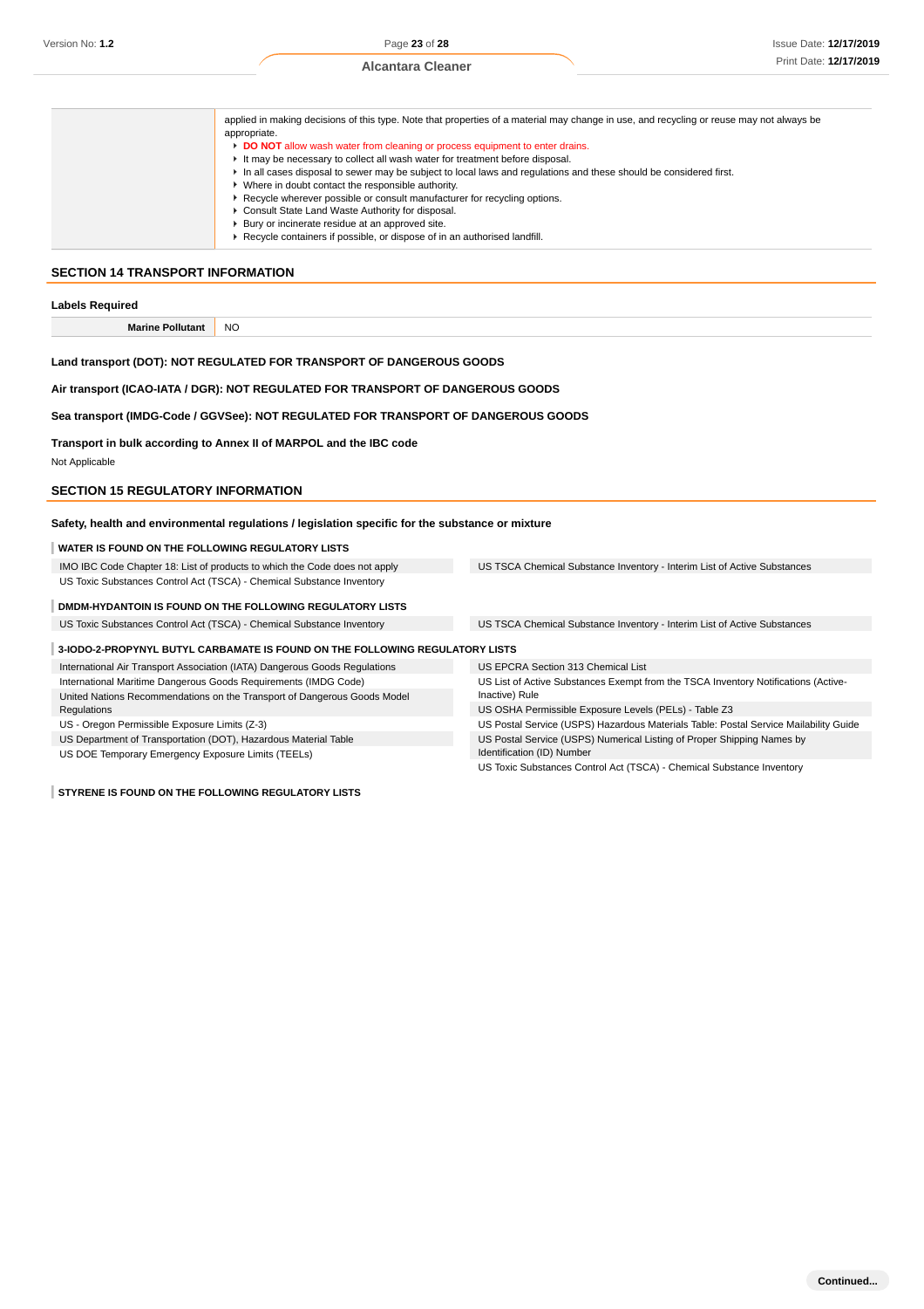| | applied in making decisions of this type. Note that properties of a material may change in use, and recycling or reuse may not always be appropriate.<br>▸ **DO NOT** allow wash water from cleaning or process equipment to enter drains.<br>▸ It may be necessary to collect all wash water for treatment before disposal.<br>▸ In all cases disposal to sewer may be subject to local laws and regulations and these should be considered first.<br>▸ Where in doubt contact the responsible authority.<br>▸ Recycle wherever possible or consult manufacturer for recycling options.<br>▸ Consult State Land Waste Authority for disposal.<br>▸ Bury or incinerate residue at an approved site.<br>▸ Recycle containers if possible, or dispose of in an authorised landfill. |
|---|---|

## SECTION 14 TRANSPORT INFORMATION

### Labels Required

| Marine Pollutant | NO |
|---|---|

**Land transport (DOT): NOT REGULATED FOR TRANSPORT OF DANGEROUS GOODS**

**Air transport (ICAO-IATA / DGR): NOT REGULATED FOR TRANSPORT OF DANGEROUS GOODS**

**Sea transport (IMDG-Code / GGVSee): NOT REGULATED FOR TRANSPORT OF DANGEROUS GOODS**

**Transport in bulk according to Annex II of MARPOL and the IBC code**

Not Applicable

## SECTION 15 REGULATORY INFORMATION

**Safety, health and environmental regulations / legislation specific for the substance or mixture**

**WATER IS FOUND ON THE FOLLOWING REGULATORY LISTS**

| | |
|---|---|
| IMO IBC Code Chapter 18: List of products to which the Code does not apply | US TSCA Chemical Substance Inventory - Interim List of Active Substances |
| US Toxic Substances Control Act (TSCA) - Chemical Substance Inventory | |

**DMDM-HYDANTOIN IS FOUND ON THE FOLLOWING REGULATORY LISTS**

| | |
|---|---|
| US Toxic Substances Control Act (TSCA) - Chemical Substance Inventory | US TSCA Chemical Substance Inventory - Interim List of Active Substances |

**3-IODO-2-PROPYNYL BUTYL CARBAMATE IS FOUND ON THE FOLLOWING REGULATORY LISTS**

| | |
|---|---|
| International Air Transport Association (IATA) Dangerous Goods Regulations | US EPCRA Section 313 Chemical List |
| International Maritime Dangerous Goods Requirements (IMDG Code) | US List of Active Substances Exempt from the TSCA Inventory Notifications (Active-Inactive) Rule |
| United Nations Recommendations on the Transport of Dangerous Goods Model Regulations | US OSHA Permissible Exposure Levels (PELs) - Table Z3 |
| US - Oregon Permissible Exposure Limits (Z-3) | US Postal Service (USPS) Hazardous Materials Table: Postal Service Mailability Guide |
| US Department of Transportation (DOT), Hazardous Material Table | US Postal Service (USPS) Numerical Listing of Proper Shipping Names by Identification (ID) Number |
| US DOE Temporary Emergency Exposure Limits (TEELs) | US Toxic Substances Control Act (TSCA) - Chemical Substance Inventory |

**STYRENE IS FOUND ON THE FOLLOWING REGULATORY LISTS**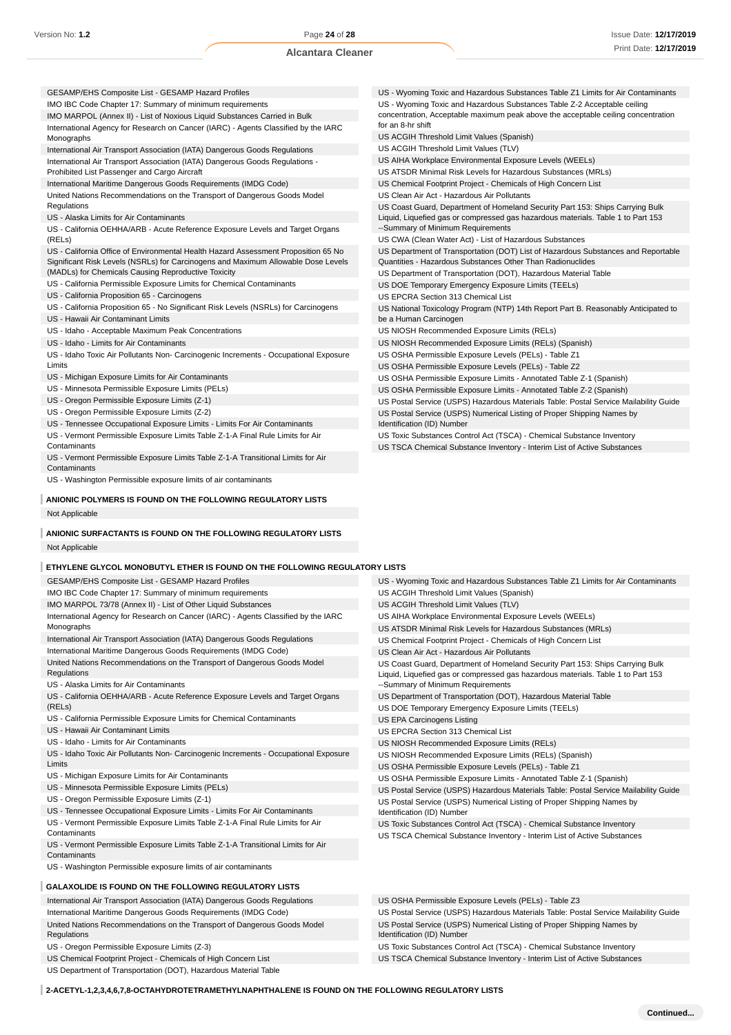GESAMP/EHS Composite List - GESAMP Hazard Profiles
IMO IBC Code Chapter 17: Summary of minimum requirements
IMO MARPOL (Annex II) - List of Noxious Liquid Substances Carried in Bulk
International Agency for Research on Cancer (IARC) - Agents Classified by the IARC Monographs
International Air Transport Association (IATA) Dangerous Goods Regulations
International Air Transport Association (IATA) Dangerous Goods Regulations - Prohibited List Passenger and Cargo Aircraft
International Maritime Dangerous Goods Requirements (IMDG Code)
United Nations Recommendations on the Transport of Dangerous Goods Model Regulations
US - Alaska Limits for Air Contaminants
US - California OEHHA/ARB - Acute Reference Exposure Levels and Target Organs (RELs)
US - California Office of Environmental Health Hazard Assessment Proposition 65 No Significant Risk Levels (NSRLs) for Carcinogens and Maximum Allowable Dose Levels (MADLs) for Chemicals Causing Reproductive Toxicity
US - California Permissible Exposure Limits for Chemical Contaminants
US - California Proposition 65 - Carcinogens
US - California Proposition 65 - No Significant Risk Levels (NSRLs) for Carcinogens
US - Hawaii Air Contaminant Limits
US - Idaho - Acceptable Maximum Peak Concentrations
US - Idaho - Limits for Air Contaminants
US - Idaho Toxic Air Pollutants Non- Carcinogenic Increments - Occupational Exposure Limits
US - Michigan Exposure Limits for Air Contaminants
US - Minnesota Permissible Exposure Limits (PELs)
US - Oregon Permissible Exposure Limits (Z-1)
US - Oregon Permissible Exposure Limits (Z-2)
US - Tennessee Occupational Exposure Limits - Limits For Air Contaminants
US - Vermont Permissible Exposure Limits Table Z-1-A Final Rule Limits for Air Contaminants
US - Vermont Permissible Exposure Limits Table Z-1-A Transitional Limits for Air Contaminants
US - Washington Permissible exposure limits of air contaminants
US - Wyoming Toxic and Hazardous Substances Table Z1 Limits for Air Contaminants
US - Wyoming Toxic and Hazardous Substances Table Z-2 Acceptable ceiling concentration, Acceptable maximum peak above the acceptable ceiling concentration for an 8-hr shift
US ACGIH Threshold Limit Values (Spanish)
US ACGIH Threshold Limit Values (TLV)
US AIHA Workplace Environmental Exposure Levels (WEELs)
US ATSDR Minimal Risk Levels for Hazardous Substances (MRLs)
US Chemical Footprint Project - Chemicals of High Concern List
US Clean Air Act - Hazardous Air Pollutants
US Coast Guard, Department of Homeland Security Part 153: Ships Carrying Bulk Liquid, Liquefied gas or compressed gas hazardous materials. Table 1 to Part 153 --Summary of Minimum Requirements
US CWA (Clean Water Act) - List of Hazardous Substances
US Department of Transportation (DOT) List of Hazardous Substances and Reportable Quantities - Hazardous Substances Other Than Radionuclides
US Department of Transportation (DOT), Hazardous Material Table
US DOE Temporary Emergency Exposure Limits (TEELs)
US EPCRA Section 313 Chemical List
US National Toxicology Program (NTP) 14th Report Part B. Reasonably Anticipated to be a Human Carcinogen
US NIOSH Recommended Exposure Limits (RELs)
US NIOSH Recommended Exposure Limits (RELs) (Spanish)
US OSHA Permissible Exposure Levels (PELs) - Table Z1
US OSHA Permissible Exposure Levels (PELs) - Table Z2
US OSHA Permissible Exposure Limits - Annotated Table Z-1 (Spanish)
US OSHA Permissible Exposure Limits - Annotated Table Z-2 (Spanish)
US Postal Service (USPS) Hazardous Materials Table: Postal Service Mailability Guide
US Postal Service (USPS) Numerical Listing of Proper Shipping Names by Identification (ID) Number
US Toxic Substances Control Act (TSCA) - Chemical Substance Inventory
US TSCA Chemical Substance Inventory - Interim List of Active Substances

**ANIONIC POLYMERS IS FOUND ON THE FOLLOWING REGULATORY LISTS**

Not Applicable

**ANIONIC SURFACTANTS IS FOUND ON THE FOLLOWING REGULATORY LISTS**

Not Applicable

**ETHYLENE GLYCOL MONOBUTYL ETHER IS FOUND ON THE FOLLOWING REGULATORY LISTS**

GESAMP/EHS Composite List - GESAMP Hazard Profiles
IMO IBC Code Chapter 17: Summary of minimum requirements
IMO MARPOL 73/78 (Annex II) - List of Other Liquid Substances
International Agency for Research on Cancer (IARC) - Agents Classified by the IARC Monographs
International Air Transport Association (IATA) Dangerous Goods Regulations
International Maritime Dangerous Goods Requirements (IMDG Code)
United Nations Recommendations on the Transport of Dangerous Goods Model Regulations
US - Alaska Limits for Air Contaminants
US - California OEHHA/ARB - Acute Reference Exposure Levels and Target Organs (RELs)
US - California Permissible Exposure Limits for Chemical Contaminants
US - Hawaii Air Contaminant Limits
US - Idaho - Limits for Air Contaminants
US - Idaho Toxic Air Pollutants Non- Carcinogenic Increments - Occupational Exposure Limits
US - Michigan Exposure Limits for Air Contaminants
US - Minnesota Permissible Exposure Limits (PELs)
US - Oregon Permissible Exposure Limits (Z-1)
US - Tennessee Occupational Exposure Limits - Limits For Air Contaminants
US - Vermont Permissible Exposure Limits Table Z-1-A Final Rule Limits for Air Contaminants
US - Vermont Permissible Exposure Limits Table Z-1-A Transitional Limits for Air Contaminants
US - Washington Permissible exposure limits of air contaminants
US - Wyoming Toxic and Hazardous Substances Table Z1 Limits for Air Contaminants
US ACGIH Threshold Limit Values (Spanish)
US ACGIH Threshold Limit Values (TLV)
US AIHA Workplace Environmental Exposure Levels (WEELs)
US ATSDR Minimal Risk Levels for Hazardous Substances (MRLs)
US Chemical Footprint Project - Chemicals of High Concern List
US Clean Air Act - Hazardous Air Pollutants
US Coast Guard, Department of Homeland Security Part 153: Ships Carrying Bulk Liquid, Liquefied gas or compressed gas hazardous materials. Table 1 to Part 153 --Summary of Minimum Requirements
US Department of Transportation (DOT), Hazardous Material Table
US DOE Temporary Emergency Exposure Limits (TEELs)
US EPA Carcinogens Listing
US EPCRA Section 313 Chemical List
US NIOSH Recommended Exposure Limits (RELs)
US NIOSH Recommended Exposure Limits (RELs) (Spanish)
US OSHA Permissible Exposure Levels (PELs) - Table Z1
US OSHA Permissible Exposure Limits - Annotated Table Z-1 (Spanish)
US Postal Service (USPS) Hazardous Materials Table: Postal Service Mailability Guide
US Postal Service (USPS) Numerical Listing of Proper Shipping Names by Identification (ID) Number
US Toxic Substances Control Act (TSCA) - Chemical Substance Inventory
US TSCA Chemical Substance Inventory - Interim List of Active Substances

**GALAXOLIDE IS FOUND ON THE FOLLOWING REGULATORY LISTS**

International Air Transport Association (IATA) Dangerous Goods Regulations
International Maritime Dangerous Goods Requirements (IMDG Code)
United Nations Recommendations on the Transport of Dangerous Goods Model Regulations
US - Oregon Permissible Exposure Limits (Z-3)
US Chemical Footprint Project - Chemicals of High Concern List
US Department of Transportation (DOT), Hazardous Material Table
US OSHA Permissible Exposure Levels (PELs) - Table Z3
US Postal Service (USPS) Hazardous Materials Table: Postal Service Mailability Guide
US Postal Service (USPS) Numerical Listing of Proper Shipping Names by Identification (ID) Number
US Toxic Substances Control Act (TSCA) - Chemical Substance Inventory
US TSCA Chemical Substance Inventory - Interim List of Active Substances

**2-ACETYL-1,2,3,4,6,7,8-OCTAHYDROTETRAMETHYLNAPHTHALENE IS FOUND ON THE FOLLOWING REGULATORY LISTS**

**Continued...**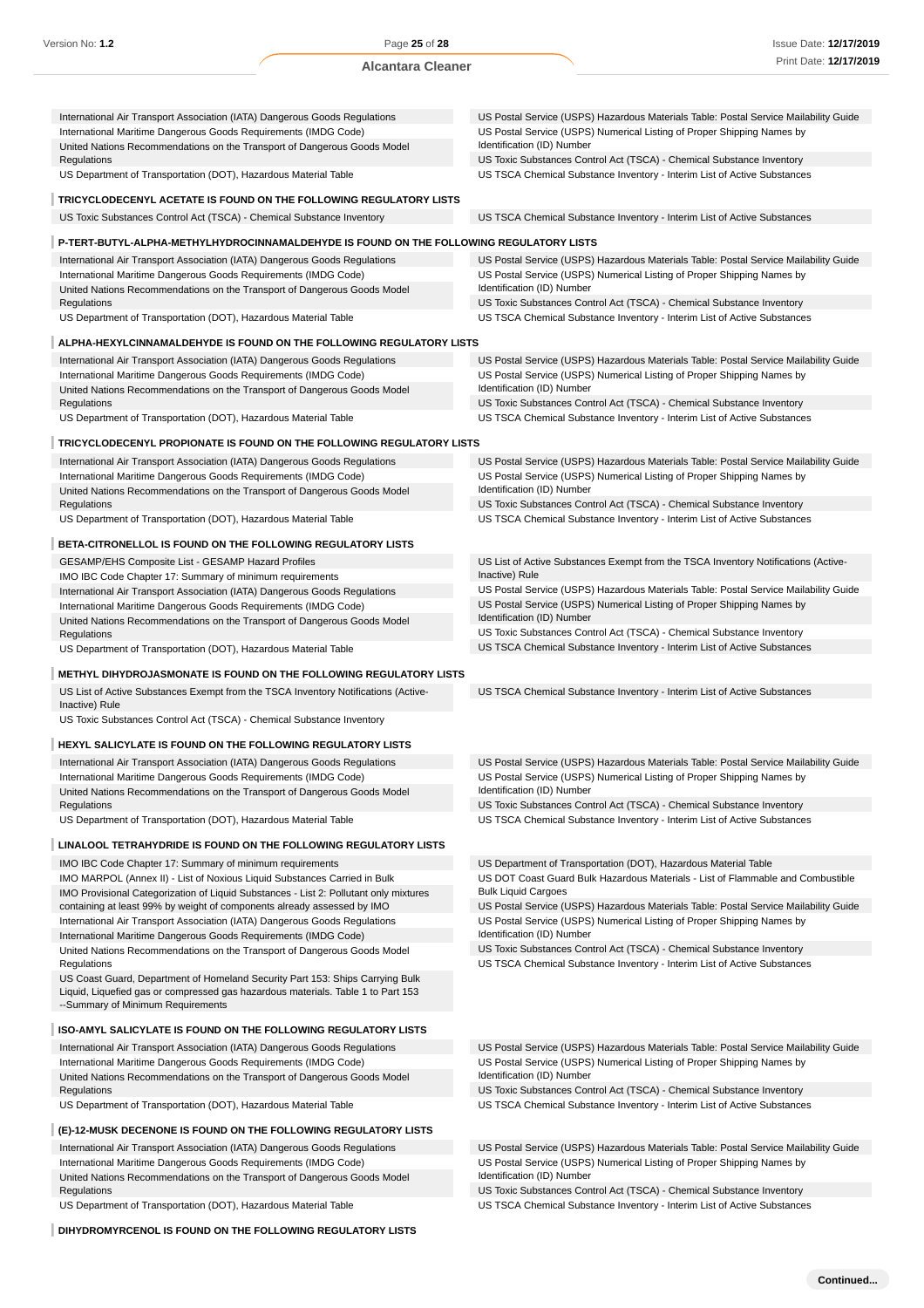| | |
|---|---|
| International Air Transport Association (IATA) Dangerous Goods Regulations | US Postal Service (USPS) Hazardous Materials Table: Postal Service Mailability Guide |
| International Maritime Dangerous Goods Requirements (IMDG Code) | US Postal Service (USPS) Numerical Listing of Proper Shipping Names by Identification (ID) Number |
| United Nations Recommendations on the Transport of Dangerous Goods Model Regulations | US Toxic Substances Control Act (TSCA) - Chemical Substance Inventory |
| US Department of Transportation (DOT), Hazardous Material Table | US TSCA Chemical Substance Inventory - Interim List of Active Substances |

### TRICYCLODECENYL ACETATE IS FOUND ON THE FOLLOWING REGULATORY LISTS

| | |
|---|---|
| US Toxic Substances Control Act (TSCA) - Chemical Substance Inventory | US TSCA Chemical Substance Inventory - Interim List of Active Substances |

### P-TERT-BUTYL-ALPHA-METHYLHYDROCINNAMALDEHYDE IS FOUND ON THE FOLLOWING REGULATORY LISTS

| | |
|---|---|
| International Air Transport Association (IATA) Dangerous Goods Regulations | US Postal Service (USPS) Hazardous Materials Table: Postal Service Mailability Guide |
| International Maritime Dangerous Goods Requirements (IMDG Code) | US Postal Service (USPS) Numerical Listing of Proper Shipping Names by Identification (ID) Number |
| United Nations Recommendations on the Transport of Dangerous Goods Model Regulations | US Toxic Substances Control Act (TSCA) - Chemical Substance Inventory |
| US Department of Transportation (DOT), Hazardous Material Table | US TSCA Chemical Substance Inventory - Interim List of Active Substances |

### ALPHA-HEXYLCINNAMALDEHYDE IS FOUND ON THE FOLLOWING REGULATORY LISTS

| | |
|---|---|
| International Air Transport Association (IATA) Dangerous Goods Regulations | US Postal Service (USPS) Hazardous Materials Table: Postal Service Mailability Guide |
| International Maritime Dangerous Goods Requirements (IMDG Code) | US Postal Service (USPS) Numerical Listing of Proper Shipping Names by Identification (ID) Number |
| United Nations Recommendations on the Transport of Dangerous Goods Model Regulations | US Toxic Substances Control Act (TSCA) - Chemical Substance Inventory |
| US Department of Transportation (DOT), Hazardous Material Table | US TSCA Chemical Substance Inventory - Interim List of Active Substances |

### TRICYCLODECENYL PROPIONATE IS FOUND ON THE FOLLOWING REGULATORY LISTS

| | |
|---|---|
| International Air Transport Association (IATA) Dangerous Goods Regulations | US Postal Service (USPS) Hazardous Materials Table: Postal Service Mailability Guide |
| International Maritime Dangerous Goods Requirements (IMDG Code) | US Postal Service (USPS) Numerical Listing of Proper Shipping Names by Identification (ID) Number |
| United Nations Recommendations on the Transport of Dangerous Goods Model Regulations | US Toxic Substances Control Act (TSCA) - Chemical Substance Inventory |
| US Department of Transportation (DOT), Hazardous Material Table | US TSCA Chemical Substance Inventory - Interim List of Active Substances |

### BETA-CITRONELLOL IS FOUND ON THE FOLLOWING REGULATORY LISTS

| | |
|---|---|
| GESAMP/EHS Composite List - GESAMP Hazard Profiles | US List of Active Substances Exempt from the TSCA Inventory Notifications (Active-Inactive) Rule |
| IMO IBC Code Chapter 17: Summary of minimum requirements | US Postal Service (USPS) Hazardous Materials Table: Postal Service Mailability Guide |
| International Air Transport Association (IATA) Dangerous Goods Regulations | US Postal Service (USPS) Numerical Listing of Proper Shipping Names by Identification (ID) Number |
| International Maritime Dangerous Goods Requirements (IMDG Code) | US Toxic Substances Control Act (TSCA) - Chemical Substance Inventory |
| United Nations Recommendations on the Transport of Dangerous Goods Model Regulations | US TSCA Chemical Substance Inventory - Interim List of Active Substances |
| US Department of Transportation (DOT), Hazardous Material Table | |

### METHYL DIHYDROJASMONATE IS FOUND ON THE FOLLOWING REGULATORY LISTS

| | |
|---|---|
| US List of Active Substances Exempt from the TSCA Inventory Notifications (Active-Inactive) Rule | US TSCA Chemical Substance Inventory - Interim List of Active Substances |
| US Toxic Substances Control Act (TSCA) - Chemical Substance Inventory | |

### HEXYL SALICYLATE IS FOUND ON THE FOLLOWING REGULATORY LISTS

| | |
|---|---|
| International Air Transport Association (IATA) Dangerous Goods Regulations | US Postal Service (USPS) Hazardous Materials Table: Postal Service Mailability Guide |
| International Maritime Dangerous Goods Requirements (IMDG Code) | US Postal Service (USPS) Numerical Listing of Proper Shipping Names by Identification (ID) Number |
| United Nations Recommendations on the Transport of Dangerous Goods Model Regulations | US Toxic Substances Control Act (TSCA) - Chemical Substance Inventory |
| US Department of Transportation (DOT), Hazardous Material Table | US TSCA Chemical Substance Inventory - Interim List of Active Substances |

### LINALOOL TETRAHYDRIDE IS FOUND ON THE FOLLOWING REGULATORY LISTS

| | |
|---|---|
| IMO IBC Code Chapter 17: Summary of minimum requirements | US Department of Transportation (DOT), Hazardous Material Table |
| IMO MARPOL (Annex II) - List of Noxious Liquid Substances Carried in Bulk | US DOT Coast Guard Bulk Hazardous Materials - List of Flammable and Combustible Bulk Liquid Cargoes |
| IMO Provisional Categorization of Liquid Substances - List 2: Pollutant only mixtures containing at least 99% by weight of components already assessed by IMO | US Postal Service (USPS) Hazardous Materials Table: Postal Service Mailability Guide |
| International Air Transport Association (IATA) Dangerous Goods Regulations | US Postal Service (USPS) Numerical Listing of Proper Shipping Names by Identification (ID) Number |
| International Maritime Dangerous Goods Requirements (IMDG Code) | US Toxic Substances Control Act (TSCA) - Chemical Substance Inventory |
| United Nations Recommendations on the Transport of Dangerous Goods Model Regulations | US TSCA Chemical Substance Inventory - Interim List of Active Substances |
| US Coast Guard, Department of Homeland Security Part 153: Ships Carrying Bulk Liquid, Liquefied gas or compressed gas hazardous materials. Table 1 to Part 153 --Summary of Minimum Requirements | |

### ISO-AMYL SALICYLATE IS FOUND ON THE FOLLOWING REGULATORY LISTS

| | |
|---|---|
| International Air Transport Association (IATA) Dangerous Goods Regulations | US Postal Service (USPS) Hazardous Materials Table: Postal Service Mailability Guide |
| International Maritime Dangerous Goods Requirements (IMDG Code) | US Postal Service (USPS) Numerical Listing of Proper Shipping Names by Identification (ID) Number |
| United Nations Recommendations on the Transport of Dangerous Goods Model Regulations | US Toxic Substances Control Act (TSCA) - Chemical Substance Inventory |
| US Department of Transportation (DOT), Hazardous Material Table | US TSCA Chemical Substance Inventory - Interim List of Active Substances |

### (E)-12-MUSK DECENONE IS FOUND ON THE FOLLOWING REGULATORY LISTS

| | |
|---|---|
| International Air Transport Association (IATA) Dangerous Goods Regulations | US Postal Service (USPS) Hazardous Materials Table: Postal Service Mailability Guide |
| International Maritime Dangerous Goods Requirements (IMDG Code) | US Postal Service (USPS) Numerical Listing of Proper Shipping Names by Identification (ID) Number |
| United Nations Recommendations on the Transport of Dangerous Goods Model Regulations | US Toxic Substances Control Act (TSCA) - Chemical Substance Inventory |
| US Department of Transportation (DOT), Hazardous Material Table | US TSCA Chemical Substance Inventory - Interim List of Active Substances |

### DIHYDROMYRCENOL IS FOUND ON THE FOLLOWING REGULATORY LISTS

**Continued...**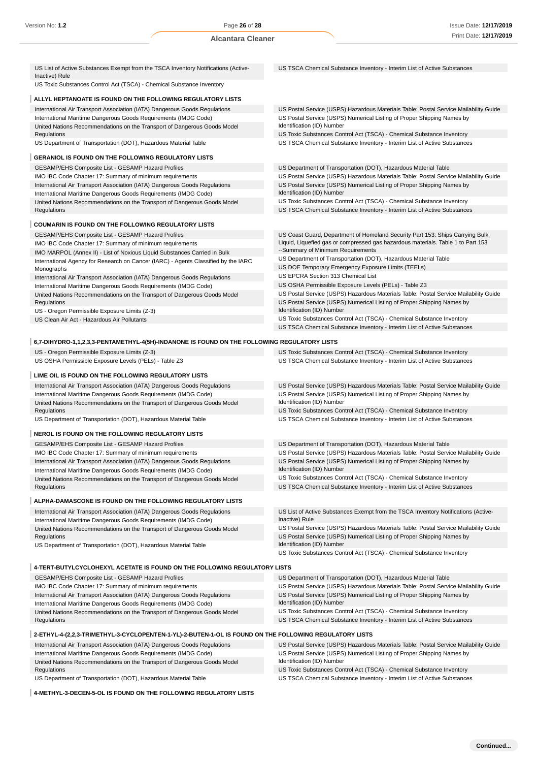US List of Active Substances Exempt from the TSCA Inventory Notifications (Active-Inactive) Rule

US Toxic Substances Control Act (TSCA) - Chemical Substance Inventory

US TSCA Chemical Substance Inventory - Interim List of Active Substances

### ALLYL HEPTANOATE IS FOUND ON THE FOLLOWING REGULATORY LISTS

International Air Transport Association (IATA) Dangerous Goods Regulations

International Maritime Dangerous Goods Requirements (IMDG Code)

United Nations Recommendations on the Transport of Dangerous Goods Model Regulations

US Department of Transportation (DOT), Hazardous Material Table

US Postal Service (USPS) Hazardous Materials Table: Postal Service Mailability Guide

US Postal Service (USPS) Numerical Listing of Proper Shipping Names by Identification (ID) Number

US Toxic Substances Control Act (TSCA) - Chemical Substance Inventory

US TSCA Chemical Substance Inventory - Interim List of Active Substances

### GERANIOL IS FOUND ON THE FOLLOWING REGULATORY LISTS

GESAMP/EHS Composite List - GESAMP Hazard Profiles

IMO IBC Code Chapter 17: Summary of minimum requirements

International Air Transport Association (IATA) Dangerous Goods Regulations

International Maritime Dangerous Goods Requirements (IMDG Code)

United Nations Recommendations on the Transport of Dangerous Goods Model Regulations

US Department of Transportation (DOT), Hazardous Material Table

US Postal Service (USPS) Hazardous Materials Table: Postal Service Mailability Guide

US Postal Service (USPS) Numerical Listing of Proper Shipping Names by Identification (ID) Number

US Toxic Substances Control Act (TSCA) - Chemical Substance Inventory

US TSCA Chemical Substance Inventory - Interim List of Active Substances

### COUMARIN IS FOUND ON THE FOLLOWING REGULATORY LISTS

GESAMP/EHS Composite List - GESAMP Hazard Profiles

IMO IBC Code Chapter 17: Summary of minimum requirements

IMO MARPOL (Annex II) - List of Noxious Liquid Substances Carried in Bulk

International Agency for Research on Cancer (IARC) - Agents Classified by the IARC Monographs

International Air Transport Association (IATA) Dangerous Goods Regulations

International Maritime Dangerous Goods Requirements (IMDG Code)

United Nations Recommendations on the Transport of Dangerous Goods Model Regulations

US - Oregon Permissible Exposure Limits (Z-3)

US Clean Air Act - Hazardous Air Pollutants

US Coast Guard, Department of Homeland Security Part 153: Ships Carrying Bulk Liquid, Liquefied gas or compressed gas hazardous materials. Table 1 to Part 153 --Summary of Minimum Requirements

US Department of Transportation (DOT), Hazardous Material Table

US DOE Temporary Emergency Exposure Limits (TEELs)

US EPCRA Section 313 Chemical List

US OSHA Permissible Exposure Levels (PELs) - Table Z3

US Postal Service (USPS) Hazardous Materials Table: Postal Service Mailability Guide

US Postal Service (USPS) Numerical Listing of Proper Shipping Names by Identification (ID) Number

US Toxic Substances Control Act (TSCA) - Chemical Substance Inventory

US TSCA Chemical Substance Inventory - Interim List of Active Substances

### 6,7-DIHYDRO-1,1,2,3,3-PENTAMETHYL-4(5H)-INDANONE IS FOUND ON THE FOLLOWING REGULATORY LISTS

US - Oregon Permissible Exposure Limits (Z-3)

US OSHA Permissible Exposure Levels (PELs) - Table Z3

US Toxic Substances Control Act (TSCA) - Chemical Substance Inventory

US TSCA Chemical Substance Inventory - Interim List of Active Substances

### LIME OIL IS FOUND ON THE FOLLOWING REGULATORY LISTS

International Air Transport Association (IATA) Dangerous Goods Regulations

International Maritime Dangerous Goods Requirements (IMDG Code)

United Nations Recommendations on the Transport of Dangerous Goods Model Regulations

US Department of Transportation (DOT), Hazardous Material Table

US Postal Service (USPS) Hazardous Materials Table: Postal Service Mailability Guide

US Postal Service (USPS) Numerical Listing of Proper Shipping Names by Identification (ID) Number

US Toxic Substances Control Act (TSCA) - Chemical Substance Inventory

US TSCA Chemical Substance Inventory - Interim List of Active Substances

### NEROL IS FOUND ON THE FOLLOWING REGULATORY LISTS

GESAMP/EHS Composite List - GESAMP Hazard Profiles

IMO IBC Code Chapter 17: Summary of minimum requirements

International Air Transport Association (IATA) Dangerous Goods Regulations

International Maritime Dangerous Goods Requirements (IMDG Code)

United Nations Recommendations on the Transport of Dangerous Goods Model Regulations

US Department of Transportation (DOT), Hazardous Material Table

US Postal Service (USPS) Hazardous Materials Table: Postal Service Mailability Guide

US Postal Service (USPS) Numerical Listing of Proper Shipping Names by Identification (ID) Number

US Toxic Substances Control Act (TSCA) - Chemical Substance Inventory

US TSCA Chemical Substance Inventory - Interim List of Active Substances

### ALPHA-DAMASCONE IS FOUND ON THE FOLLOWING REGULATORY LISTS

International Air Transport Association (IATA) Dangerous Goods Regulations

International Maritime Dangerous Goods Requirements (IMDG Code)

United Nations Recommendations on the Transport of Dangerous Goods Model Regulations

US Department of Transportation (DOT), Hazardous Material Table

US List of Active Substances Exempt from the TSCA Inventory Notifications (Active-Inactive) Rule

US Postal Service (USPS) Hazardous Materials Table: Postal Service Mailability Guide

US Postal Service (USPS) Numerical Listing of Proper Shipping Names by Identification (ID) Number

US Toxic Substances Control Act (TSCA) - Chemical Substance Inventory

### 4-TERT-BUTYLCYCLOHEXYL ACETATE IS FOUND ON THE FOLLOWING REGULATORY LISTS

GESAMP/EHS Composite List - GESAMP Hazard Profiles

IMO IBC Code Chapter 17: Summary of minimum requirements

International Air Transport Association (IATA) Dangerous Goods Regulations

International Maritime Dangerous Goods Requirements (IMDG Code)

United Nations Recommendations on the Transport of Dangerous Goods Model Regulations

US Department of Transportation (DOT), Hazardous Material Table

US Postal Service (USPS) Hazardous Materials Table: Postal Service Mailability Guide

US Postal Service (USPS) Numerical Listing of Proper Shipping Names by Identification (ID) Number

US Toxic Substances Control Act (TSCA) - Chemical Substance Inventory

US TSCA Chemical Substance Inventory - Interim List of Active Substances

### 2-ETHYL-4-(2,2,3-TRIMETHYL-3-CYCLOPENTEN-1-YL)-2-BUTEN-1-OL IS FOUND ON THE FOLLOWING REGULATORY LISTS

International Air Transport Association (IATA) Dangerous Goods Regulations

International Maritime Dangerous Goods Requirements (IMDG Code)

United Nations Recommendations on the Transport of Dangerous Goods Model Regulations

US Department of Transportation (DOT), Hazardous Material Table

US Postal Service (USPS) Hazardous Materials Table: Postal Service Mailability Guide

US Postal Service (USPS) Numerical Listing of Proper Shipping Names by Identification (ID) Number

US Toxic Substances Control Act (TSCA) - Chemical Substance Inventory

US TSCA Chemical Substance Inventory - Interim List of Active Substances

### 4-METHYL-3-DECEN-5-OL IS FOUND ON THE FOLLOWING REGULATORY LISTS

Continued...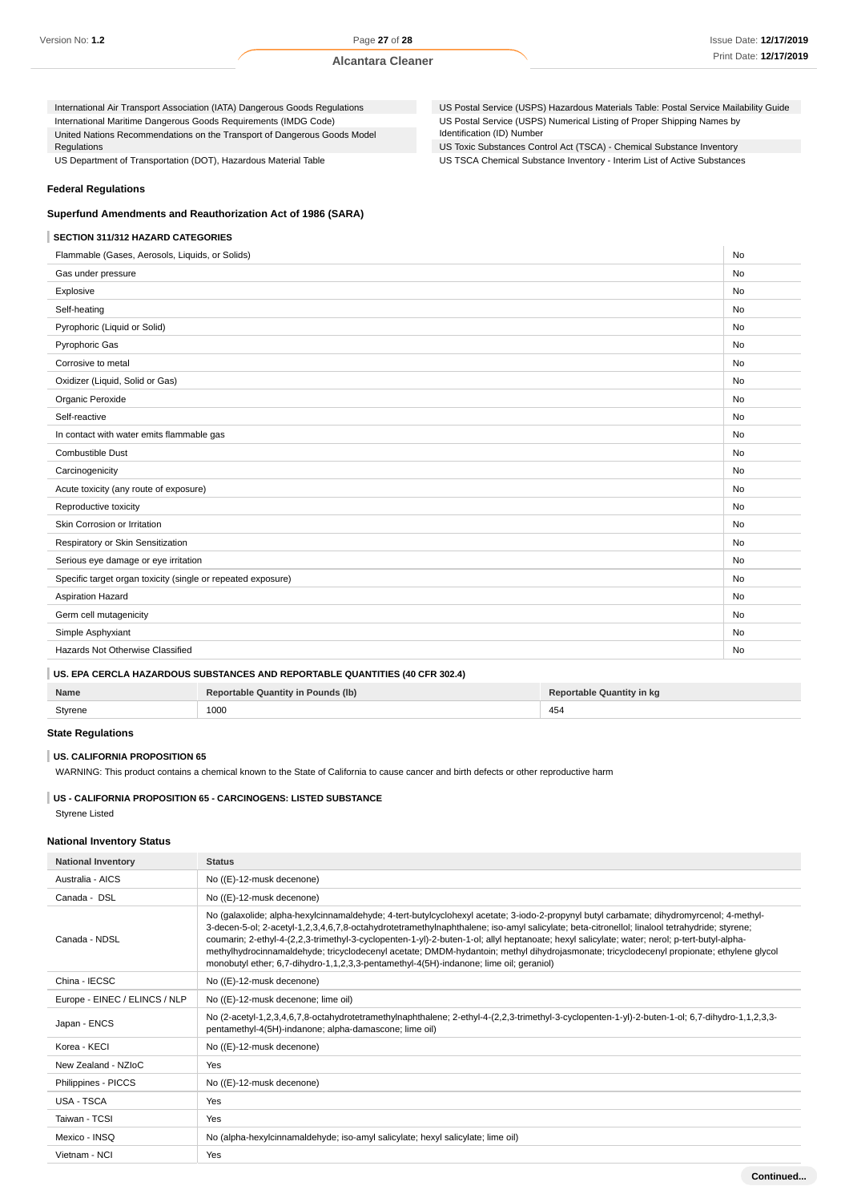| | |
|---|---|
| International Air Transport Association (IATA) Dangerous Goods Regulations | US Postal Service (USPS) Hazardous Materials Table: Postal Service Mailability Guide |
| International Maritime Dangerous Goods Requirements (IMDG Code) | US Postal Service (USPS) Numerical Listing of Proper Shipping Names by Identification (ID) Number |
| United Nations Recommendations on the Transport of Dangerous Goods Model Regulations | US Toxic Substances Control Act (TSCA) - Chemical Substance Inventory |
| US Department of Transportation (DOT), Hazardous Material Table | US TSCA Chemical Substance Inventory - Interim List of Active Substances |

### Federal Regulations

### Superfund Amendments and Reauthorization Act of 1986 (SARA)

**SECTION 311/312 HAZARD CATEGORIES**

| | |
|---|---|
| Flammable (Gases, Aerosols, Liquids, or Solids) | No |
| Gas under pressure | No |
| Explosive | No |
| Self-heating | No |
| Pyrophoric (Liquid or Solid) | No |
| Pyrophoric Gas | No |
| Corrosive to metal | No |
| Oxidizer (Liquid, Solid or Gas) | No |
| Organic Peroxide | No |
| Self-reactive | No |
| In contact with water emits flammable gas | No |
| Combustible Dust | No |
| Carcinogenicity | No |
| Acute toxicity (any route of exposure) | No |
| Reproductive toxicity | No |
| Skin Corrosion or Irritation | No |
| Respiratory or Skin Sensitization | No |
| Serious eye damage or eye irritation | No |
| Specific target organ toxicity (single or repeated exposure) | No |
| Aspiration Hazard | No |
| Germ cell mutagenicity | No |
| Simple Asphyxiant | No |
| Hazards Not Otherwise Classified | No |

**US. EPA CERCLA HAZARDOUS SUBSTANCES AND REPORTABLE QUANTITIES (40 CFR 302.4)**

| Name | Reportable Quantity in Pounds (lb) | Reportable Quantity in kg |
|---|---|---|
| Styrene | 1000 | 454 |

### State Regulations

**US. CALIFORNIA PROPOSITION 65**

WARNING: This product contains a chemical known to the State of California to cause cancer and birth defects or other reproductive harm

**US - CALIFORNIA PROPOSITION 65 - CARCINOGENS: LISTED SUBSTANCE**

Styrene Listed

### National Inventory Status

| National Inventory | Status |
|---|---|
| Australia - AICS | No ((E)-12-musk decenone) |
| Canada - DSL | No ((E)-12-musk decenone) |
| Canada - NDSL | No (galaxolide; alpha-hexylcinnamaldehyde; 4-tert-butylcyclohexyl acetate; 3-iodo-2-propynyl butyl carbamate; dihydromyrcenol; 4-methyl-3-decen-5-ol; 2-acetyl-1,2,3,4,6,7,8-octahydrotetramethylnaphthalene; iso-amyl salicylate; beta-citronellol; linalool tetrahydride; styrene; coumarin; 2-ethyl-4-(2,2,3-trimethyl-3-cyclopenten-1-yl)-2-buten-1-ol; allyl heptanoate; hexyl salicylate; water; nerol; p-tert-butyl-alpha-methylhydrocinnamaldehyde; tricyclodecenyl acetate; DMDM-hydantoin; methyl dihydrojasmonate; tricyclodecenyl propionate; ethylene glycol monobutyl ether; 6,7-dihydro-1,1,2,3,3-pentamethyl-4(5H)-indanone; lime oil; geraniol) |
| China - IECSC | No ((E)-12-musk decenone) |
| Europe - EINEC / ELINCS / NLP | No ((E)-12-musk decenone; lime oil) |
| Japan - ENCS | No (2-acetyl-1,2,3,4,6,7,8-octahydrotetramethylnaphthalene; 2-ethyl-4-(2,2,3-trimethyl-3-cyclopenten-1-yl)-2-buten-1-ol; 6,7-dihydro-1,1,2,3,3-pentamethyl-4(5H)-indanone; alpha-damascone; lime oil) |
| Korea - KECI | No ((E)-12-musk decenone) |
| New Zealand - NZIoC | Yes |
| Philippines - PICCS | No ((E)-12-musk decenone) |
| USA - TSCA | Yes |
| Taiwan - TCSI | Yes |
| Mexico - INSQ | No (alpha-hexylcinnamaldehyde; iso-amyl salicylate; hexyl salicylate; lime oil) |
| Vietnam - NCI | Yes |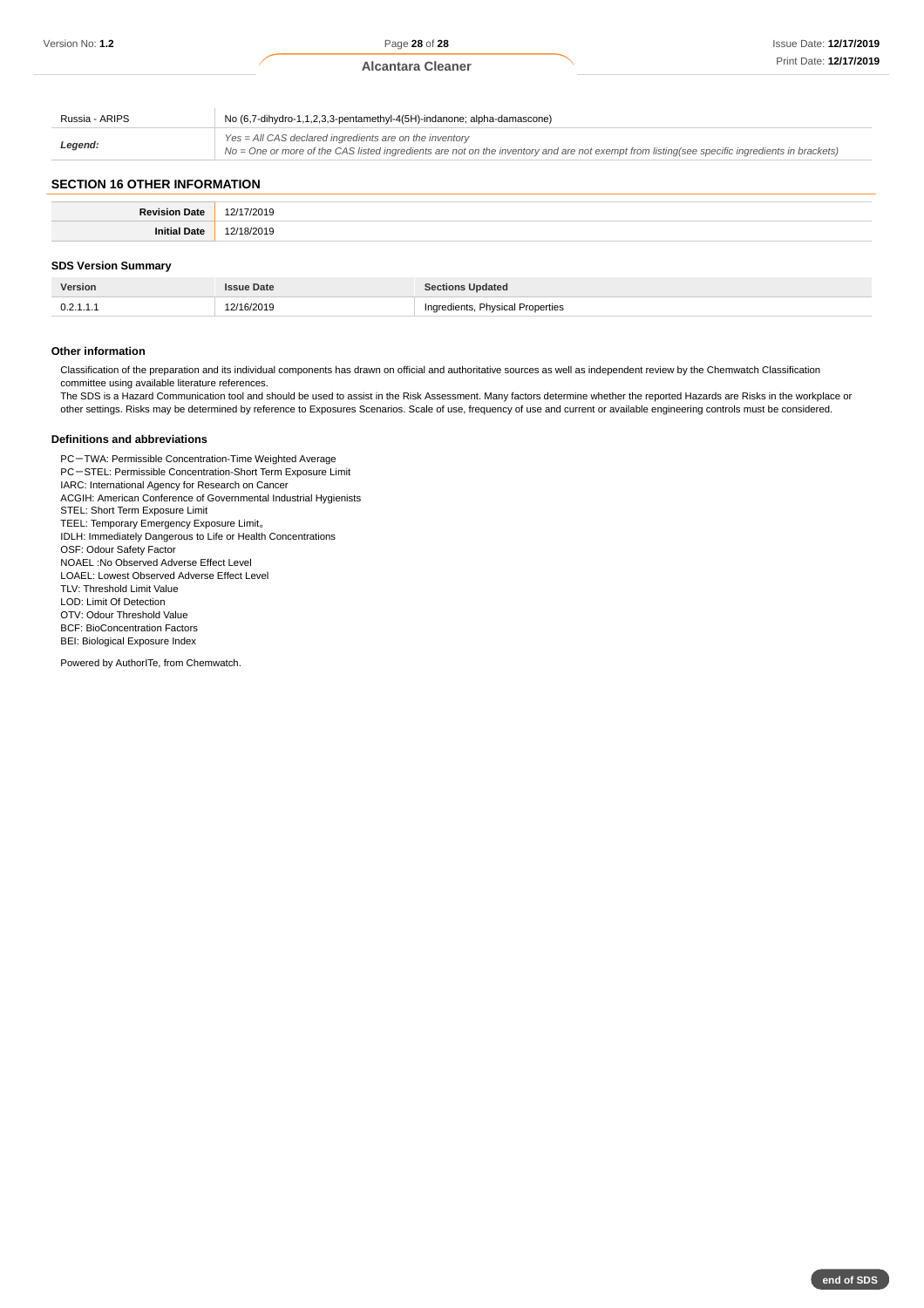| | |
|---|---|
| Russia - ARIPS | No (6,7-dihydro-1,1,2,3,3-pentamethyl-4(5H)-indanone; alpha-damascone) |
| **Legend:** | *Yes = All CAS declared ingredients are on the inventory*<br>*No = One or more of the CAS listed ingredients are not on the inventory and are not exempt from listing(see specific ingredients in brackets)* |

## SECTION 16 OTHER INFORMATION

| | |
|---|---|
| **Revision Date** | 12/17/2019 |
| **Initial Date** | 12/18/2019 |

### SDS Version Summary

| Version | Issue Date | Sections Updated |
|---|---|---|
| 0.2.1.1.1 | 12/16/2019 | Ingredients, Physical Properties |

### Other information

Classification of the preparation and its individual components has drawn on official and authoritative sources as well as independent review by the Chemwatch Classification committee using available literature references.

The SDS is a Hazard Communication tool and should be used to assist in the Risk Assessment. Many factors determine whether the reported Hazards are Risks in the workplace or other settings. Risks may be determined by reference to Exposures Scenarios. Scale of use, frequency of use and current or available engineering controls must be considered.

### Definitions and abbreviations

PC－TWA: Permissible Concentration-Time Weighted Average
PC－STEL: Permissible Concentration-Short Term Exposure Limit
IARC: International Agency for Research on Cancer
ACGIH: American Conference of Governmental Industrial Hygienists
STEL: Short Term Exposure Limit
TEEL: Temporary Emergency Exposure Limit。
IDLH: Immediately Dangerous to Life or Health Concentrations
OSF: Odour Safety Factor
NOAEL :No Observed Adverse Effect Level
LOAEL: Lowest Observed Adverse Effect Level
TLV: Threshold Limit Value
LOD: Limit Of Detection
OTV: Odour Threshold Value
BCF: BioConcentration Factors
BEI: Biological Exposure Index

Powered by AuthorITe, from Chemwatch.

end of SDS